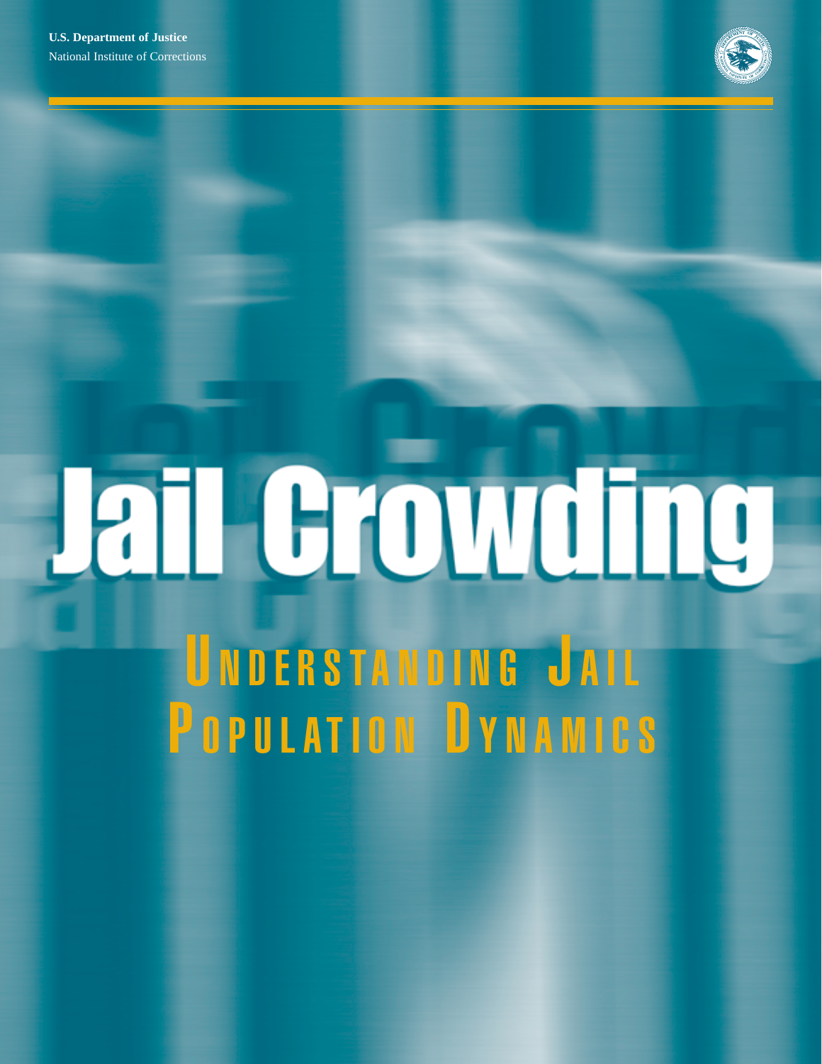U.S. Department of Justice
National Institute of Corrections

# Jail Crowding

## Understanding Jail Population Dynamics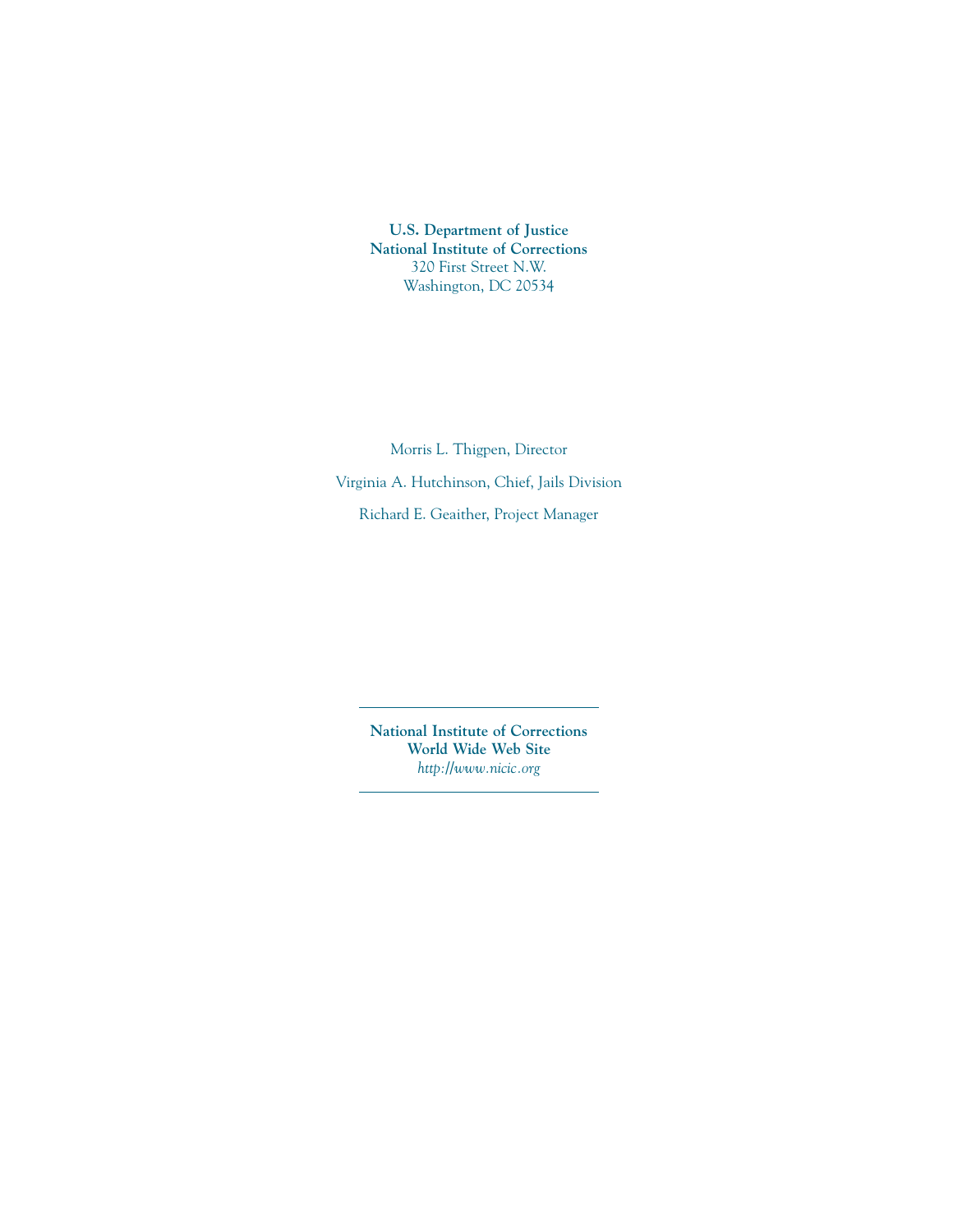**U.S. Department of Justice**
**National Institute of Corrections**
320 First Street N.W.
Washington, DC 20534

Morris L. Thigpen, Director

Virginia A. Hutchinson, Chief, Jails Division

Richard E. Geaither, Project Manager

---

**National Institute of Corrections**
**World Wide Web Site**
*http://www.nicic.org*

---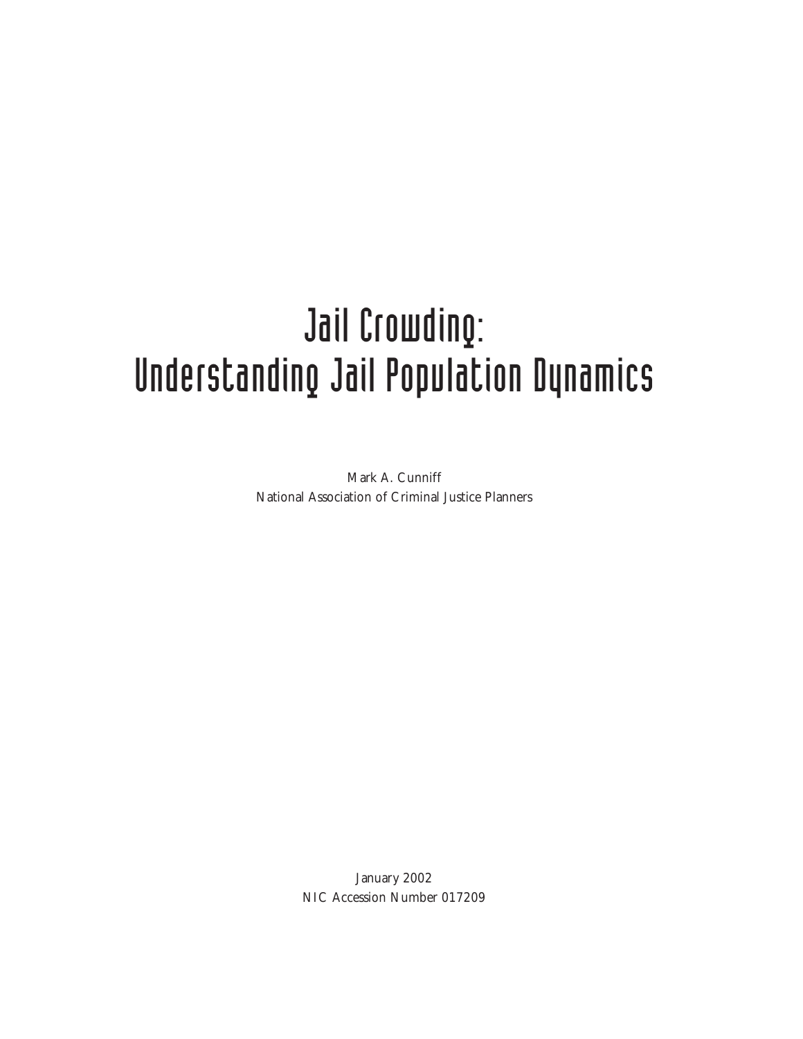# Jail Crowding: Understanding Jail Population Dynamics

Mark A. Cunniff
National Association of Criminal Justice Planners

January 2002
NIC Accession Number 017209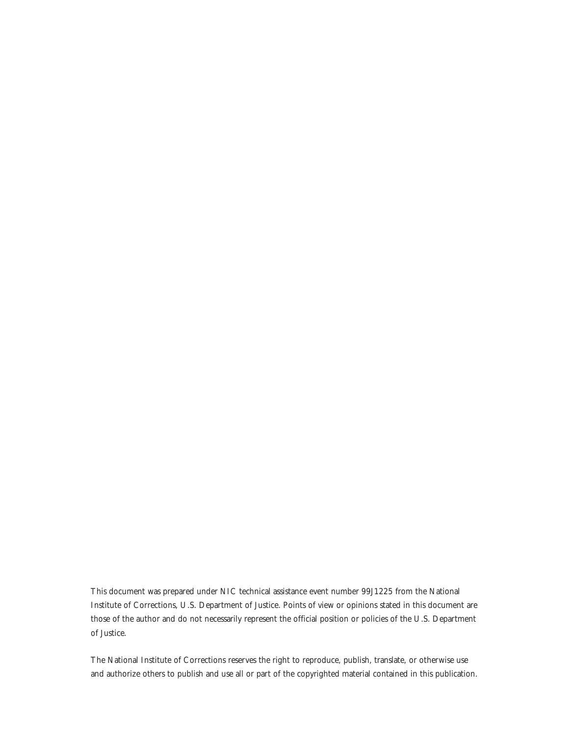This document was prepared under NIC technical assistance event number 99J1225 from the National Institute of Corrections, U.S. Department of Justice. Points of view or opinions stated in this document are those of the author and do not necessarily represent the official position or policies of the U.S. Department of Justice.

The National Institute of Corrections reserves the right to reproduce, publish, translate, or otherwise use and authorize others to publish and use all or part of the copyrighted material contained in this publication.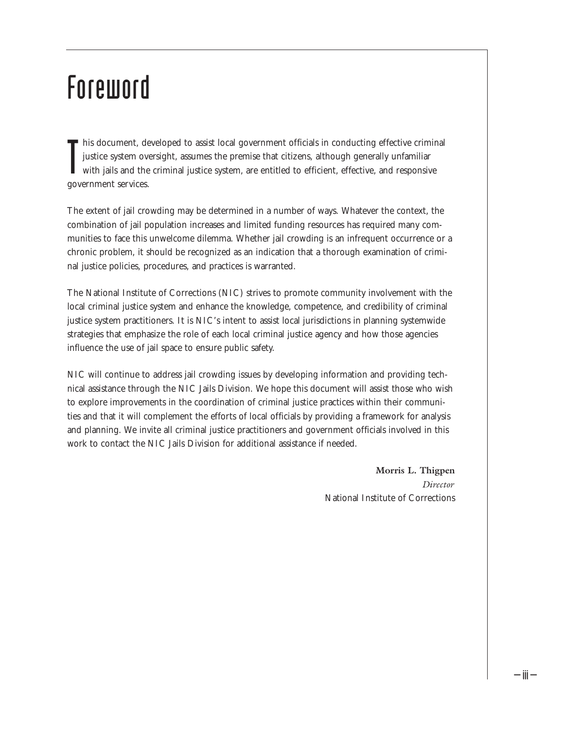# Foreword

This document, developed to assist local government officials in conducting effective criminal justice system oversight, assumes the premise that citizens, although generally unfamiliar with jails and the criminal justice system, are entitled to efficient, effective, and responsive government services.

The extent of jail crowding may be determined in a number of ways. Whatever the context, the combination of jail population increases and limited funding resources has required many communities to face this unwelcome dilemma. Whether jail crowding is an infrequent occurrence or a chronic problem, it should be recognized as an indication that a thorough examination of criminal justice policies, procedures, and practices is warranted.

The National Institute of Corrections (NIC) strives to promote community involvement with the local criminal justice system and enhance the knowledge, competence, and credibility of criminal justice system practitioners. It is NIC's intent to assist local jurisdictions in planning systemwide strategies that emphasize the role of each local criminal justice agency and how those agencies influence the use of jail space to ensure public safety.

NIC will continue to address jail crowding issues by developing information and providing technical assistance through the NIC Jails Division. We hope this document will assist those who wish to explore improvements in the coordination of criminal justice practices within their communities and that it will complement the efforts of local officials by providing a framework for analysis and planning. We invite all criminal justice practitioners and government officials involved in this work to contact the NIC Jails Division for additional assistance if needed.

**Morris L. Thigpen**  
*Director*  
National Institute of Corrections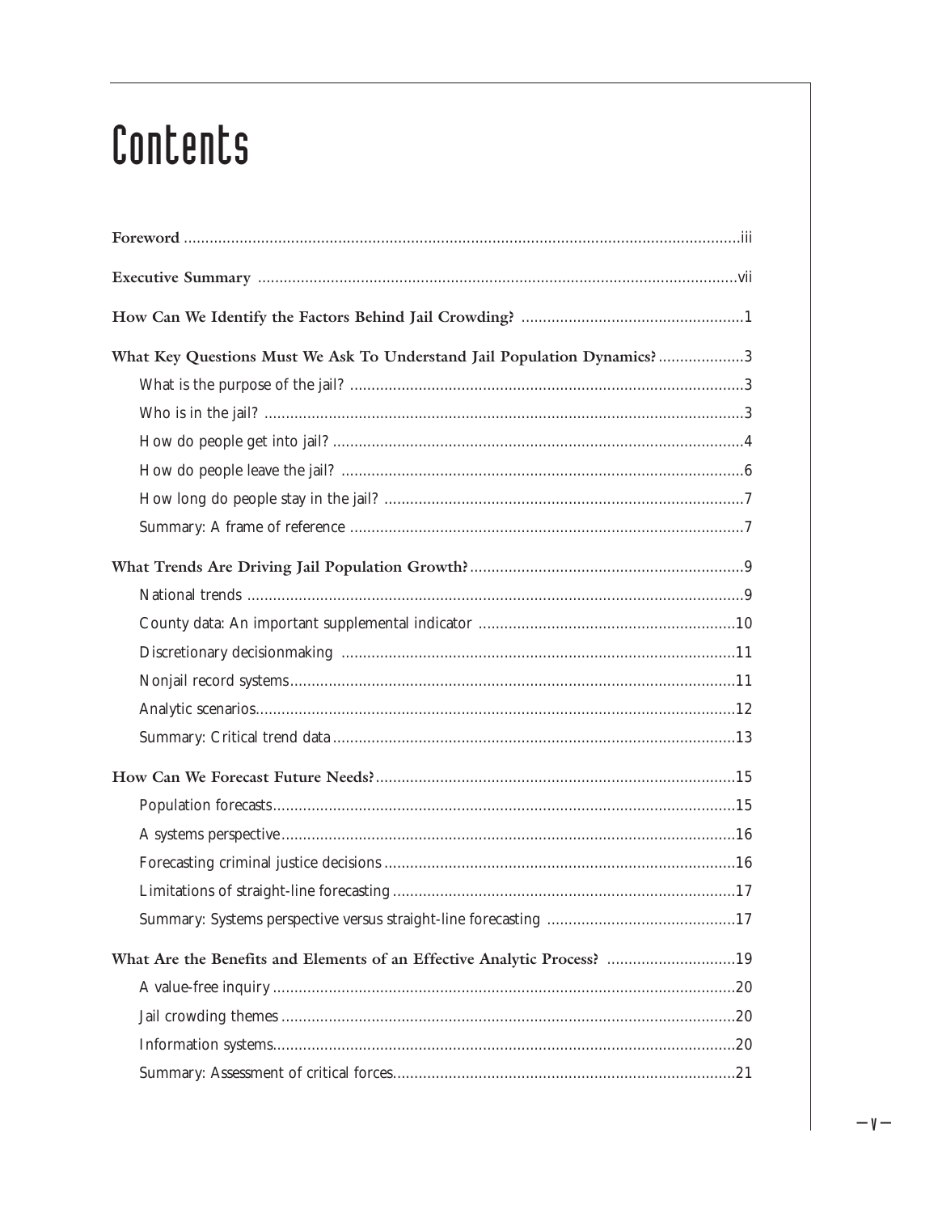# Contents

**Foreword** .....iii

**Executive Summary** .....vii

**How Can We Identify the Factors Behind Jail Crowding?** .....1

**What Key Questions Must We Ask To Understand Jail Population Dynamics?** .....3

- What is the purpose of the jail? .....3
- Who is in the jail? .....3
- How do people get into jail? .....4
- How do people leave the jail? .....6
- How long do people stay in the jail? .....7
- Summary: A frame of reference .....7

**What Trends Are Driving Jail Population Growth?** .....9

- National trends .....9
- County data: An important supplemental indicator .....10
- Discretionary decisionmaking .....11
- Nonjail record systems .....11
- Analytic scenarios .....12
- Summary: Critical trend data .....13

**How Can We Forecast Future Needs?** .....15

- Population forecasts .....15
- A systems perspective .....16
- Forecasting criminal justice decisions .....16
- Limitations of straight-line forecasting .....17
- Summary: Systems perspective versus straight-line forecasting .....17

**What Are the Benefits and Elements of an Effective Analytic Process?** .....19

- A value-free inquiry .....20
- Jail crowding themes .....20
- Information systems .....20
- Summary: Assessment of critical forces .....21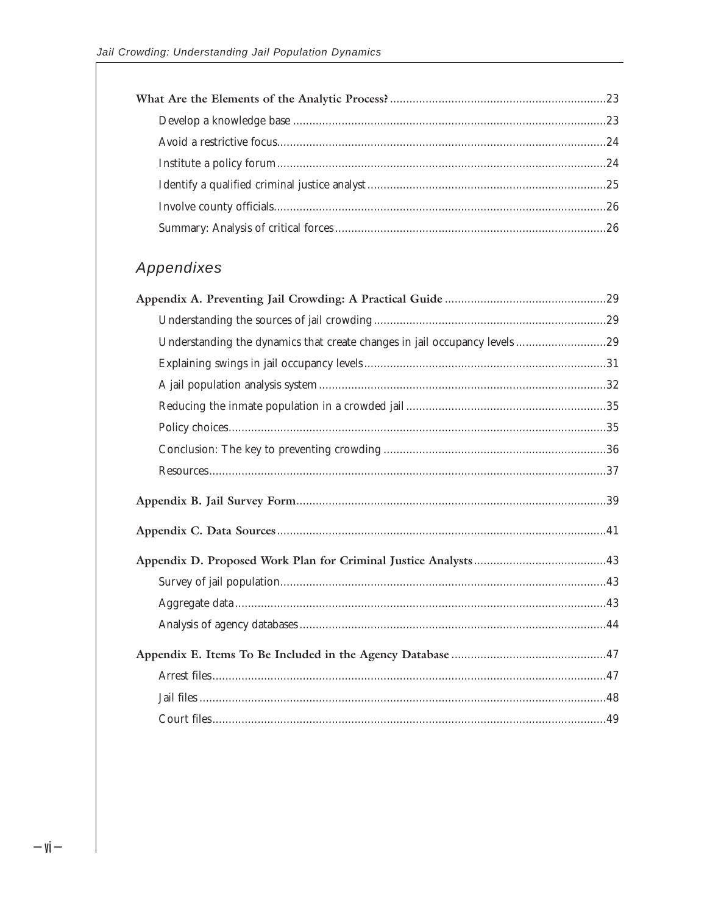What Are the Elements of the Analytic Process? ..................23
- Develop a knowledge base ..................23
- Avoid a restrictive focus..................24
- Institute a policy forum..................24
- Identify a qualified criminal justice analyst..................25
- Involve county officials..................26
- Summary: Analysis of critical forces..................26

## *Appendixes*

**Appendix A. Preventing Jail Crowding: A Practical Guide** ..................29
- Understanding the sources of jail crowding..................29
- Understanding the dynamics that create changes in jail occupancy levels..................29
- Explaining swings in jail occupancy levels..................31
- A jail population analysis system..................32
- Reducing the inmate population in a crowded jail..................35
- Policy choices..................35
- Conclusion: The key to preventing crowding..................36
- Resources..................37

**Appendix B. Jail Survey Form**..................39

**Appendix C. Data Sources**..................41

**Appendix D. Proposed Work Plan for Criminal Justice Analysts**..................43
- Survey of jail population..................43
- Aggregate data..................43
- Analysis of agency databases..................44

**Appendix E. Items To Be Included in the Agency Database**..................47
- Arrest files..................47
- Jail files..................48
- Court files..................49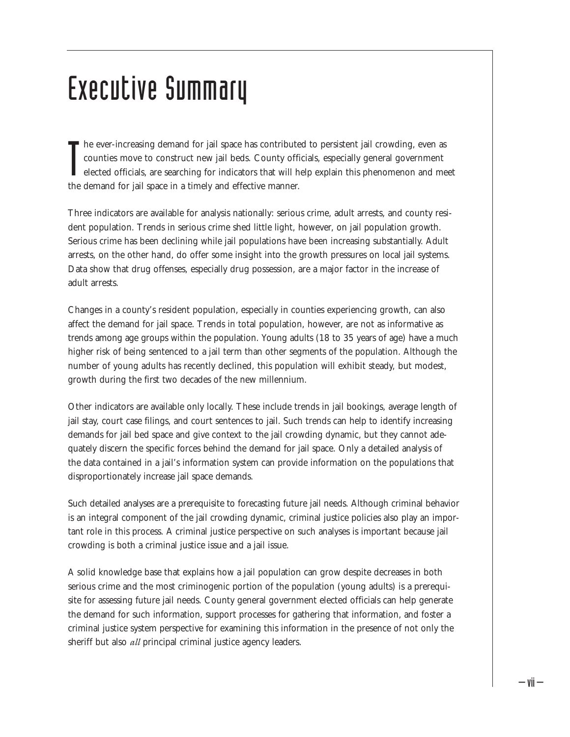# Executive Summary

The ever-increasing demand for jail space has contributed to persistent jail crowding, even as counties move to construct new jail beds. County officials, especially general government elected officials, are searching for indicators that will help explain this phenomenon and meet the demand for jail space in a timely and effective manner.

Three indicators are available for analysis nationally: serious crime, adult arrests, and county resident population. Trends in serious crime shed little light, however, on jail population growth. Serious crime has been declining while jail populations have been increasing substantially. Adult arrests, on the other hand, do offer some insight into the growth pressures on local jail systems. Data show that drug offenses, especially drug possession, are a major factor in the increase of adult arrests.

Changes in a county's resident population, especially in counties experiencing growth, can also affect the demand for jail space. Trends in total population, however, are not as informative as trends among age groups within the population. Young adults (18 to 35 years of age) have a much higher risk of being sentenced to a jail term than other segments of the population. Although the number of young adults has recently declined, this population will exhibit steady, but modest, growth during the first two decades of the new millennium.

Other indicators are available only locally. These include trends in jail bookings, average length of jail stay, court case filings, and court sentences to jail. Such trends can help to identify increasing demands for jail bed space and give context to the jail crowding dynamic, but they cannot adequately discern the specific forces behind the demand for jail space. Only a detailed analysis of the data contained in a jail's information system can provide information on the populations that disproportionately increase jail space demands.

Such detailed analyses are a prerequisite to forecasting future jail needs. Although criminal behavior is an integral component of the jail crowding dynamic, criminal justice policies also play an important role in this process. A criminal justice perspective on such analyses is important because jail crowding is both a criminal justice issue and a jail issue.

A solid knowledge base that explains how a jail population can grow despite decreases in both serious crime and the most criminogenic portion of the population (young adults) is a prerequisite for assessing future jail needs. County general government elected officials can help generate the demand for such information, support processes for gathering that information, and foster a criminal justice system perspective for examining this information in the presence of not only the sheriff but also *all* principal criminal justice agency leaders.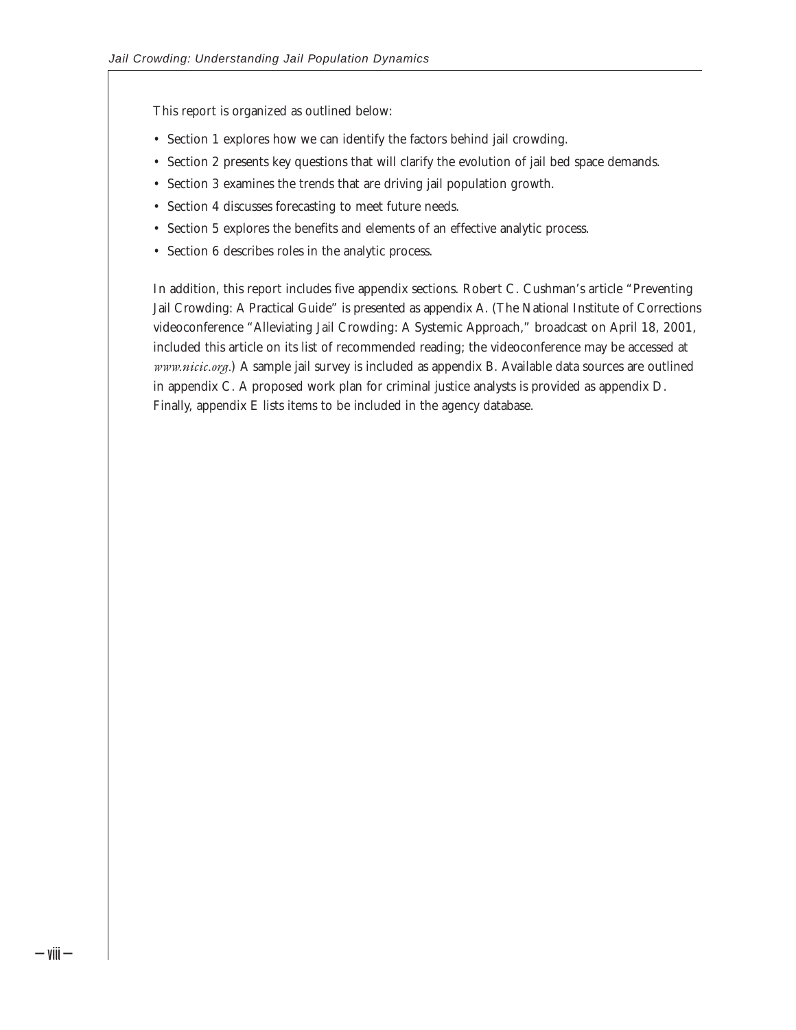This report is organized as outlined below:

- Section 1 explores how we can identify the factors behind jail crowding.
- Section 2 presents key questions that will clarify the evolution of jail bed space demands.
- Section 3 examines the trends that are driving jail population growth.
- Section 4 discusses forecasting to meet future needs.
- Section 5 explores the benefits and elements of an effective analytic process.
- Section 6 describes roles in the analytic process.

In addition, this report includes five appendix sections. Robert C. Cushman's article "Preventing Jail Crowding: A Practical Guide" is presented as appendix A. (The National Institute of Corrections videoconference "Alleviating Jail Crowding: A Systemic Approach," broadcast on April 18, 2001, included this article on its list of recommended reading; the videoconference may be accessed at *www.nicic.org*.) A sample jail survey is included as appendix B. Available data sources are outlined in appendix C. A proposed work plan for criminal justice analysts is provided as appendix D. Finally, appendix E lists items to be included in the agency database.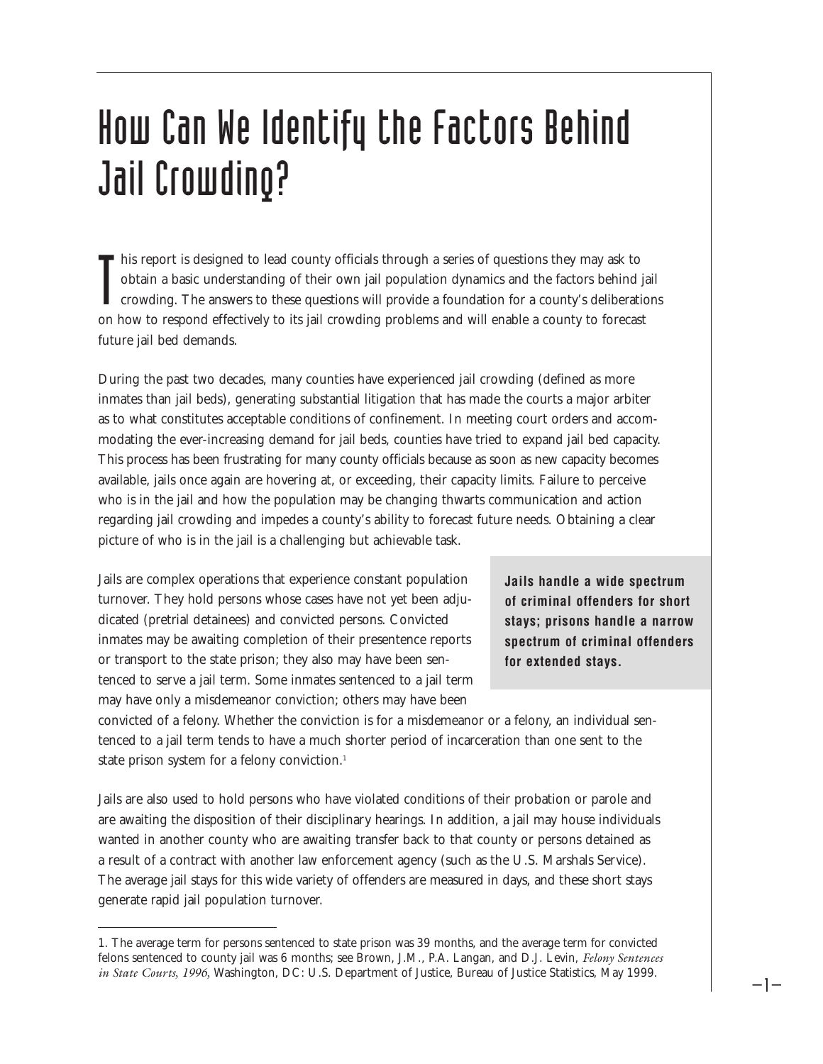# How Can We Identify the Factors Behind Jail Crowding?

This report is designed to lead county officials through a series of questions they may ask to obtain a basic understanding of their own jail population dynamics and the factors behind jail crowding. The answers to these questions will provide a foundation for a county's deliberations on how to respond effectively to its jail crowding problems and will enable a county to forecast future jail bed demands.

During the past two decades, many counties have experienced jail crowding (defined as more inmates than jail beds), generating substantial litigation that has made the courts a major arbiter as to what constitutes acceptable conditions of confinement. In meeting court orders and accommodating the ever-increasing demand for jail beds, counties have tried to expand jail bed capacity. This process has been frustrating for many county officials because as soon as new capacity becomes available, jails once again are hovering at, or exceeding, their capacity limits. Failure to perceive who is in the jail and how the population may be changing thwarts communication and action regarding jail crowding and impedes a county's ability to forecast future needs. Obtaining a clear picture of who is in the jail is a challenging but achievable task.

**Jails handle a wide spectrum of criminal offenders for short stays; prisons handle a narrow spectrum of criminal offenders for extended stays.**

Jails are complex operations that experience constant population turnover. They hold persons whose cases have not yet been adjudicated (pretrial detainees) and convicted persons. Convicted inmates may be awaiting completion of their presentence reports or transport to the state prison; they also may have been sentenced to serve a jail term. Some inmates sentenced to a jail term may have only a misdemeanor conviction; others may have been convicted of a felony. Whether the conviction is for a misdemeanor or a felony, an individual sentenced to a jail term tends to have a much shorter period of incarceration than one sent to the state prison system for a felony conviction.[1]

Jails are also used to hold persons who have violated conditions of their probation or parole and are awaiting the disposition of their disciplinary hearings. In addition, a jail may house individuals wanted in another county who are awaiting transfer back to that county or persons detained as a result of a contract with another law enforcement agency (such as the U.S. Marshals Service). The average jail stays for this wide variety of offenders are measured in days, and these short stays generate rapid jail population turnover.

---

1. The average term for persons sentenced to state prison was 39 months, and the average term for convicted felons sentenced to county jail was 6 months; see Brown, J.M., P.A. Langan, and D.J. Levin, *Felony Sentences in State Courts, 1996*, Washington, DC: U.S. Department of Justice, Bureau of Justice Statistics, May 1999.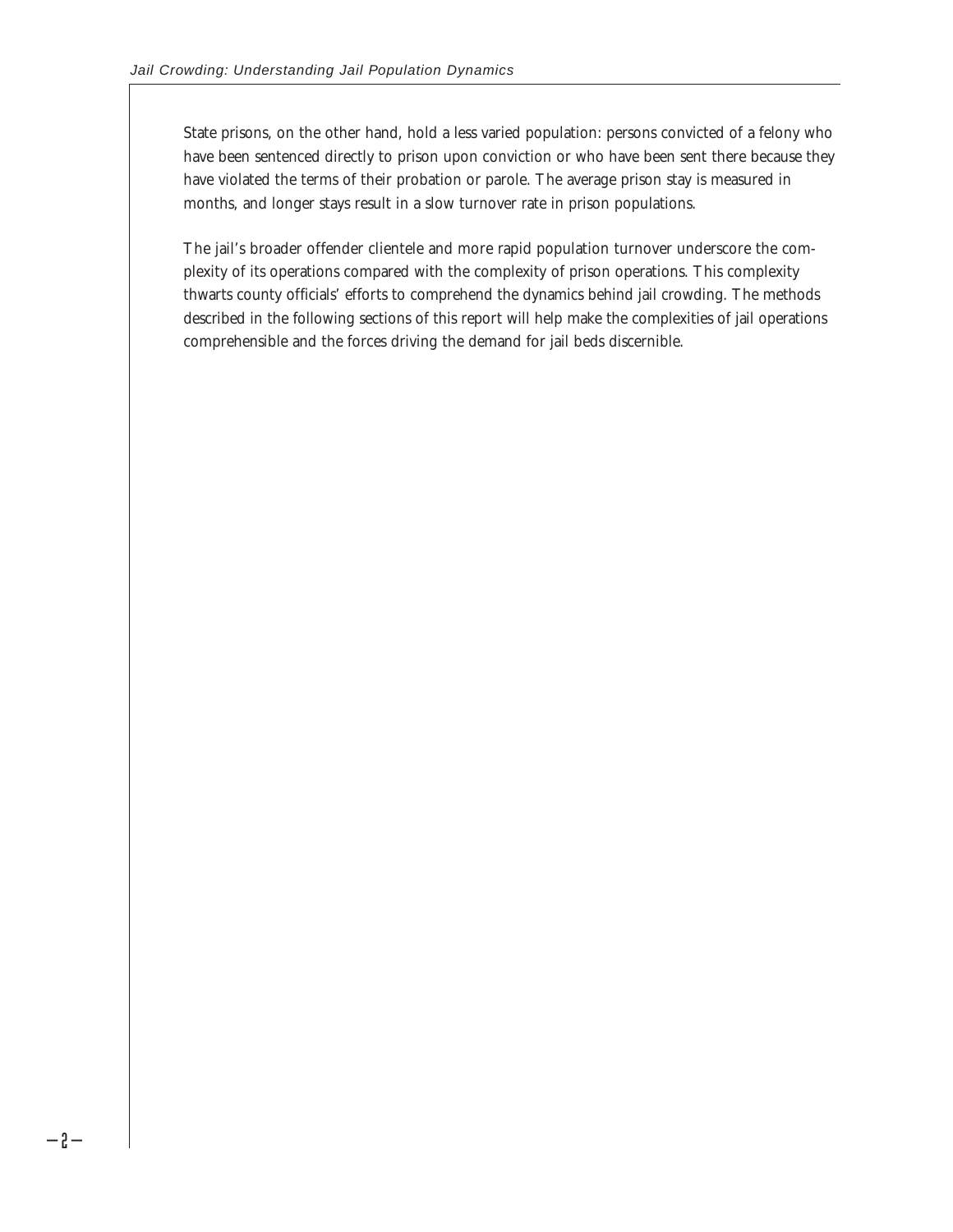State prisons, on the other hand, hold a less varied population: persons convicted of a felony who have been sentenced directly to prison upon conviction or who have been sent there because they have violated the terms of their probation or parole. The average prison stay is measured in months, and longer stays result in a slow turnover rate in prison populations.

The jail's broader offender clientele and more rapid population turnover underscore the complexity of its operations compared with the complexity of prison operations. This complexity thwarts county officials' efforts to comprehend the dynamics behind jail crowding. The methods described in the following sections of this report will help make the complexities of jail operations comprehensible and the forces driving the demand for jail beds discernible.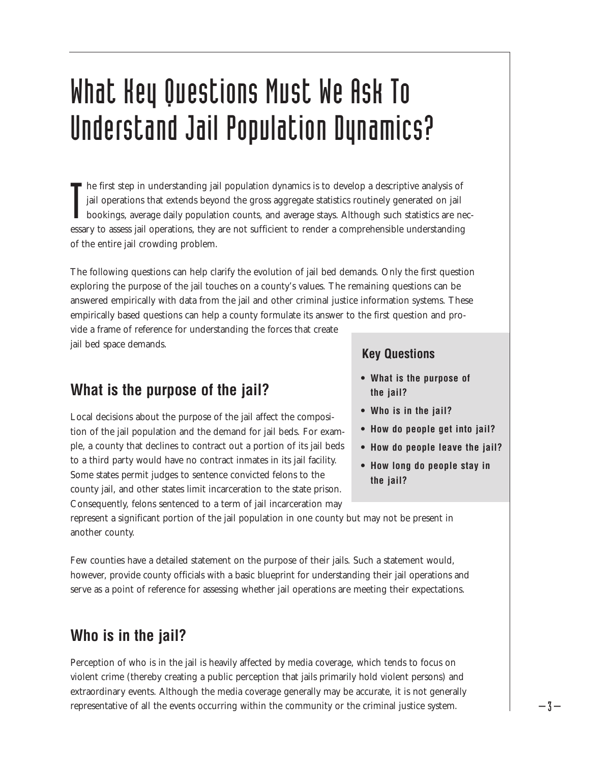# What Key Questions Must We Ask To Understand Jail Population Dynamics?

The first step in understanding jail population dynamics is to develop a descriptive analysis of jail operations that extends beyond the gross aggregate statistics routinely generated on jail bookings, average daily population counts, and average stays. Although such statistics are necessary to assess jail operations, they are not sufficient to render a comprehensible understanding of the entire jail crowding problem.

The following questions can help clarify the evolution of jail bed demands. Only the first question exploring the purpose of the jail touches on a county's values. The remaining questions can be answered empirically with data from the jail and other criminal justice information systems. These empirically based questions can help a county formulate its answer to the first question and provide a frame of reference for understanding the forces that create jail bed space demands.

**Key Questions**

- **What is the purpose of the jail?**
- **Who is in the jail?**
- **How do people get into jail?**
- **How do people leave the jail?**
- **How long do people stay in the jail?**

## What is the purpose of the jail?

Local decisions about the purpose of the jail affect the composition of the jail population and the demand for jail beds. For example, a county that declines to contract out a portion of its jail beds to a third party would have no contract inmates in its jail facility. Some states permit judges to sentence convicted felons to the county jail, and other states limit incarceration to the state prison. Consequently, felons sentenced to a term of jail incarceration may represent a significant portion of the jail population in one county but may not be present in another county.

Few counties have a detailed statement on the purpose of their jails. Such a statement would, however, provide county officials with a basic blueprint for understanding their jail operations and serve as a point of reference for assessing whether jail operations are meeting their expectations.

## Who is in the jail?

Perception of who is in the jail is heavily affected by media coverage, which tends to focus on violent crime (thereby creating a public perception that jails primarily hold violent persons) and extraordinary events. Although the media coverage generally may be accurate, it is not generally representative of all the events occurring within the community or the criminal justice system.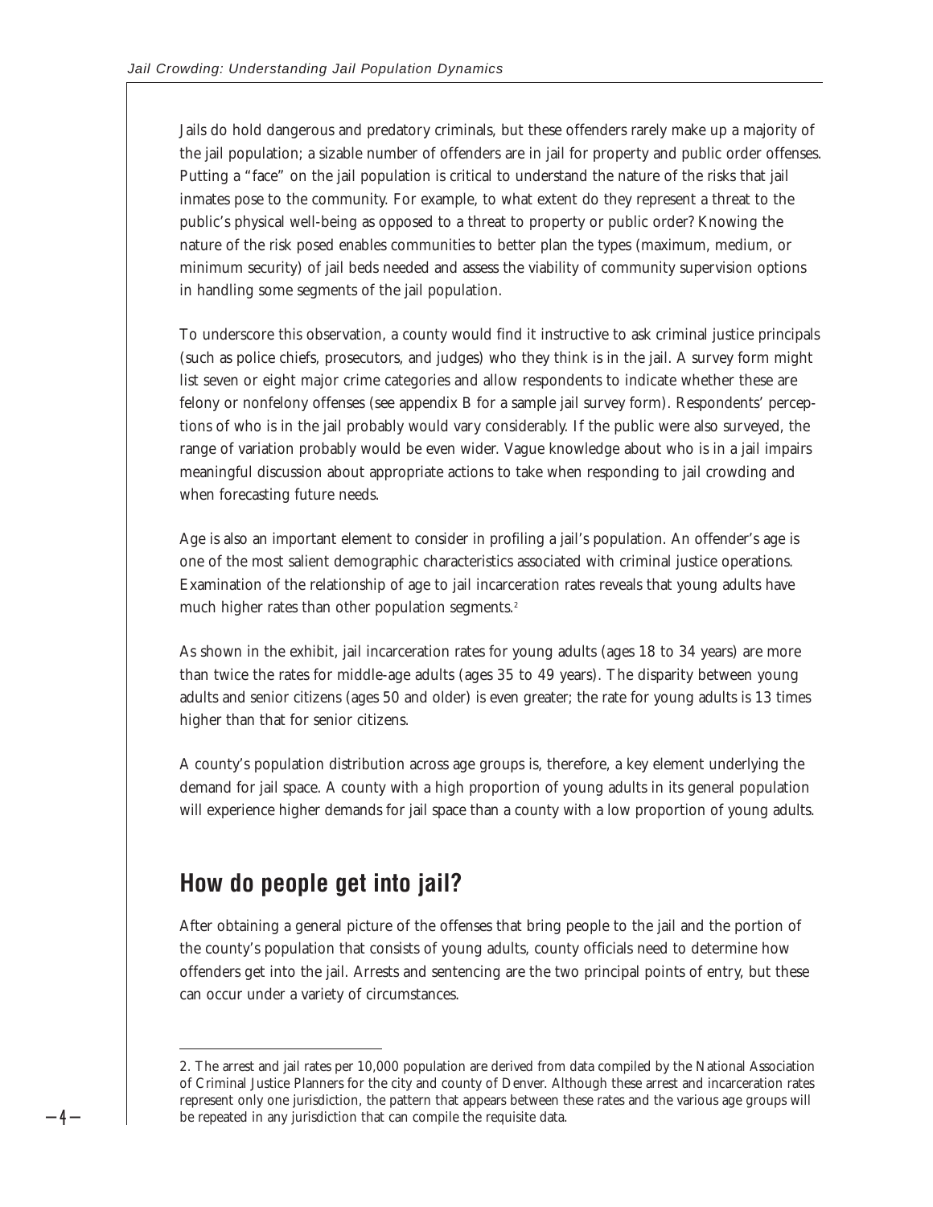Jails do hold dangerous and predatory criminals, but these offenders rarely make up a majority of the jail population; a sizable number of offenders are in jail for property and public order offenses. Putting a "face" on the jail population is critical to understand the nature of the risks that jail inmates pose to the community. For example, to what extent do they represent a threat to the public's physical well-being as opposed to a threat to property or public order? Knowing the nature of the risk posed enables communities to better plan the types (maximum, medium, or minimum security) of jail beds needed and assess the viability of community supervision options in handling some segments of the jail population.

To underscore this observation, a county would find it instructive to ask criminal justice principals (such as police chiefs, prosecutors, and judges) who they think is in the jail. A survey form might list seven or eight major crime categories and allow respondents to indicate whether these are felony or nonfelony offenses (see appendix B for a sample jail survey form). Respondents' perceptions of who is in the jail probably would vary considerably. If the public were also surveyed, the range of variation probably would be even wider. Vague knowledge about who is in a jail impairs meaningful discussion about appropriate actions to take when responding to jail crowding and when forecasting future needs.

Age is also an important element to consider in profiling a jail's population. An offender's age is one of the most salient demographic characteristics associated with criminal justice operations. Examination of the relationship of age to jail incarceration rates reveals that young adults have much higher rates than other population segments.[2]

As shown in the exhibit, jail incarceration rates for young adults (ages 18 to 34 years) are more than twice the rates for middle-age adults (ages 35 to 49 years). The disparity between young adults and senior citizens (ages 50 and older) is even greater; the rate for young adults is 13 times higher than that for senior citizens.

A county's population distribution across age groups is, therefore, a key element underlying the demand for jail space. A county with a high proportion of young adults in its general population will experience higher demands for jail space than a county with a low proportion of young adults.

## How do people get into jail?

After obtaining a general picture of the offenses that bring people to the jail and the portion of the county's population that consists of young adults, county officials need to determine how offenders get into the jail. Arrests and sentencing are the two principal points of entry, but these can occur under a variety of circumstances.

2. The arrest and jail rates per 10,000 population are derived from data compiled by the National Association of Criminal Justice Planners for the city and county of Denver. Although these arrest and incarceration rates represent only one jurisdiction, the pattern that appears between these rates and the various age groups will be repeated in any jurisdiction that can compile the requisite data.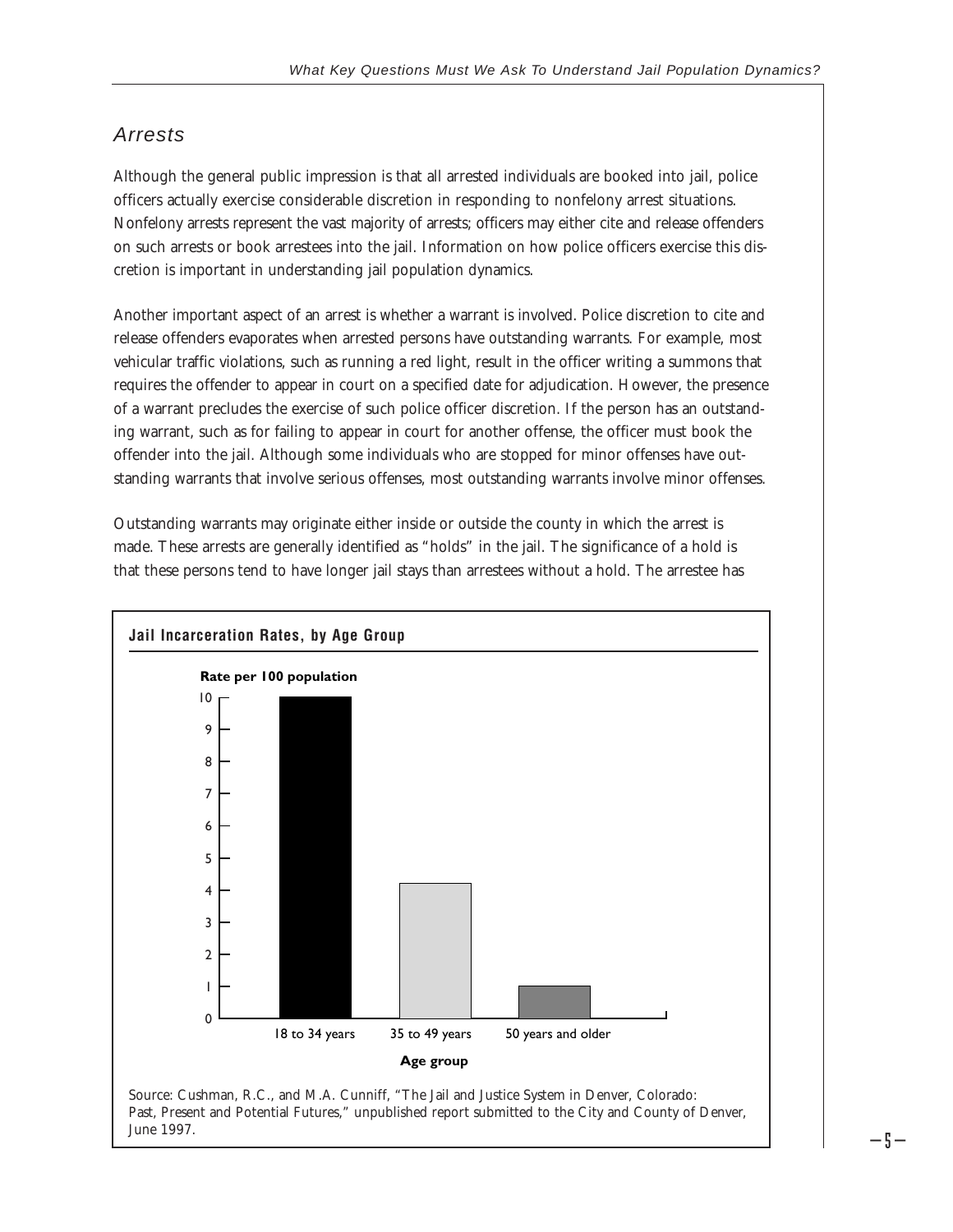## Arrests

Although the general public impression is that all arrested individuals are booked into jail, police officers actually exercise considerable discretion in responding to nonfelony arrest situations. Nonfelony arrests represent the vast majority of arrests; officers may either cite and release offenders on such arrests or book arrestees into the jail. Information on how police officers exercise this discretion is important in understanding jail population dynamics.

Another important aspect of an arrest is whether a warrant is involved. Police discretion to cite and release offenders evaporates when arrested persons have outstanding warrants. For example, most vehicular traffic violations, such as running a red light, result in the officer writing a summons that requires the offender to appear in court on a specified date for adjudication. However, the presence of a warrant precludes the exercise of such police officer discretion. If the person has an outstanding warrant, such as for failing to appear in court for another offense, the officer must book the offender into the jail. Although some individuals who are stopped for minor offenses have outstanding warrants that involve serious offenses, most outstanding warrants involve minor offenses.

Outstanding warrants may originate either inside or outside the county in which the arrest is made. These arrests are generally identified as "holds" in the jail. The significance of a hold is that these persons tend to have longer jail stays than arrestees without a hold. The arrestee has

**Jail Incarceration Rates, by Age Group**

| Age group | Rate per 100 population |
|---|---|
| 18 to 34 years | 10 |
| 35 to 49 years | 4.2 |
| 50 years and older | 1 |

Source: Cushman, R.C., and M.A. Cunniff, "The Jail and Justice System in Denver, Colorado: Past, Present and Potential Futures," unpublished report submitted to the City and County of Denver, June 1997.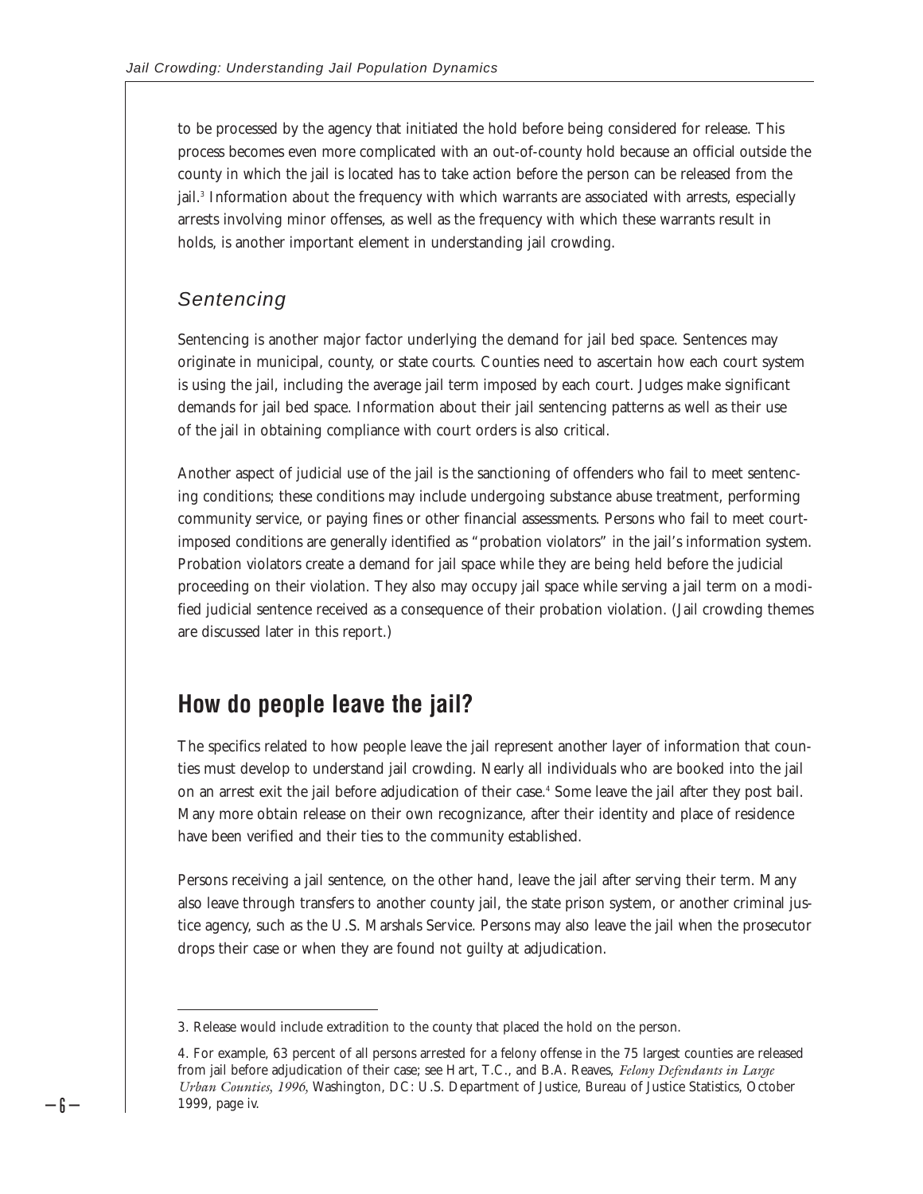to be processed by the agency that initiated the hold before being considered for release. This process becomes even more complicated with an out-of-county hold because an official outside the county in which the jail is located has to take action before the person can be released from the jail.[3] Information about the frequency with which warrants are associated with arrests, especially arrests involving minor offenses, as well as the frequency with which these warrants result in holds, is another important element in understanding jail crowding.

### *Sentencing*

Sentencing is another major factor underlying the demand for jail bed space. Sentences may originate in municipal, county, or state courts. Counties need to ascertain how each court system is using the jail, including the average jail term imposed by each court. Judges make significant demands for jail bed space. Information about their jail sentencing patterns as well as their use of the jail in obtaining compliance with court orders is also critical.

Another aspect of judicial use of the jail is the sanctioning of offenders who fail to meet sentencing conditions; these conditions may include undergoing substance abuse treatment, performing community service, or paying fines or other financial assessments. Persons who fail to meet court-imposed conditions are generally identified as "probation violators" in the jail's information system. Probation violators create a demand for jail space while they are being held before the judicial proceeding on their violation. They also may occupy jail space while serving a jail term on a modified judicial sentence received as a consequence of their probation violation. (Jail crowding themes are discussed later in this report.)

## How do people leave the jail?

The specifics related to how people leave the jail represent another layer of information that counties must develop to understand jail crowding. Nearly all individuals who are booked into the jail on an arrest exit the jail before adjudication of their case.[4] Some leave the jail after they post bail. Many more obtain release on their own recognizance, after their identity and place of residence have been verified and their ties to the community established.

Persons receiving a jail sentence, on the other hand, leave the jail after serving their term. Many also leave through transfers to another county jail, the state prison system, or another criminal justice agency, such as the U.S. Marshals Service. Persons may also leave the jail when the prosecutor drops their case or when they are found not guilty at adjudication.

---

3. Release would include extradition to the county that placed the hold on the person.

4. For example, 63 percent of all persons arrested for a felony offense in the 75 largest counties are released from jail before adjudication of their case; see Hart, T.C., and B.A. Reaves, *Felony Defendants in Large Urban Counties, 1996*, Washington, DC: U.S. Department of Justice, Bureau of Justice Statistics, October 1999, page iv.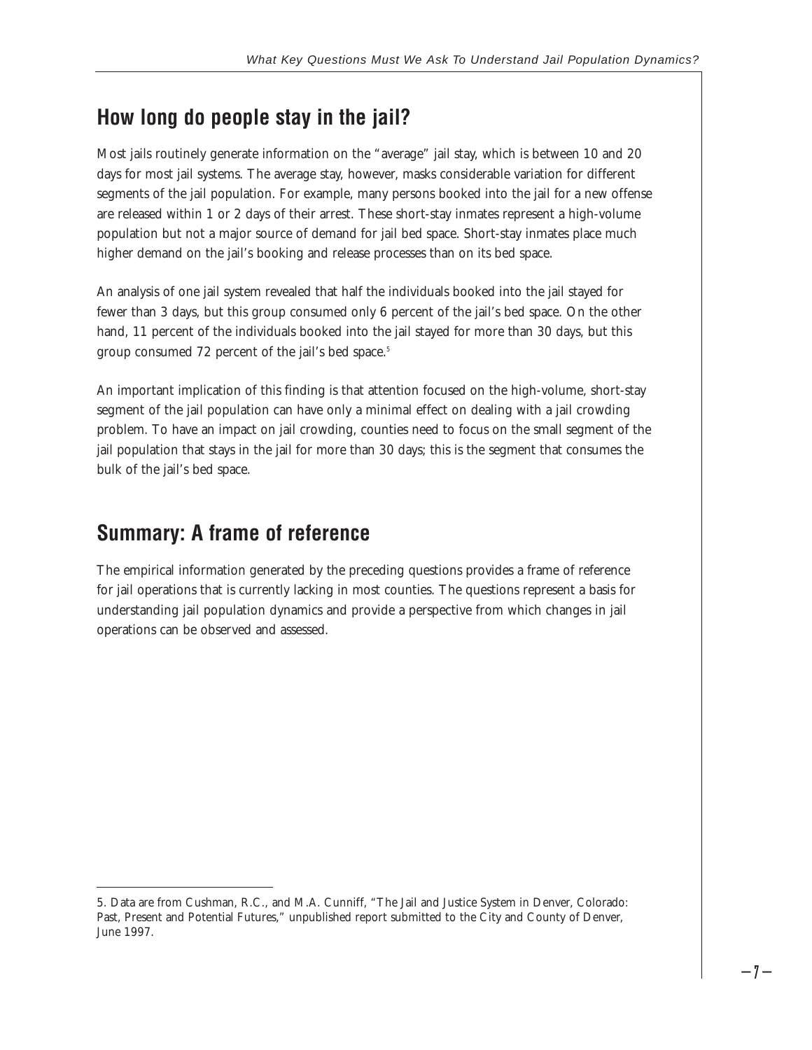## How long do people stay in the jail?

Most jails routinely generate information on the "average" jail stay, which is between 10 and 20 days for most jail systems. The average stay, however, masks considerable variation for different segments of the jail population. For example, many persons booked into the jail for a new offense are released within 1 or 2 days of their arrest. These short-stay inmates represent a high-volume population but not a major source of demand for jail bed space. Short-stay inmates place much higher demand on the jail's booking and release processes than on its bed space.

An analysis of one jail system revealed that half the individuals booked into the jail stayed for fewer than 3 days, but this group consumed only 6 percent of the jail's bed space. On the other hand, 11 percent of the individuals booked into the jail stayed for more than 30 days, but this group consumed 72 percent of the jail's bed space.[5]

An important implication of this finding is that attention focused on the high-volume, short-stay segment of the jail population can have only a minimal effect on dealing with a jail crowding problem. To have an impact on jail crowding, counties need to focus on the small segment of the jail population that stays in the jail for more than 30 days; this is the segment that consumes the bulk of the jail's bed space.

## Summary: A frame of reference

The empirical information generated by the preceding questions provides a frame of reference for jail operations that is currently lacking in most counties. The questions represent a basis for understanding jail population dynamics and provide a perspective from which changes in jail operations can be observed and assessed.

---

5. Data are from Cushman, R.C., and M.A. Cunniff, "The Jail and Justice System in Denver, Colorado: Past, Present and Potential Futures," unpublished report submitted to the City and County of Denver, June 1997.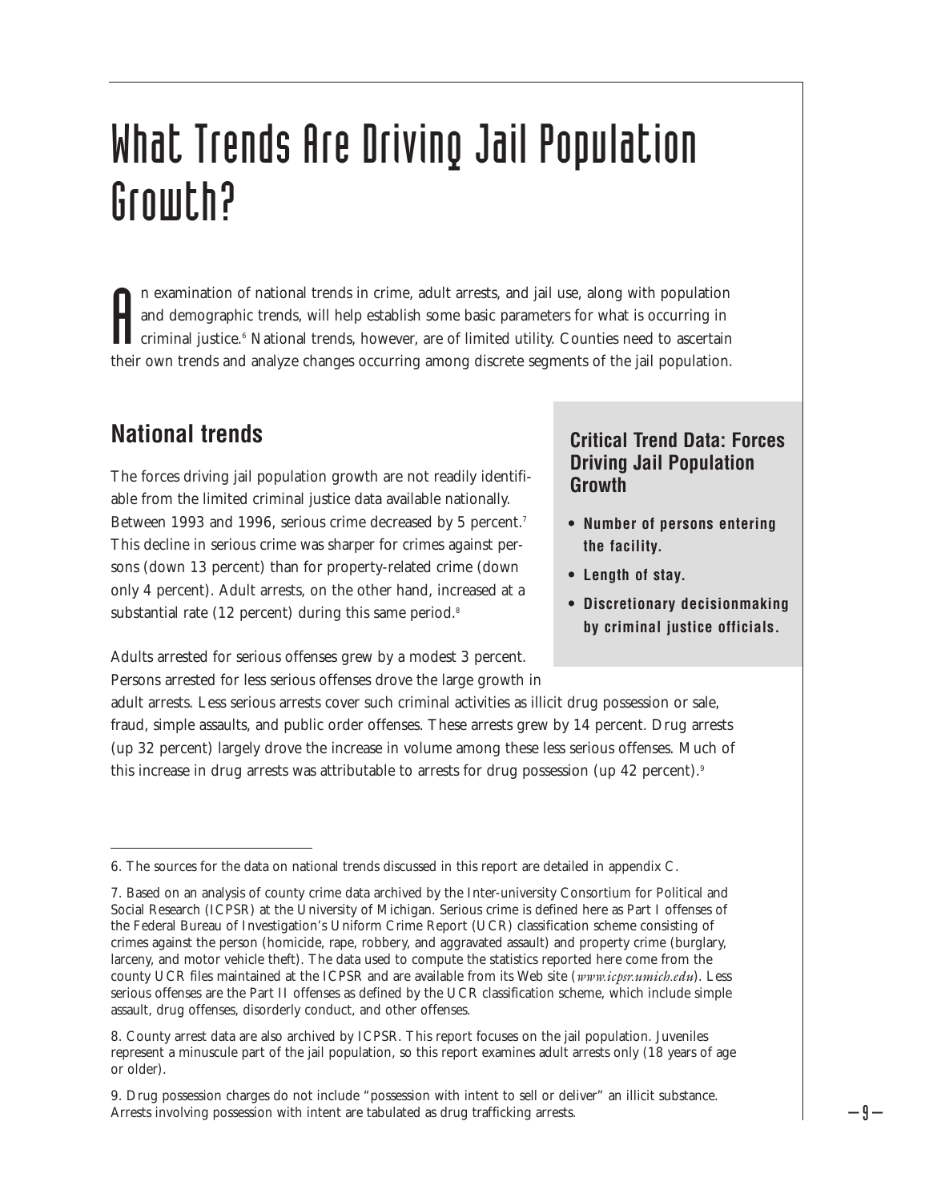# What Trends Are Driving Jail Population Growth?

An examination of national trends in crime, adult arrests, and jail use, along with population and demographic trends, will help establish some basic parameters for what is occurring in criminal justice.[6] National trends, however, are of limited utility. Counties need to ascertain their own trends and analyze changes occurring among discrete segments of the jail population.

## National trends

The forces driving jail population growth are not readily identifiable from the limited criminal justice data available nationally. Between 1993 and 1996, serious crime decreased by 5 percent.[7] This decline in serious crime was sharper for crimes against persons (down 13 percent) than for property-related crime (down only 4 percent). Adult arrests, on the other hand, increased at a substantial rate (12 percent) during this same period.[8]

> **Critical Trend Data: Forces Driving Jail Population Growth**
>
> - **Number of persons entering the facility.**
> - **Length of stay.**
> - **Discretionary decisionmaking by criminal justice officials.**

Adults arrested for serious offenses grew by a modest 3 percent. Persons arrested for less serious offenses drove the large growth in adult arrests. Less serious arrests cover such criminal activities as illicit drug possession or sale, fraud, simple assaults, and public order offenses. These arrests grew by 14 percent. Drug arrests (up 32 percent) largely drove the increase in volume among these less serious offenses. Much of this increase in drug arrests was attributable to arrests for drug possession (up 42 percent).[9]

---

6. The sources for the data on national trends discussed in this report are detailed in appendix C.

7. Based on an analysis of county crime data archived by the Inter-university Consortium for Political and Social Research (ICPSR) at the University of Michigan. Serious crime is defined here as Part I offenses of the Federal Bureau of Investigation's Uniform Crime Report (UCR) classification scheme consisting of crimes against the person (homicide, rape, robbery, and aggravated assault) and property crime (burglary, larceny, and motor vehicle theft). The data used to compute the statistics reported here come from the county UCR files maintained at the ICPSR and are available from its Web site (*www.icpsr.umich.edu*). Less serious offenses are the Part II offenses as defined by the UCR classification scheme, which include simple assault, drug offenses, disorderly conduct, and other offenses.

8. County arrest data are also archived by ICPSR. This report focuses on the jail population. Juveniles represent a minuscule part of the jail population, so this report examines adult arrests only (18 years of age or older).

9. Drug possession charges do not include "possession with intent to sell or deliver" an illicit substance. Arrests involving possession with intent are tabulated as drug trafficking arrests.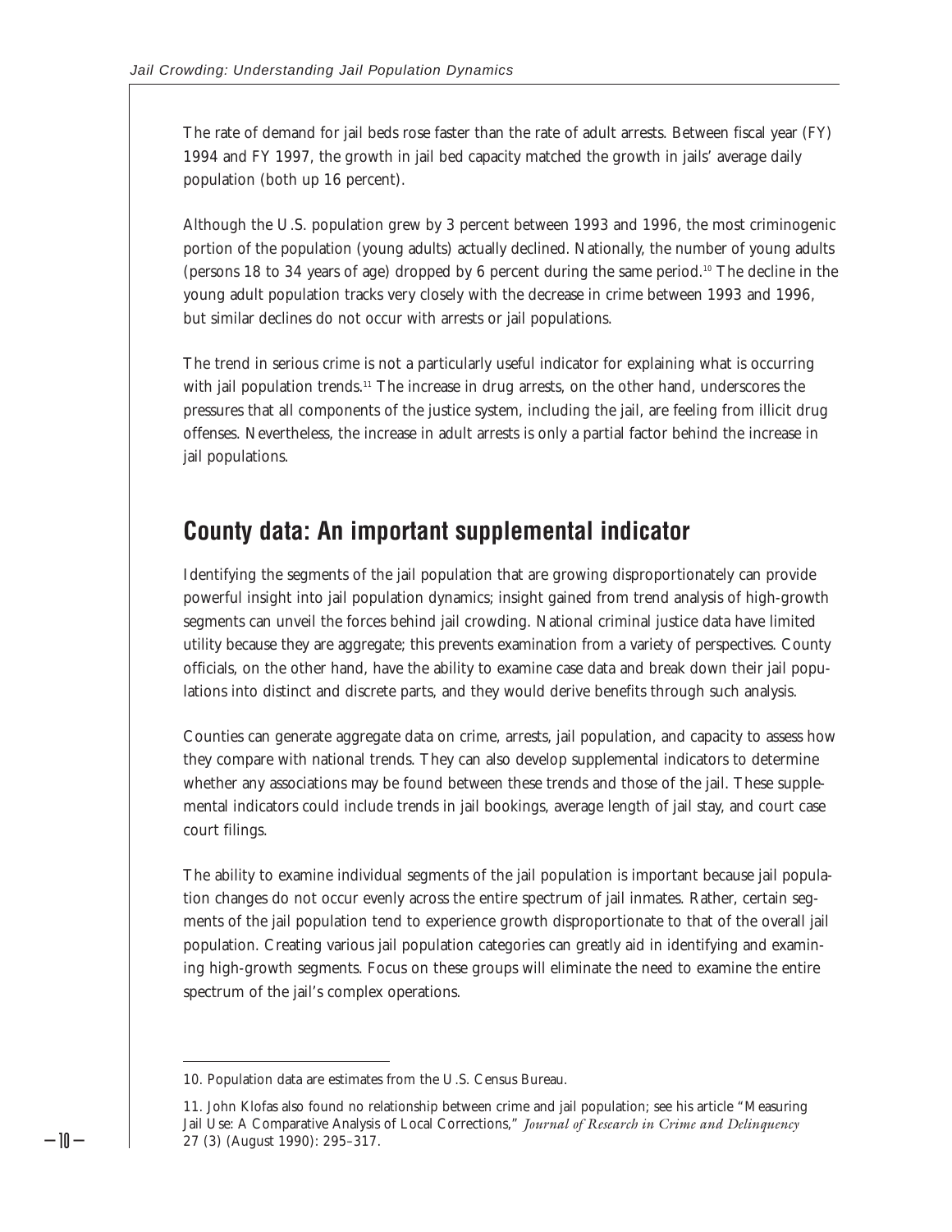The rate of demand for jail beds rose faster than the rate of adult arrests. Between fiscal year (FY) 1994 and FY 1997, the growth in jail bed capacity matched the growth in jails' average daily population (both up 16 percent).

Although the U.S. population grew by 3 percent between 1993 and 1996, the most criminogenic portion of the population (young adults) actually declined. Nationally, the number of young adults (persons 18 to 34 years of age) dropped by 6 percent during the same period.[10] The decline in the young adult population tracks very closely with the decrease in crime between 1993 and 1996, but similar declines do not occur with arrests or jail populations.

The trend in serious crime is not a particularly useful indicator for explaining what is occurring with jail population trends.[11] The increase in drug arrests, on the other hand, underscores the pressures that all components of the justice system, including the jail, are feeling from illicit drug offenses. Nevertheless, the increase in adult arrests is only a partial factor behind the increase in jail populations.

## County data: An important supplemental indicator

Identifying the segments of the jail population that are growing disproportionately can provide powerful insight into jail population dynamics; insight gained from trend analysis of high-growth segments can unveil the forces behind jail crowding. National criminal justice data have limited utility because they are aggregate; this prevents examination from a variety of perspectives. County officials, on the other hand, have the ability to examine case data and break down their jail populations into distinct and discrete parts, and they would derive benefits through such analysis.

Counties can generate aggregate data on crime, arrests, jail population, and capacity to assess how they compare with national trends. They can also develop supplemental indicators to determine whether any associations may be found between these trends and those of the jail. These supplemental indicators could include trends in jail bookings, average length of jail stay, and court case court filings.

The ability to examine individual segments of the jail population is important because jail population changes do not occur evenly across the entire spectrum of jail inmates. Rather, certain segments of the jail population tend to experience growth disproportionate to that of the overall jail population. Creating various jail population categories can greatly aid in identifying and examining high-growth segments. Focus on these groups will eliminate the need to examine the entire spectrum of the jail's complex operations.

---

10. Population data are estimates from the U.S. Census Bureau.

11. John Klofas also found no relationship between crime and jail population; see his article "Measuring Jail Use: A Comparative Analysis of Local Corrections," *Journal of Research in Crime and Delinquency* 27 (3) (August 1990): 295–317.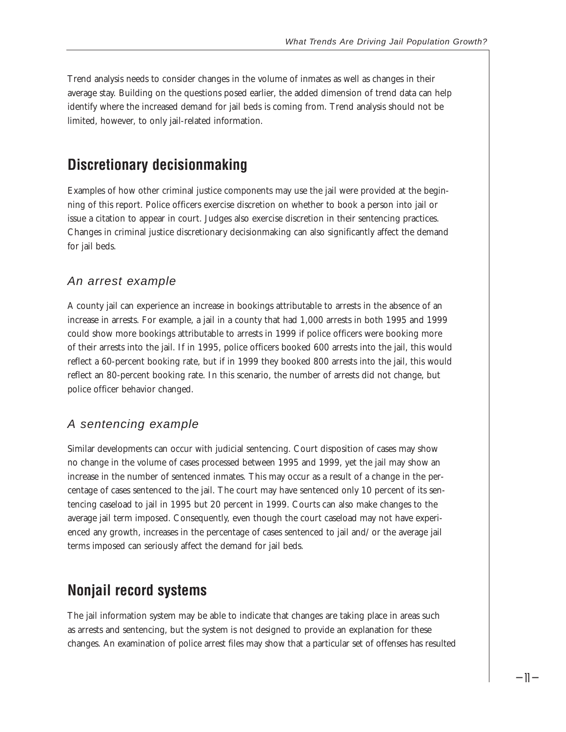Trend analysis needs to consider changes in the volume of inmates as well as changes in their average stay. Building on the questions posed earlier, the added dimension of trend data can help identify where the increased demand for jail beds is coming from. Trend analysis should not be limited, however, to only jail-related information.

## Discretionary decisionmaking

Examples of how other criminal justice components may use the jail were provided at the beginning of this report. Police officers exercise discretion on whether to book a person into jail or issue a citation to appear in court. Judges also exercise discretion in their sentencing practices. Changes in criminal justice discretionary decisionmaking can also significantly affect the demand for jail beds.

### *An arrest example*

A county jail can experience an increase in bookings attributable to arrests in the absence of an increase in arrests. For example, a jail in a county that had 1,000 arrests in both 1995 and 1999 could show more bookings attributable to arrests in 1999 if police officers were booking more of their arrests into the jail. If in 1995, police officers booked 600 arrests into the jail, this would reflect a 60-percent booking rate, but if in 1999 they booked 800 arrests into the jail, this would reflect an 80-percent booking rate. In this scenario, the number of arrests did not change, but police officer behavior changed.

### *A sentencing example*

Similar developments can occur with judicial sentencing. Court disposition of cases may show no change in the volume of cases processed between 1995 and 1999, yet the jail may show an increase in the number of sentenced inmates. This may occur as a result of a change in the percentage of cases sentenced to the jail. The court may have sentenced only 10 percent of its sentencing caseload to jail in 1995 but 20 percent in 1999. Courts can also make changes to the average jail term imposed. Consequently, even though the court caseload may not have experienced any growth, increases in the percentage of cases sentenced to jail and/or the average jail terms imposed can seriously affect the demand for jail beds.

## Nonjail record systems

The jail information system may be able to indicate that changes are taking place in areas such as arrests and sentencing, but the system is not designed to provide an explanation for these changes. An examination of police arrest files may show that a particular set of offenses has resulted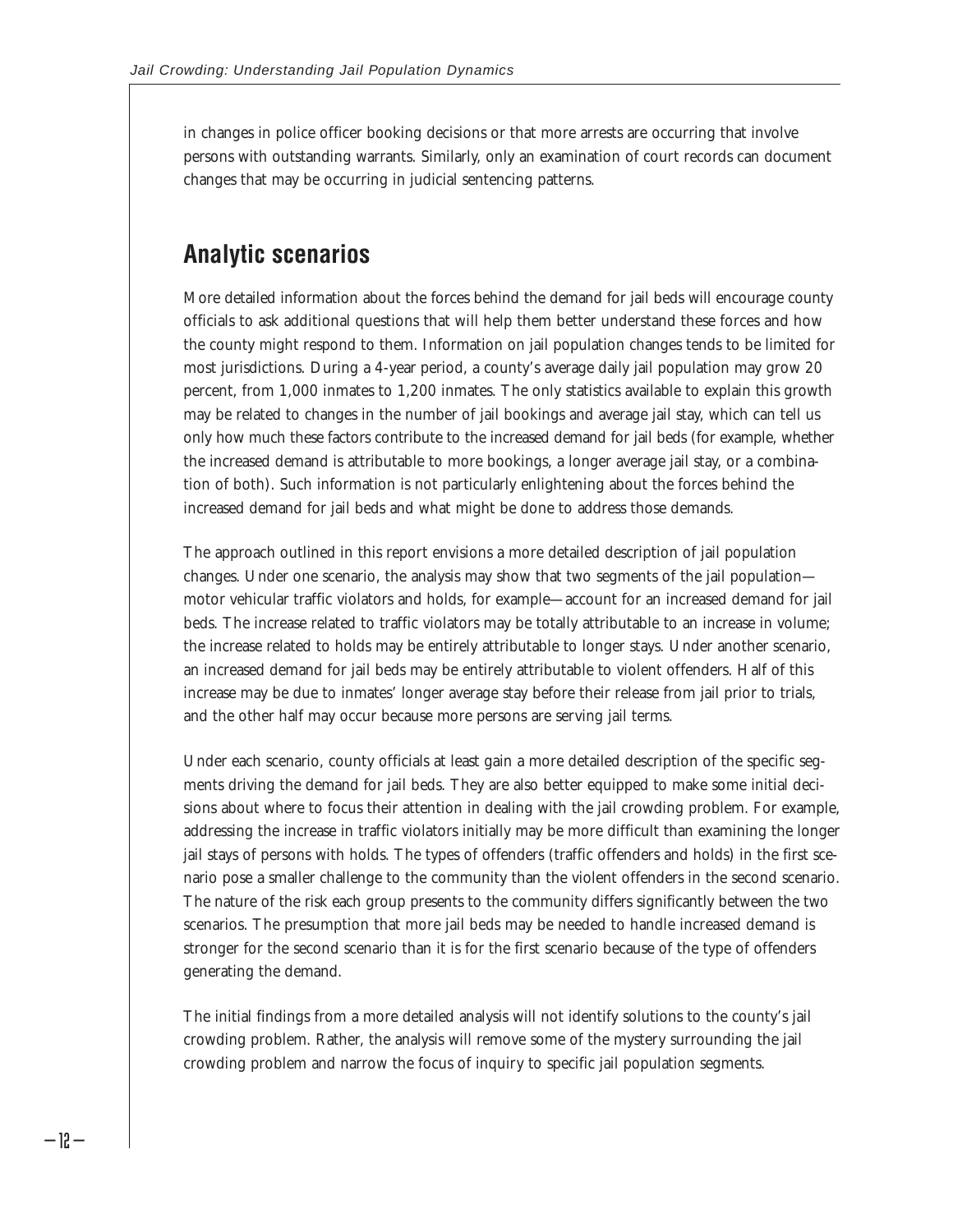in changes in police officer booking decisions or that more arrests are occurring that involve persons with outstanding warrants. Similarly, only an examination of court records can document changes that may be occurring in judicial sentencing patterns.

## Analytic scenarios

More detailed information about the forces behind the demand for jail beds will encourage county officials to ask additional questions that will help them better understand these forces and how the county might respond to them. Information on jail population changes tends to be limited for most jurisdictions. During a 4-year period, a county's average daily jail population may grow 20 percent, from 1,000 inmates to 1,200 inmates. The only statistics available to explain this growth may be related to changes in the number of jail bookings and average jail stay, which can tell us only how much these factors contribute to the increased demand for jail beds (for example, whether the increased demand is attributable to more bookings, a longer average jail stay, or a combination of both). Such information is not particularly enlightening about the forces behind the increased demand for jail beds and what might be done to address those demands.

The approach outlined in this report envisions a more detailed description of jail population changes. Under one scenario, the analysis may show that two segments of the jail population—motor vehicular traffic violators and holds, for example—account for an increased demand for jail beds. The increase related to traffic violators may be totally attributable to an increase in volume; the increase related to holds may be entirely attributable to longer stays. Under another scenario, an increased demand for jail beds may be entirely attributable to violent offenders. Half of this increase may be due to inmates' longer average stay before their release from jail prior to trials, and the other half may occur because more persons are serving jail terms.

Under each scenario, county officials at least gain a more detailed description of the specific segments driving the demand for jail beds. They are also better equipped to make some initial decisions about where to focus their attention in dealing with the jail crowding problem. For example, addressing the increase in traffic violators initially may be more difficult than examining the longer jail stays of persons with holds. The types of offenders (traffic offenders and holds) in the first scenario pose a smaller challenge to the community than the violent offenders in the second scenario. The nature of the risk each group presents to the community differs significantly between the two scenarios. The presumption that more jail beds may be needed to handle increased demand is stronger for the second scenario than it is for the first scenario because of the type of offenders generating the demand.

The initial findings from a more detailed analysis will not identify solutions to the county's jail crowding problem. Rather, the analysis will remove some of the mystery surrounding the jail crowding problem and narrow the focus of inquiry to specific jail population segments.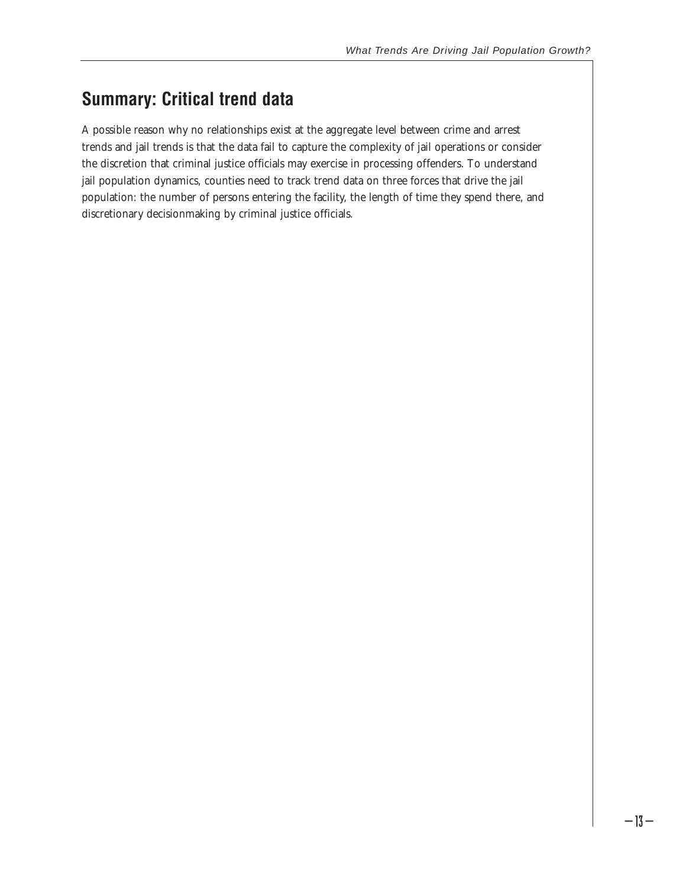## Summary: Critical trend data

A possible reason why no relationships exist at the aggregate level between crime and arrest trends and jail trends is that the data fail to capture the complexity of jail operations or consider the discretion that criminal justice officials may exercise in processing offenders. To understand jail population dynamics, counties need to track trend data on three forces that drive the jail population: the number of persons entering the facility, the length of time they spend there, and discretionary decisionmaking by criminal justice officials.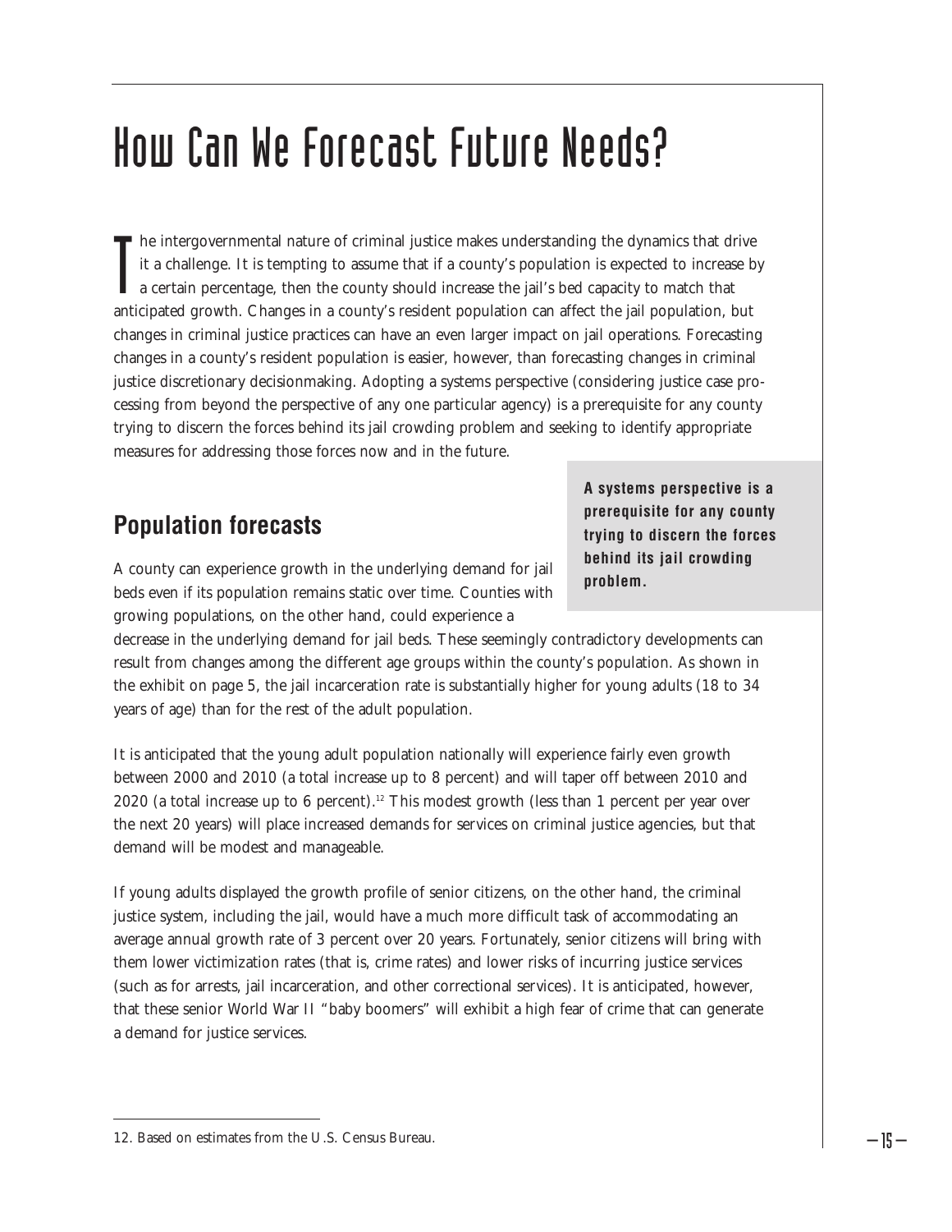# How Can We Forecast Future Needs?

The intergovernmental nature of criminal justice makes understanding the dynamics that drive it a challenge. It is tempting to assume that if a county's population is expected to increase by a certain percentage, then the county should increase the jail's bed capacity to match that anticipated growth. Changes in a county's resident population can affect the jail population, but changes in criminal justice practices can have an even larger impact on jail operations. Forecasting changes in a county's resident population is easier, however, than forecasting changes in criminal justice discretionary decisionmaking. Adopting a systems perspective (considering justice case processing from beyond the perspective of any one particular agency) is a prerequisite for any county trying to discern the forces behind its jail crowding problem and seeking to identify appropriate measures for addressing those forces now and in the future.

**A systems perspective is a prerequisite for any county trying to discern the forces behind its jail crowding problem.**

## Population forecasts

A county can experience growth in the underlying demand for jail beds even if its population remains static over time. Counties with growing populations, on the other hand, could experience a decrease in the underlying demand for jail beds. These seemingly contradictory developments can result from changes among the different age groups within the county's population. As shown in the exhibit on page 5, the jail incarceration rate is substantially higher for young adults (18 to 34 years of age) than for the rest of the adult population.

It is anticipated that the young adult population nationally will experience fairly even growth between 2000 and 2010 (a total increase up to 8 percent) and will taper off between 2010 and 2020 (a total increase up to 6 percent).[12] This modest growth (less than 1 percent per year over the next 20 years) will place increased demands for services on criminal justice agencies, but that demand will be modest and manageable.

If young adults displayed the growth profile of senior citizens, on the other hand, the criminal justice system, including the jail, would have a much more difficult task of accommodating an average annual growth rate of 3 percent over 20 years. Fortunately, senior citizens will bring with them lower victimization rates (that is, crime rates) and lower risks of incurring justice services (such as for arrests, jail incarceration, and other correctional services). It is anticipated, however, that these senior World War II "baby boomers" will exhibit a high fear of crime that can generate a demand for justice services.

12. Based on estimates from the U.S. Census Bureau.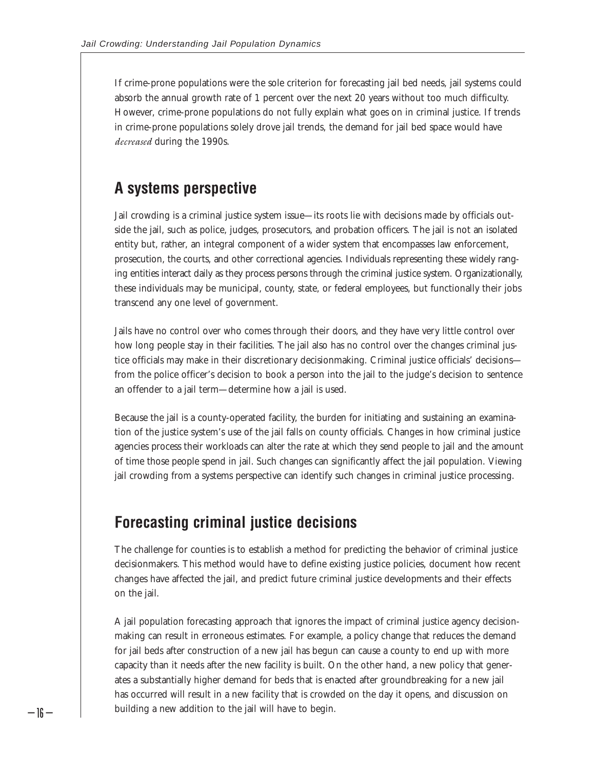If crime-prone populations were the sole criterion for forecasting jail bed needs, jail systems could absorb the annual growth rate of 1 percent over the next 20 years without too much difficulty. However, crime-prone populations do not fully explain what goes on in criminal justice. If trends in crime-prone populations solely drove jail trends, the demand for jail bed space would have *decreased* during the 1990s.

## A systems perspective

Jail crowding is a criminal justice system issue—its roots lie with decisions made by officials outside the jail, such as police, judges, prosecutors, and probation officers. The jail is not an isolated entity but, rather, an integral component of a wider system that encompasses law enforcement, prosecution, the courts, and other correctional agencies. Individuals representing these widely ranging entities interact daily as they process persons through the criminal justice system. Organizationally, these individuals may be municipal, county, state, or federal employees, but functionally their jobs transcend any one level of government.

Jails have no control over who comes through their doors, and they have very little control over how long people stay in their facilities. The jail also has no control over the changes criminal justice officials may make in their discretionary decisionmaking. Criminal justice officials' decisions—from the police officer's decision to book a person into the jail to the judge's decision to sentence an offender to a jail term—determine how a jail is used.

Because the jail is a county-operated facility, the burden for initiating and sustaining an examination of the justice system's use of the jail falls on county officials. Changes in how criminal justice agencies process their workloads can alter the rate at which they send people to jail and the amount of time those people spend in jail. Such changes can significantly affect the jail population. Viewing jail crowding from a systems perspective can identify such changes in criminal justice processing.

## Forecasting criminal justice decisions

The challenge for counties is to establish a method for predicting the behavior of criminal justice decisionmakers. This method would have to define existing justice policies, document how recent changes have affected the jail, and predict future criminal justice developments and their effects on the jail.

A jail population forecasting approach that ignores the impact of criminal justice agency decisionmaking can result in erroneous estimates. For example, a policy change that reduces the demand for jail beds after construction of a new jail has begun can cause a county to end up with more capacity than it needs after the new facility is built. On the other hand, a new policy that generates a substantially higher demand for beds that is enacted after groundbreaking for a new jail has occurred will result in a new facility that is crowded on the day it opens, and discussion on building a new addition to the jail will have to begin.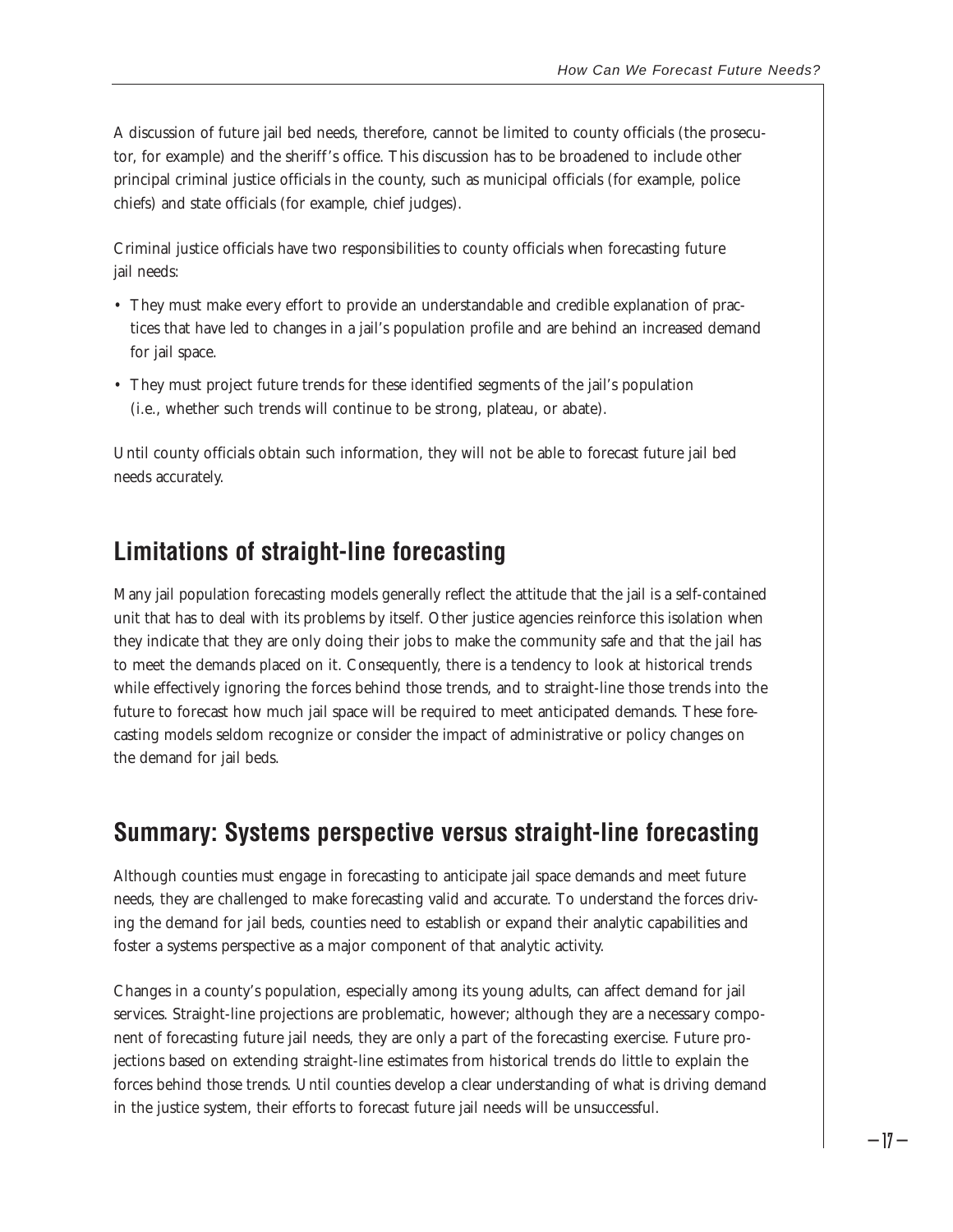A discussion of future jail bed needs, therefore, cannot be limited to county officials (the prosecutor, for example) and the sheriff's office. This discussion has to be broadened to include other principal criminal justice officials in the county, such as municipal officials (for example, police chiefs) and state officials (for example, chief judges).

Criminal justice officials have two responsibilities to county officials when forecasting future jail needs:

- They must make every effort to provide an understandable and credible explanation of practices that have led to changes in a jail's population profile and are behind an increased demand for jail space.
- They must project future trends for these identified segments of the jail's population (i.e., whether such trends will continue to be strong, plateau, or abate).

Until county officials obtain such information, they will not be able to forecast future jail bed needs accurately.

## Limitations of straight-line forecasting

Many jail population forecasting models generally reflect the attitude that the jail is a self-contained unit that has to deal with its problems by itself. Other justice agencies reinforce this isolation when they indicate that they are only doing their jobs to make the community safe and that the jail has to meet the demands placed on it. Consequently, there is a tendency to look at historical trends while effectively ignoring the forces behind those trends, and to straight-line those trends into the future to forecast how much jail space will be required to meet anticipated demands. These forecasting models seldom recognize or consider the impact of administrative or policy changes on the demand for jail beds.

## Summary: Systems perspective versus straight-line forecasting

Although counties must engage in forecasting to anticipate jail space demands and meet future needs, they are challenged to make forecasting valid and accurate. To understand the forces driving the demand for jail beds, counties need to establish or expand their analytic capabilities and foster a systems perspective as a major component of that analytic activity.

Changes in a county's population, especially among its young adults, can affect demand for jail services. Straight-line projections are problematic, however; although they are a necessary component of forecasting future jail needs, they are only a part of the forecasting exercise. Future projections based on extending straight-line estimates from historical trends do little to explain the forces behind those trends. Until counties develop a clear understanding of what is driving demand in the justice system, their efforts to forecast future jail needs will be unsuccessful.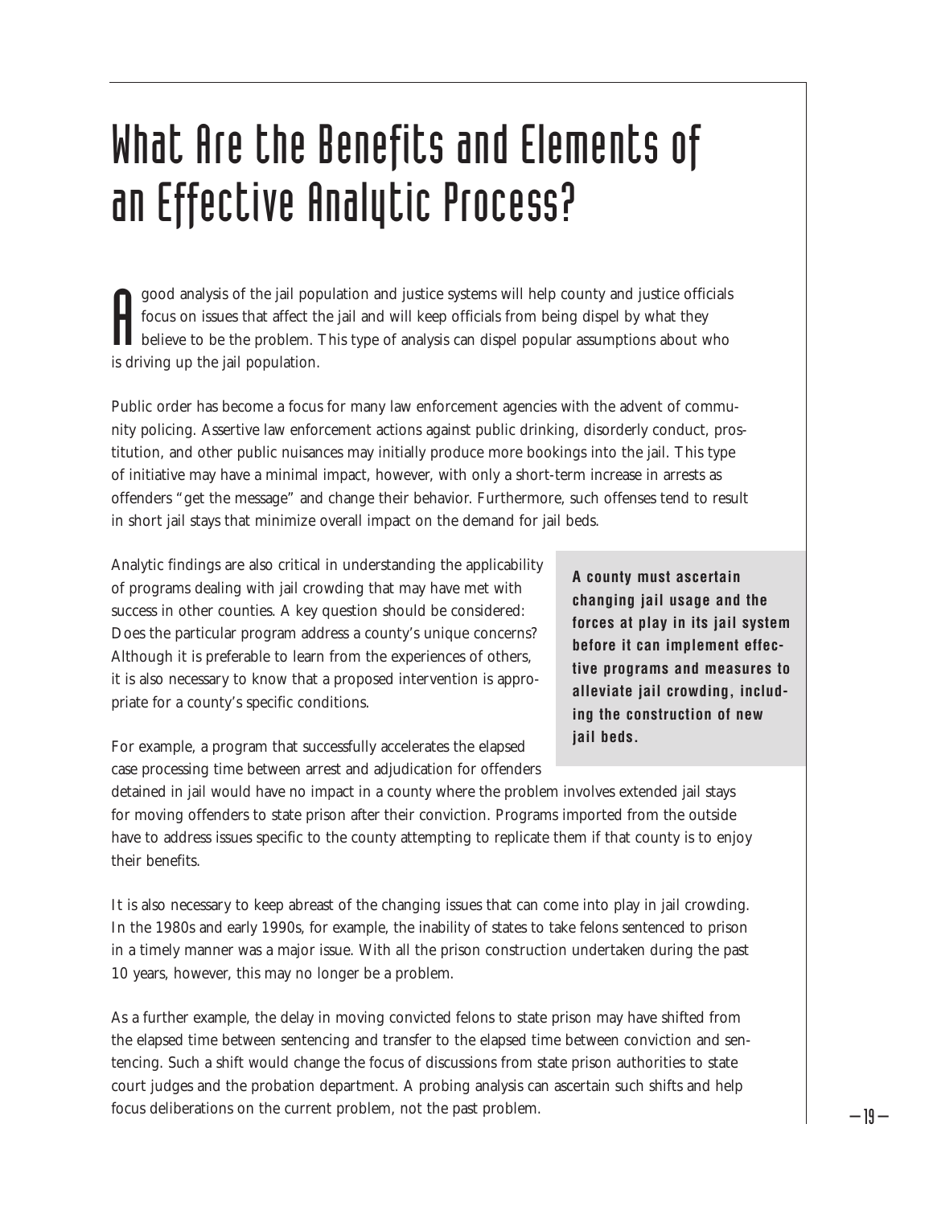# What Are the Benefits and Elements of an Effective Analytic Process?

A good analysis of the jail population and justice systems will help county and justice officials focus on issues that affect the jail and will keep officials from being dispel by what they believe to be the problem. This type of analysis can dispel popular assumptions about who is driving up the jail population.

Public order has become a focus for many law enforcement agencies with the advent of community policing. Assertive law enforcement actions against public drinking, disorderly conduct, prostitution, and other public nuisances may initially produce more bookings into the jail. This type of initiative may have a minimal impact, however, with only a short-term increase in arrests as offenders "get the message" and change their behavior. Furthermore, such offenses tend to result in short jail stays that minimize overall impact on the demand for jail beds.

Analytic findings are also critical in understanding the applicability of programs dealing with jail crowding that may have met with success in other counties. A key question should be considered: Does the particular program address a county's unique concerns? Although it is preferable to learn from the experiences of others, it is also necessary to know that a proposed intervention is appropriate for a county's specific conditions.

**A county must ascertain changing jail usage and the forces at play in its jail system before it can implement effective programs and measures to alleviate jail crowding, including the construction of new jail beds.**

For example, a program that successfully accelerates the elapsed case processing time between arrest and adjudication for offenders detained in jail would have no impact in a county where the problem involves extended jail stays for moving offenders to state prison after their conviction. Programs imported from the outside have to address issues specific to the county attempting to replicate them if that county is to enjoy their benefits.

It is also necessary to keep abreast of the changing issues that can come into play in jail crowding. In the 1980s and early 1990s, for example, the inability of states to take felons sentenced to prison in a timely manner was a major issue. With all the prison construction undertaken during the past 10 years, however, this may no longer be a problem.

As a further example, the delay in moving convicted felons to state prison may have shifted from the elapsed time between sentencing and transfer to the elapsed time between conviction and sentencing. Such a shift would change the focus of discussions from state prison authorities to state court judges and the probation department. A probing analysis can ascertain such shifts and help focus deliberations on the current problem, not the past problem.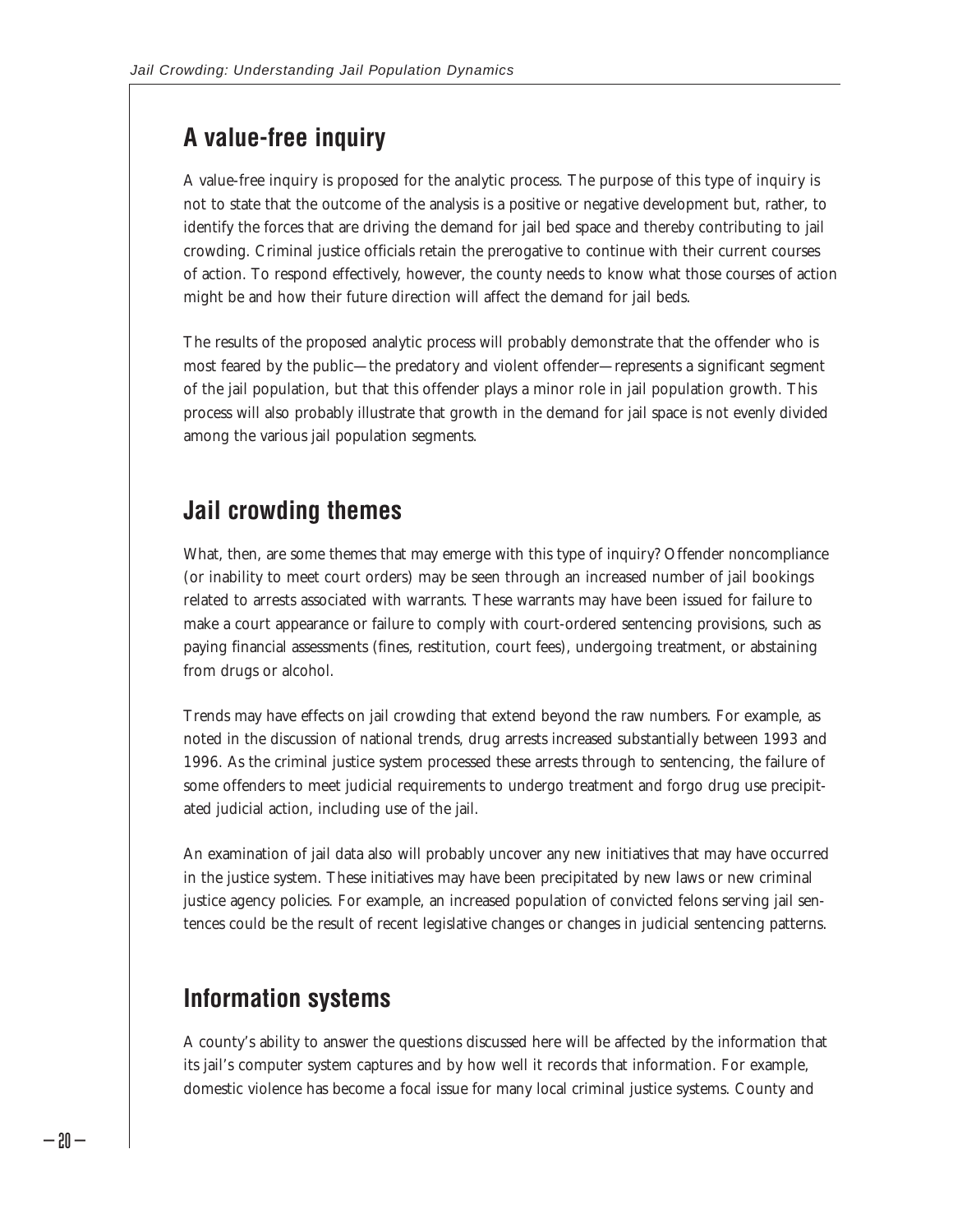## A value-free inquiry

A value-free inquiry is proposed for the analytic process. The purpose of this type of inquiry is not to state that the outcome of the analysis is a positive or negative development but, rather, to identify the forces that are driving the demand for jail bed space and thereby contributing to jail crowding. Criminal justice officials retain the prerogative to continue with their current courses of action. To respond effectively, however, the county needs to know what those courses of action might be and how their future direction will affect the demand for jail beds.

The results of the proposed analytic process will probably demonstrate that the offender who is most feared by the public—the predatory and violent offender—represents a significant segment of the jail population, but that this offender plays a minor role in jail population growth. This process will also probably illustrate that growth in the demand for jail space is not evenly divided among the various jail population segments.

## Jail crowding themes

What, then, are some themes that may emerge with this type of inquiry? Offender noncompliance (or inability to meet court orders) may be seen through an increased number of jail bookings related to arrests associated with warrants. These warrants may have been issued for failure to make a court appearance or failure to comply with court-ordered sentencing provisions, such as paying financial assessments (fines, restitution, court fees), undergoing treatment, or abstaining from drugs or alcohol.

Trends may have effects on jail crowding that extend beyond the raw numbers. For example, as noted in the discussion of national trends, drug arrests increased substantially between 1993 and 1996. As the criminal justice system processed these arrests through to sentencing, the failure of some offenders to meet judicial requirements to undergo treatment and forgo drug use precipitated judicial action, including use of the jail.

An examination of jail data also will probably uncover any new initiatives that may have occurred in the justice system. These initiatives may have been precipitated by new laws or new criminal justice agency policies. For example, an increased population of convicted felons serving jail sentences could be the result of recent legislative changes or changes in judicial sentencing patterns.

## Information systems

A county's ability to answer the questions discussed here will be affected by the information that its jail's computer system captures and by how well it records that information. For example, domestic violence has become a focal issue for many local criminal justice systems. County and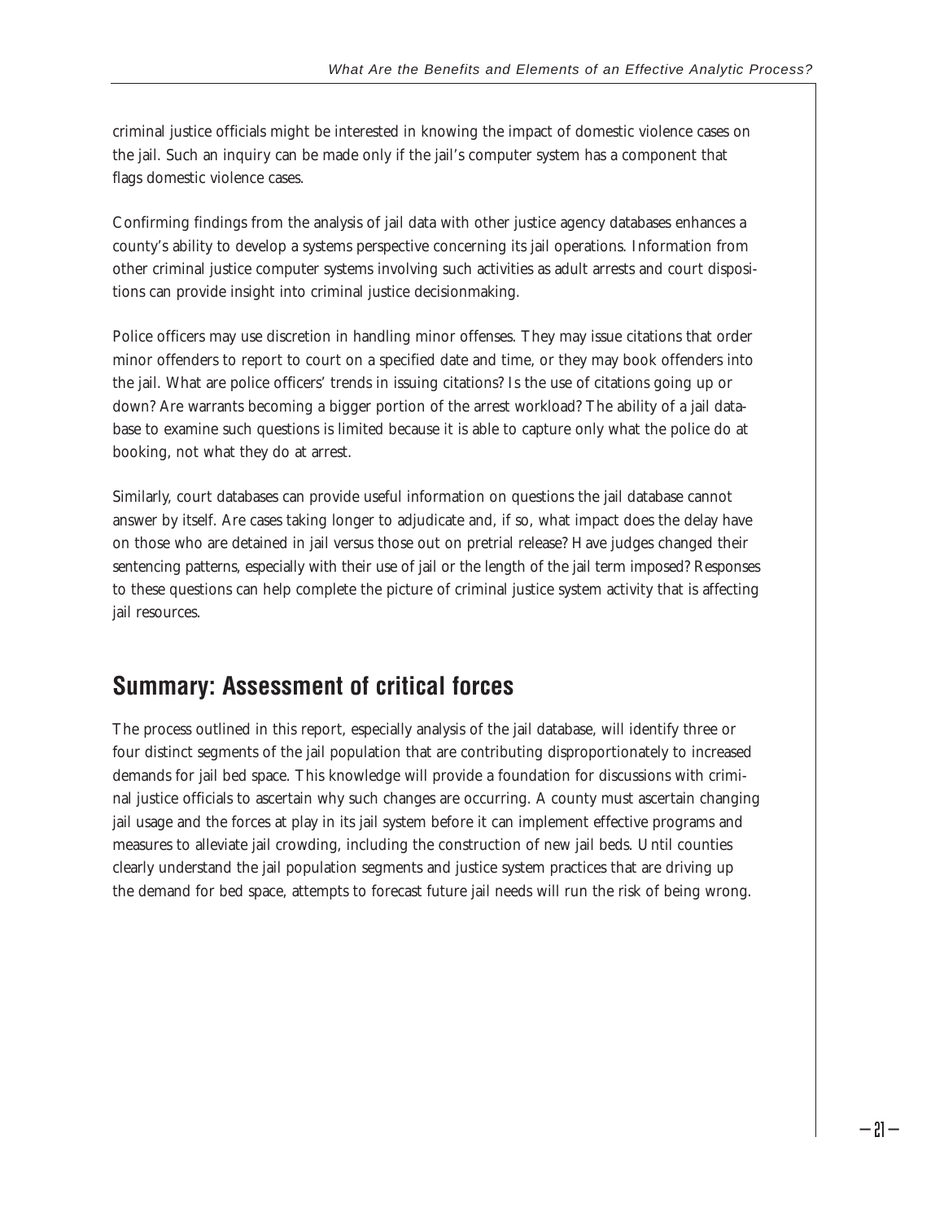criminal justice officials might be interested in knowing the impact of domestic violence cases on the jail. Such an inquiry can be made only if the jail's computer system has a component that flags domestic violence cases.

Confirming findings from the analysis of jail data with other justice agency databases enhances a county's ability to develop a systems perspective concerning its jail operations. Information from other criminal justice computer systems involving such activities as adult arrests and court dispositions can provide insight into criminal justice decisionmaking.

Police officers may use discretion in handling minor offenses. They may issue citations that order minor offenders to report to court on a specified date and time, or they may book offenders into the jail. What are police officers' trends in issuing citations? Is the use of citations going up or down? Are warrants becoming a bigger portion of the arrest workload? The ability of a jail database to examine such questions is limited because it is able to capture only what the police do at booking, not what they do at arrest.

Similarly, court databases can provide useful information on questions the jail database cannot answer by itself. Are cases taking longer to adjudicate and, if so, what impact does the delay have on those who are detained in jail versus those out on pretrial release? Have judges changed their sentencing patterns, especially with their use of jail or the length of the jail term imposed? Responses to these questions can help complete the picture of criminal justice system activity that is affecting jail resources.

## Summary: Assessment of critical forces

The process outlined in this report, especially analysis of the jail database, will identify three or four distinct segments of the jail population that are contributing disproportionately to increased demands for jail bed space. This knowledge will provide a foundation for discussions with criminal justice officials to ascertain why such changes are occurring. A county must ascertain changing jail usage and the forces at play in its jail system before it can implement effective programs and measures to alleviate jail crowding, including the construction of new jail beds. Until counties clearly understand the jail population segments and justice system practices that are driving up the demand for bed space, attempts to forecast future jail needs will run the risk of being wrong.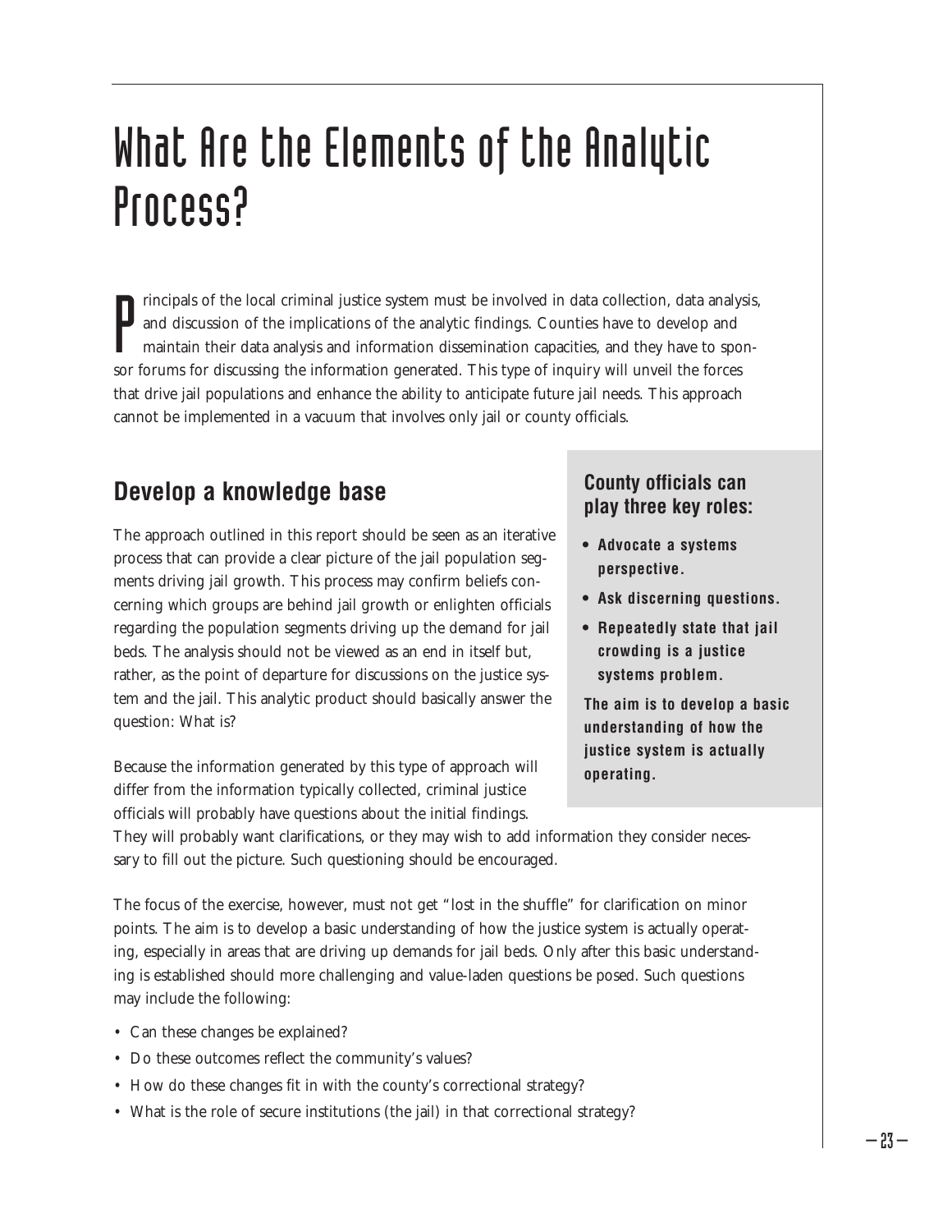# What Are the Elements of the Analytic Process?

Principals of the local criminal justice system must be involved in data collection, data analysis, and discussion of the implications of the analytic findings. Counties have to develop and maintain their data analysis and information dissemination capacities, and they have to sponsor forums for discussing the information generated. This type of inquiry will unveil the forces that drive jail populations and enhance the ability to anticipate future jail needs. This approach cannot be implemented in a vacuum that involves only jail or county officials.

## Develop a knowledge base

The approach outlined in this report should be seen as an iterative process that can provide a clear picture of the jail population segments driving jail growth. This process may confirm beliefs concerning which groups are behind jail growth or enlighten officials regarding the population segments driving up the demand for jail beds. The analysis should not be viewed as an end in itself but, rather, as the point of departure for discussions on the justice system and the jail. This analytic product should basically answer the question: What is?

Because the information generated by this type of approach will differ from the information typically collected, criminal justice officials will probably have questions about the initial findings. They will probably want clarifications, or they may wish to add information they consider necessary to fill out the picture. Such questioning should be encouraged.

The focus of the exercise, however, must not get "lost in the shuffle" for clarification on minor points. The aim is to develop a basic understanding of how the justice system is actually operating, especially in areas that are driving up demands for jail beds. Only after this basic understanding is established should more challenging and value-laden questions be posed. Such questions may include the following:

- Can these changes be explained?
- Do these outcomes reflect the community's values?
- How do these changes fit in with the county's correctional strategy?
- What is the role of secure institutions (the jail) in that correctional strategy?

**County officials can play three key roles:**

- **Advocate a systems perspective.**
- **Ask discerning questions.**
- **Repeatedly state that jail crowding is a justice systems problem.**

**The aim is to develop a basic understanding of how the justice system is actually operating.**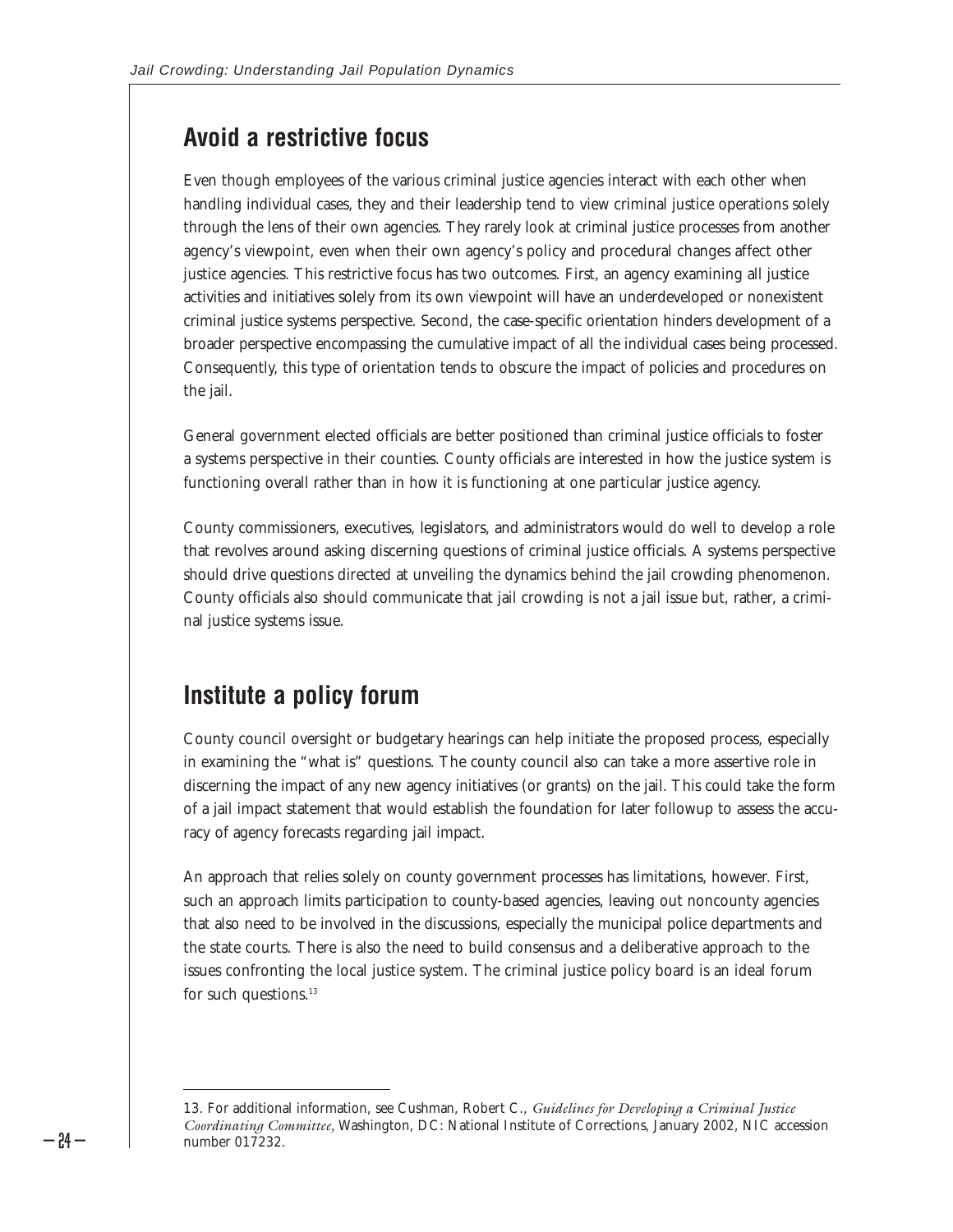## Avoid a restrictive focus

Even though employees of the various criminal justice agencies interact with each other when handling individual cases, they and their leadership tend to view criminal justice operations solely through the lens of their own agencies. They rarely look at criminal justice processes from another agency's viewpoint, even when their own agency's policy and procedural changes affect other justice agencies. This restrictive focus has two outcomes. First, an agency examining all justice activities and initiatives solely from its own viewpoint will have an underdeveloped or nonexistent criminal justice systems perspective. Second, the case-specific orientation hinders development of a broader perspective encompassing the cumulative impact of all the individual cases being processed. Consequently, this type of orientation tends to obscure the impact of policies and procedures on the jail.

General government elected officials are better positioned than criminal justice officials to foster a systems perspective in their counties. County officials are interested in how the justice system is functioning overall rather than in how it is functioning at one particular justice agency.

County commissioners, executives, legislators, and administrators would do well to develop a role that revolves around asking discerning questions of criminal justice officials. A systems perspective should drive questions directed at unveiling the dynamics behind the jail crowding phenomenon. County officials also should communicate that jail crowding is not a jail issue but, rather, a criminal justice systems issue.

## Institute a policy forum

County council oversight or budgetary hearings can help initiate the proposed process, especially in examining the "what is" questions. The county council also can take a more assertive role in discerning the impact of any new agency initiatives (or grants) on the jail. This could take the form of a jail impact statement that would establish the foundation for later followup to assess the accuracy of agency forecasts regarding jail impact.

An approach that relies solely on county government processes has limitations, however. First, such an approach limits participation to county-based agencies, leaving out noncounty agencies that also need to be involved in the discussions, especially the municipal police departments and the state courts. There is also the need to build consensus and a deliberative approach to the issues confronting the local justice system. The criminal justice policy board is an ideal forum for such questions.[13]

---

13. For additional information, see Cushman, Robert C., *Guidelines for Developing a Criminal Justice Coordinating Committee*, Washington, DC: National Institute of Corrections, January 2002, NIC accession number 017232.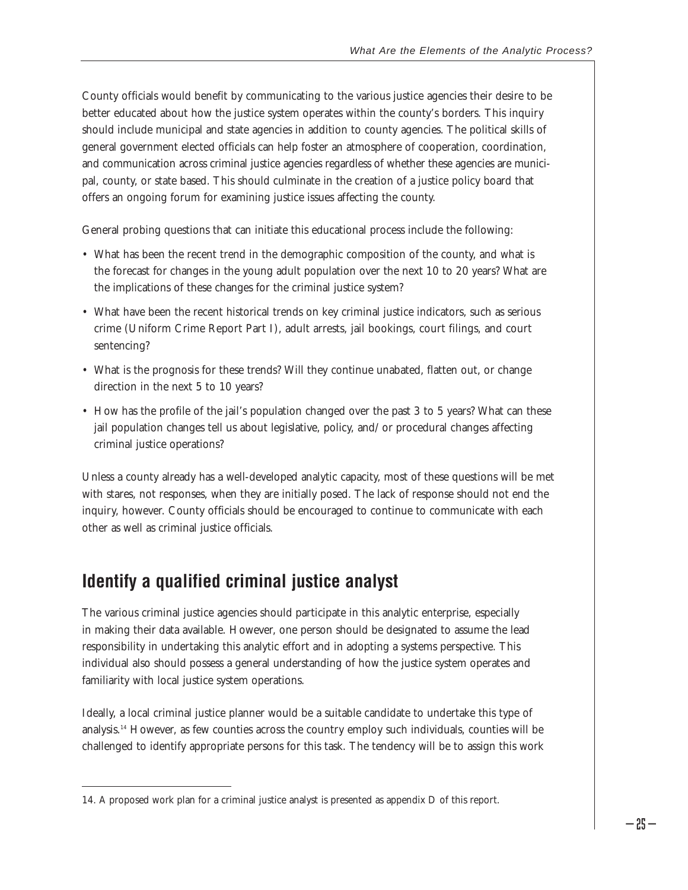County officials would benefit by communicating to the various justice agencies their desire to be better educated about how the justice system operates within the county's borders. This inquiry should include municipal and state agencies in addition to county agencies. The political skills of general government elected officials can help foster an atmosphere of cooperation, coordination, and communication across criminal justice agencies regardless of whether these agencies are municipal, county, or state based. This should culminate in the creation of a justice policy board that offers an ongoing forum for examining justice issues affecting the county.

General probing questions that can initiate this educational process include the following:

- What has been the recent trend in the demographic composition of the county, and what is the forecast for changes in the young adult population over the next 10 to 20 years? What are the implications of these changes for the criminal justice system?
- What have been the recent historical trends on key criminal justice indicators, such as serious crime (Uniform Crime Report Part I), adult arrests, jail bookings, court filings, and court sentencing?
- What is the prognosis for these trends? Will they continue unabated, flatten out, or change direction in the next 5 to 10 years?
- How has the profile of the jail's population changed over the past 3 to 5 years? What can these jail population changes tell us about legislative, policy, and/or procedural changes affecting criminal justice operations?

Unless a county already has a well-developed analytic capacity, most of these questions will be met with stares, not responses, when they are initially posed. The lack of response should not end the inquiry, however. County officials should be encouraged to continue to communicate with each other as well as criminal justice officials.

## Identify a qualified criminal justice analyst

The various criminal justice agencies should participate in this analytic enterprise, especially in making their data available. However, one person should be designated to assume the lead responsibility in undertaking this analytic effort and in adopting a systems perspective. This individual also should possess a general understanding of how the justice system operates and familiarity with local justice system operations.

Ideally, a local criminal justice planner would be a suitable candidate to undertake this type of analysis.[14] However, as few counties across the country employ such individuals, counties will be challenged to identify appropriate persons for this task. The tendency will be to assign this work

---

14. A proposed work plan for a criminal justice analyst is presented as appendix D of this report.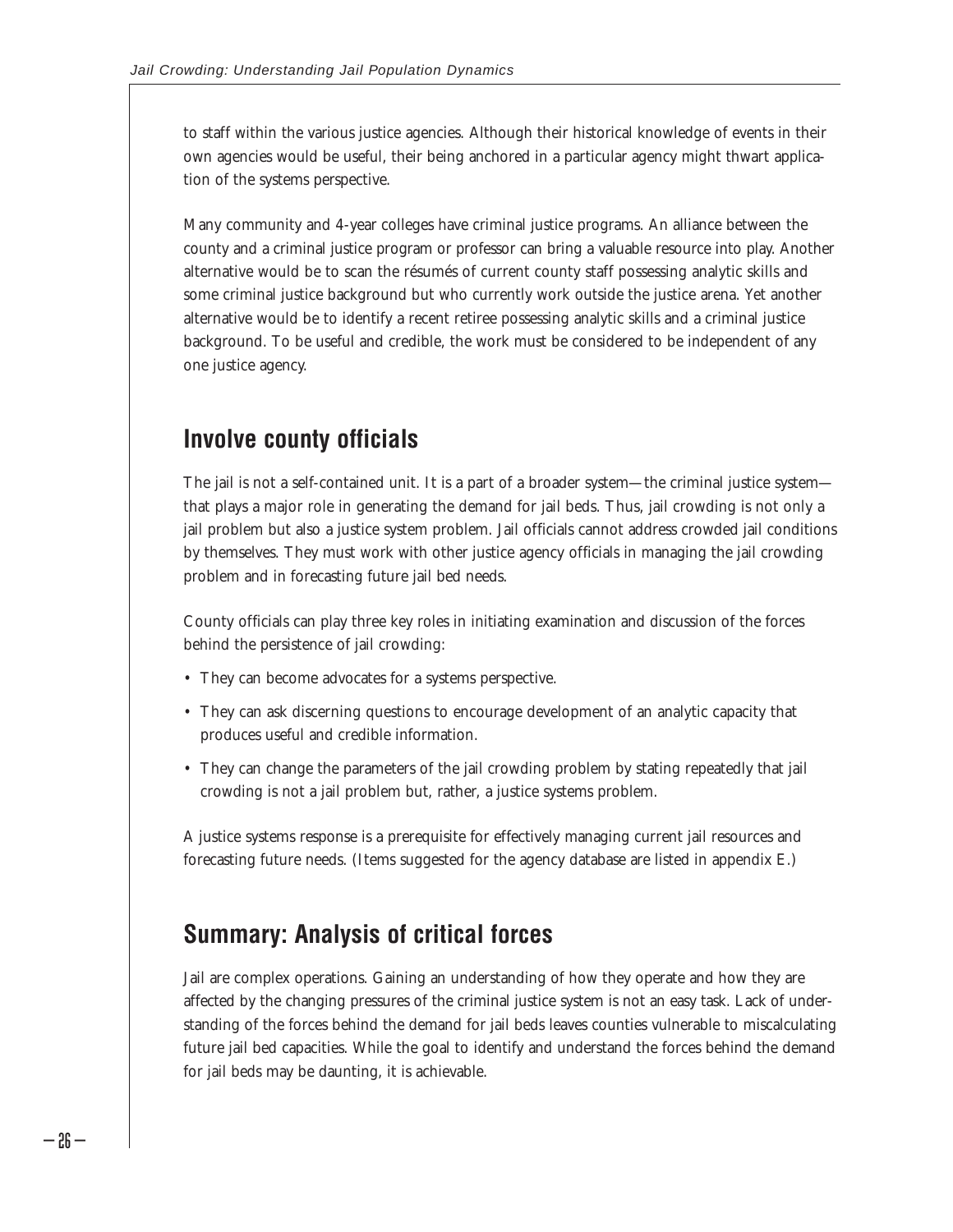to staff within the various justice agencies. Although their historical knowledge of events in their own agencies would be useful, their being anchored in a particular agency might thwart application of the systems perspective.

Many community and 4-year colleges have criminal justice programs. An alliance between the county and a criminal justice program or professor can bring a valuable resource into play. Another alternative would be to scan the résumés of current county staff possessing analytic skills and some criminal justice background but who currently work outside the justice arena. Yet another alternative would be to identify a recent retiree possessing analytic skills and a criminal justice background. To be useful and credible, the work must be considered to be independent of any one justice agency.

## Involve county officials

The jail is not a self-contained unit. It is a part of a broader system—the criminal justice system—that plays a major role in generating the demand for jail beds. Thus, jail crowding is not only a jail problem but also a justice system problem. Jail officials cannot address crowded jail conditions by themselves. They must work with other justice agency officials in managing the jail crowding problem and in forecasting future jail bed needs.

County officials can play three key roles in initiating examination and discussion of the forces behind the persistence of jail crowding:

- They can become advocates for a systems perspective.
- They can ask discerning questions to encourage development of an analytic capacity that produces useful and credible information.
- They can change the parameters of the jail crowding problem by stating repeatedly that jail crowding is not a jail problem but, rather, a justice systems problem.

A justice systems response is a prerequisite for effectively managing current jail resources and forecasting future needs. (Items suggested for the agency database are listed in appendix E.)

## Summary: Analysis of critical forces

Jail are complex operations. Gaining an understanding of how they operate and how they are affected by the changing pressures of the criminal justice system is not an easy task. Lack of understanding of the forces behind the demand for jail beds leaves counties vulnerable to miscalculating future jail bed capacities. While the goal to identify and understand the forces behind the demand for jail beds may be daunting, it is achievable.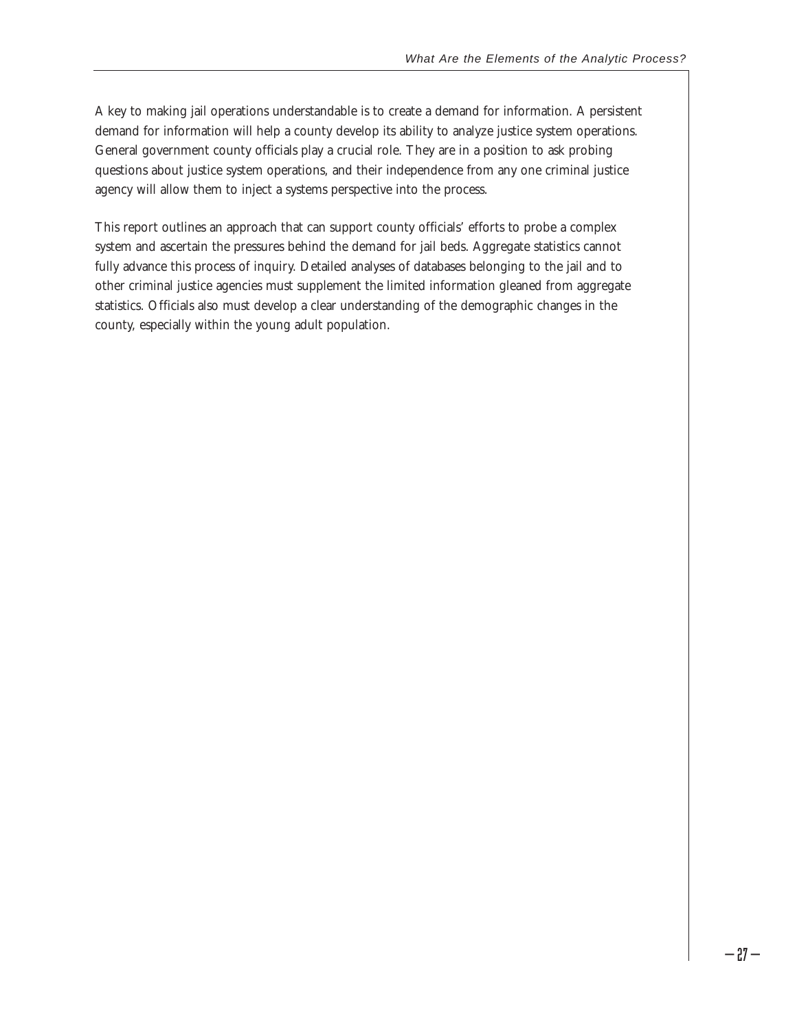A key to making jail operations understandable is to create a demand for information. A persistent demand for information will help a county develop its ability to analyze justice system operations. General government county officials play a crucial role. They are in a position to ask probing questions about justice system operations, and their independence from any one criminal justice agency will allow them to inject a systems perspective into the process.

This report outlines an approach that can support county officials' efforts to probe a complex system and ascertain the pressures behind the demand for jail beds. Aggregate statistics cannot fully advance this process of inquiry. Detailed analyses of databases belonging to the jail and to other criminal justice agencies must supplement the limited information gleaned from aggregate statistics. Officials also must develop a clear understanding of the demographic changes in the county, especially within the young adult population.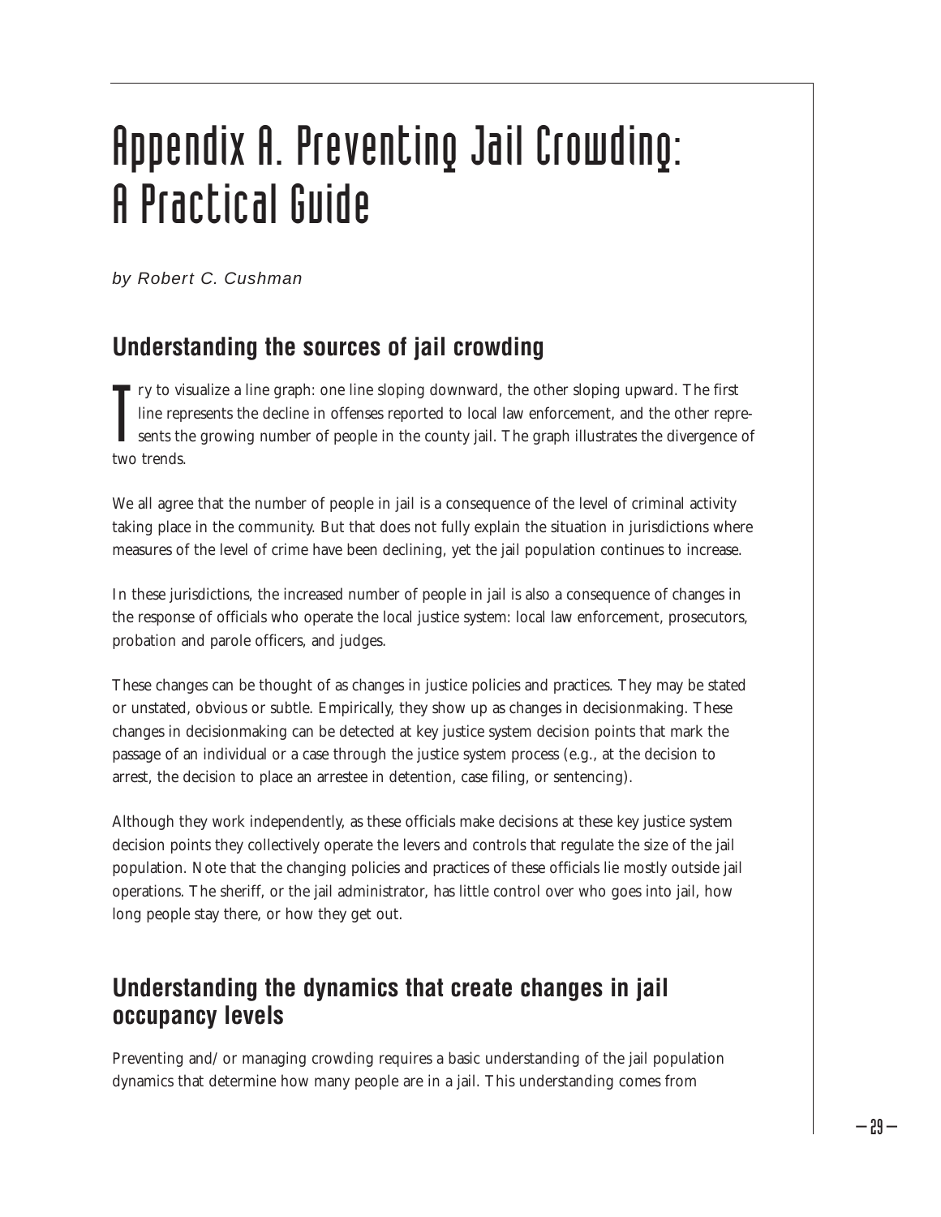# Appendix A. Preventing Jail Crowding: A Practical Guide

*by Robert C. Cushman*

## Understanding the sources of jail crowding

Try to visualize a line graph: one line sloping downward, the other sloping upward. The first line represents the decline in offenses reported to local law enforcement, and the other represents the growing number of people in the county jail. The graph illustrates the divergence of two trends.

We all agree that the number of people in jail is a consequence of the level of criminal activity taking place in the community. But that does not fully explain the situation in jurisdictions where measures of the level of crime have been declining, yet the jail population continues to increase.

In these jurisdictions, the increased number of people in jail is also a consequence of changes in the response of officials who operate the local justice system: local law enforcement, prosecutors, probation and parole officers, and judges.

These changes can be thought of as changes in justice policies and practices. They may be stated or unstated, obvious or subtle. Empirically, they show up as changes in decisionmaking. These changes in decisionmaking can be detected at key justice system decision points that mark the passage of an individual or a case through the justice system process (e.g., at the decision to arrest, the decision to place an arrestee in detention, case filing, or sentencing).

Although they work independently, as these officials make decisions at these key justice system decision points they collectively operate the levers and controls that regulate the size of the jail population. Note that the changing policies and practices of these officials lie mostly outside jail operations. The sheriff, or the jail administrator, has little control over who goes into jail, how long people stay there, or how they get out.

## Understanding the dynamics that create changes in jail occupancy levels

Preventing and/or managing crowding requires a basic understanding of the jail population dynamics that determine how many people are in a jail. This understanding comes from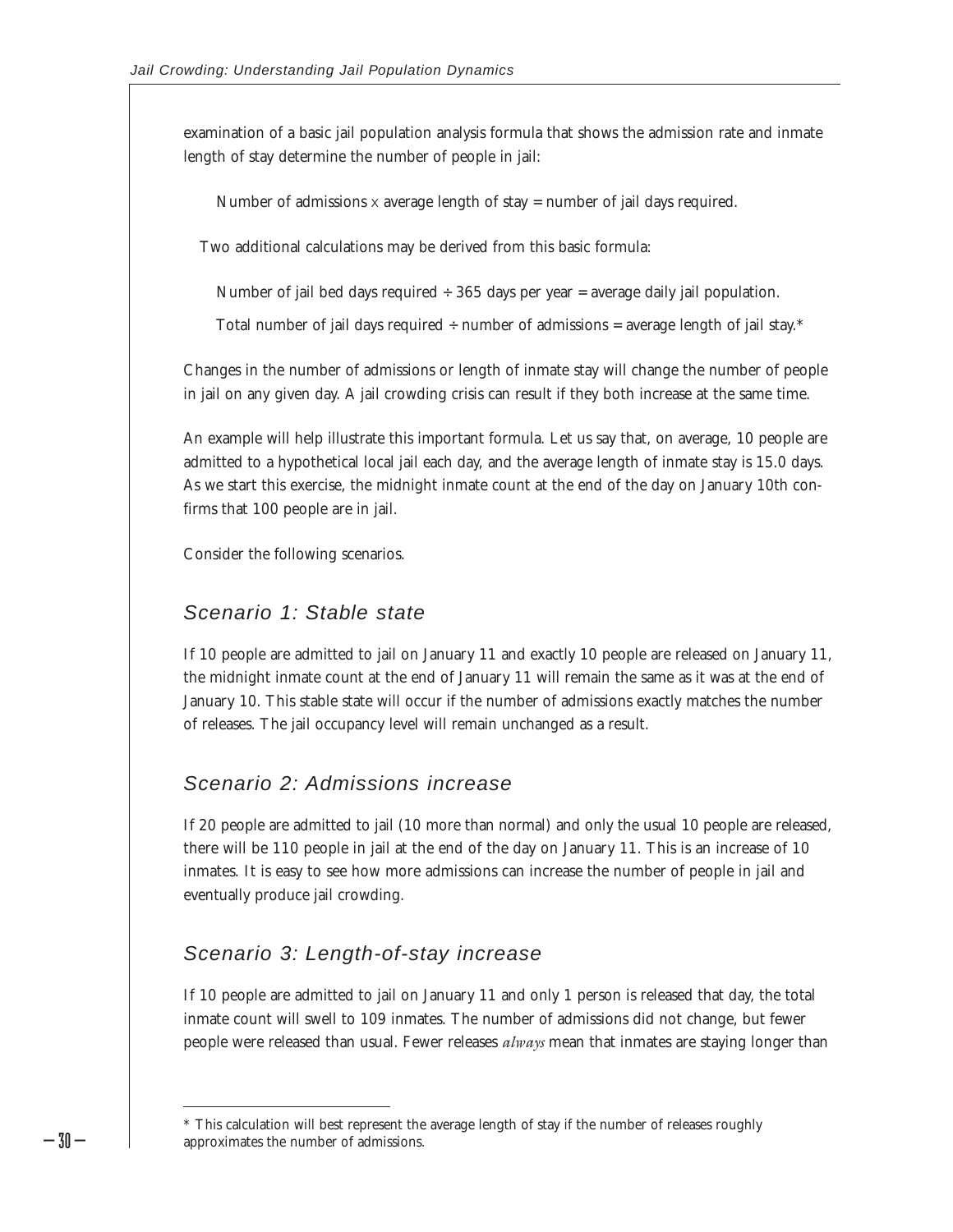examination of a basic jail population analysis formula that shows the admission rate and inmate length of stay determine the number of people in jail:

Number of admissions × average length of stay = number of jail days required.

Two additional calculations may be derived from this basic formula:

Number of jail bed days required ÷ 365 days per year = average daily jail population.

Total number of jail days required ÷ number of admissions = average length of jail stay.*

Changes in the number of admissions or length of inmate stay will change the number of people in jail on any given day. A jail crowding crisis can result if they both increase at the same time.

An example will help illustrate this important formula. Let us say that, on average, 10 people are admitted to a hypothetical local jail each day, and the average length of inmate stay is 15.0 days. As we start this exercise, the midnight inmate count at the end of the day on January 10th confirms that 100 people are in jail.

Consider the following scenarios.

### *Scenario 1: Stable state*

If 10 people are admitted to jail on January 11 and exactly 10 people are released on January 11, the midnight inmate count at the end of January 11 will remain the same as it was at the end of January 10. This stable state will occur if the number of admissions exactly matches the number of releases. The jail occupancy level will remain unchanged as a result.

### *Scenario 2: Admissions increase*

If 20 people are admitted to jail (10 more than normal) and only the usual 10 people are released, there will be 110 people in jail at the end of the day on January 11. This is an increase of 10 inmates. It is easy to see how more admissions can increase the number of people in jail and eventually produce jail crowding.

### *Scenario 3: Length-of-stay increase*

If 10 people are admitted to jail on January 11 and only 1 person is released that day, the total inmate count will swell to 109 inmates. The number of admissions did not change, but fewer people were released than usual. Fewer releases *always* mean that inmates are staying longer than

---

\* This calculation will best represent the average length of stay if the number of releases roughly approximates the number of admissions.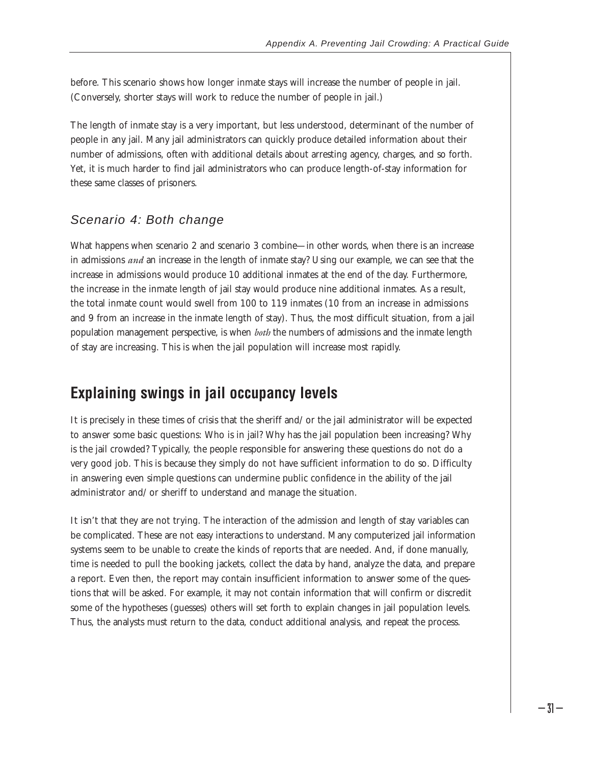before. This scenario shows how longer inmate stays will increase the number of people in jail. (Conversely, shorter stays will work to reduce the number of people in jail.)

The length of inmate stay is a very important, but less understood, determinant of the number of people in any jail. Many jail administrators can quickly produce detailed information about their number of admissions, often with additional details about arresting agency, charges, and so forth. Yet, it is much harder to find jail administrators who can produce length-of-stay information for these same classes of prisoners.

### *Scenario 4: Both change*

What happens when scenario 2 and scenario 3 combine—in other words, when there is an increase in admissions *and* an increase in the length of inmate stay? Using our example, we can see that the increase in admissions would produce 10 additional inmates at the end of the day. Furthermore, the increase in the inmate length of jail stay would produce nine additional inmates. As a result, the total inmate count would swell from 100 to 119 inmates (10 from an increase in admissions and 9 from an increase in the inmate length of stay). Thus, the most difficult situation, from a jail population management perspective, is when *both* the numbers of admissions and the inmate length of stay are increasing. This is when the jail population will increase most rapidly.

## Explaining swings in jail occupancy levels

It is precisely in these times of crisis that the sheriff and/or the jail administrator will be expected to answer some basic questions: Who is in jail? Why has the jail population been increasing? Why is the jail crowded? Typically, the people responsible for answering these questions do not do a very good job. This is because they simply do not have sufficient information to do so. Difficulty in answering even simple questions can undermine public confidence in the ability of the jail administrator and/or sheriff to understand and manage the situation.

It isn't that they are not trying. The interaction of the admission and length of stay variables can be complicated. These are not easy interactions to understand. Many computerized jail information systems seem to be unable to create the kinds of reports that are needed. And, if done manually, time is needed to pull the booking jackets, collect the data by hand, analyze the data, and prepare a report. Even then, the report may contain insufficient information to answer some of the questions that will be asked. For example, it may not contain information that will confirm or discredit some of the hypotheses (guesses) others will set forth to explain changes in jail population levels. Thus, the analysts must return to the data, conduct additional analysis, and repeat the process.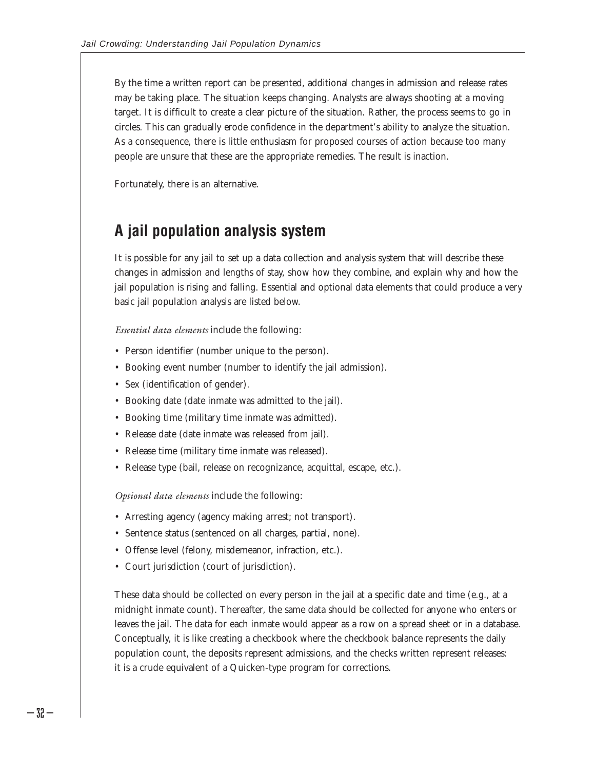By the time a written report can be presented, additional changes in admission and release rates may be taking place. The situation keeps changing. Analysts are always shooting at a moving target. It is difficult to create a clear picture of the situation. Rather, the process seems to go in circles. This can gradually erode confidence in the department's ability to analyze the situation. As a consequence, there is little enthusiasm for proposed courses of action because too many people are unsure that these are the appropriate remedies. The result is inaction.

Fortunately, there is an alternative.

## A jail population analysis system

It is possible for any jail to set up a data collection and analysis system that will describe these changes in admission and lengths of stay, show how they combine, and explain why and how the jail population is rising and falling. Essential and optional data elements that could produce a very basic jail population analysis are listed below.

*Essential data elements* include the following:

- Person identifier (number unique to the person).
- Booking event number (number to identify the jail admission).
- Sex (identification of gender).
- Booking date (date inmate was admitted to the jail).
- Booking time (military time inmate was admitted).
- Release date (date inmate was released from jail).
- Release time (military time inmate was released).
- Release type (bail, release on recognizance, acquittal, escape, etc.).

*Optional data elements* include the following:

- Arresting agency (agency making arrest; not transport).
- Sentence status (sentenced on all charges, partial, none).
- Offense level (felony, misdemeanor, infraction, etc.).
- Court jurisdiction (court of jurisdiction).

These data should be collected on every person in the jail at a specific date and time (e.g., at a midnight inmate count). Thereafter, the same data should be collected for anyone who enters or leaves the jail. The data for each inmate would appear as a row on a spread sheet or in a database. Conceptually, it is like creating a checkbook where the checkbook balance represents the daily population count, the deposits represent admissions, and the checks written represent releases: it is a crude equivalent of a Quicken-type program for corrections.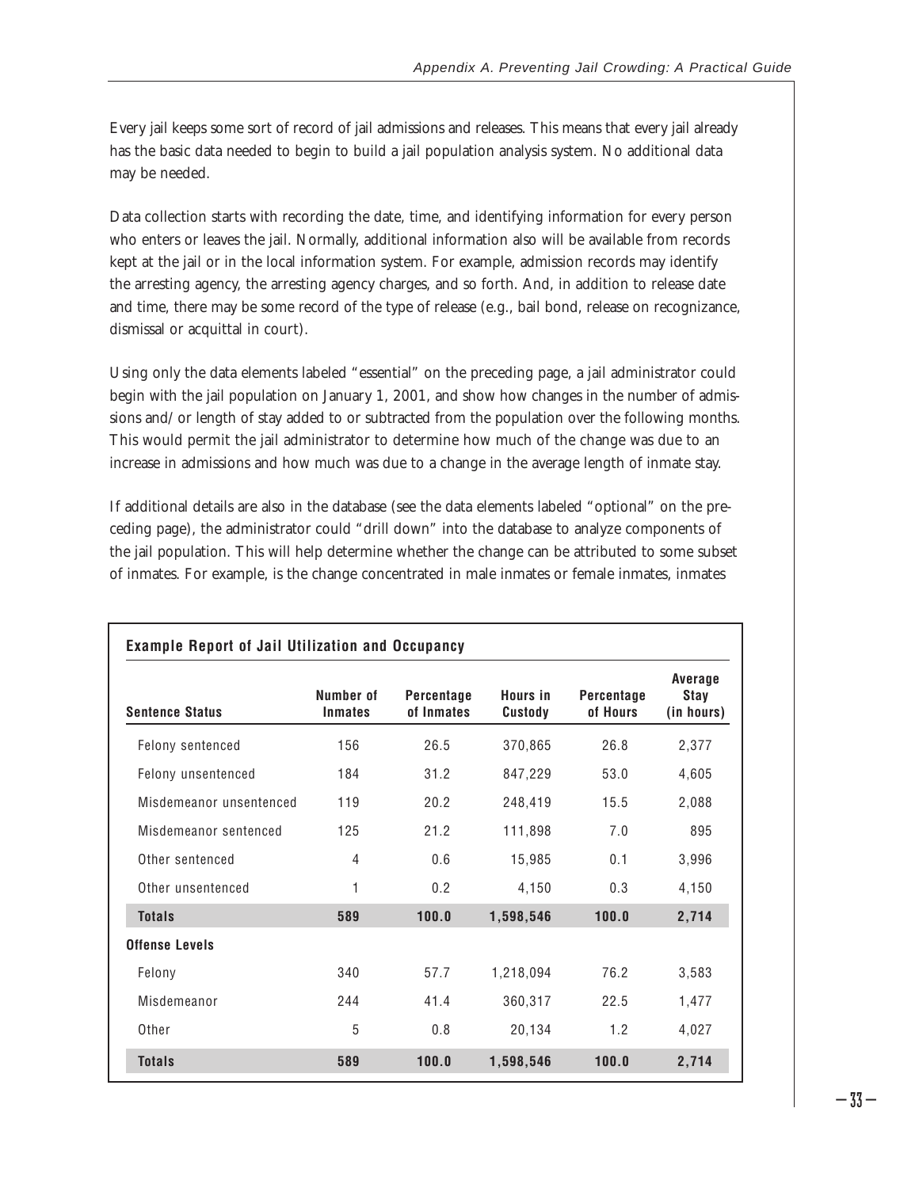Every jail keeps some sort of record of jail admissions and releases. This means that every jail already has the basic data needed to begin to build a jail population analysis system. No additional data may be needed.

Data collection starts with recording the date, time, and identifying information for every person who enters or leaves the jail. Normally, additional information also will be available from records kept at the jail or in the local information system. For example, admission records may identify the arresting agency, the arresting agency charges, and so forth. And, in addition to release date and time, there may be some record of the type of release (e.g., bail bond, release on recognizance, dismissal or acquittal in court).

Using only the data elements labeled "essential" on the preceding page, a jail administrator could begin with the jail population on January 1, 2001, and show how changes in the number of admissions and/or length of stay added to or subtracted from the population over the following months. This would permit the jail administrator to determine how much of the change was due to an increase in admissions and how much was due to a change in the average length of inmate stay.

If additional details are also in the database (see the data elements labeled "optional" on the preceding page), the administrator could "drill down" into the database to analyze components of the jail population. This will help determine whether the change can be attributed to some subset of inmates. For example, is the change concentrated in male inmates or female inmates, inmates

**Example Report of Jail Utilization and Occupancy**

| Sentence Status | Number of Inmates | Percentage of Inmates | Hours in Custody | Percentage of Hours | Average Stay (in hours) |
|---|---|---|---|---|---|
| Felony sentenced | 156 | 26.5 | 370,865 | 26.8 | 2,377 |
| Felony unsentenced | 184 | 31.2 | 847,229 | 53.0 | 4,605 |
| Misdemeanor unsentenced | 119 | 20.2 | 248,419 | 15.5 | 2,088 |
| Misdemeanor sentenced | 125 | 21.2 | 111,898 | 7.0 | 895 |
| Other sentenced | 4 | 0.6 | 15,985 | 0.1 | 3,996 |
| Other unsentenced | 1 | 0.2 | 4,150 | 0.3 | 4,150 |
| **Totals** | **589** | **100.0** | **1,598,546** | **100.0** | **2,714** |
| **Offense Levels** | | | | | |
| Felony | 340 | 57.7 | 1,218,094 | 76.2 | 3,583 |
| Misdemeanor | 244 | 41.4 | 360,317 | 22.5 | 1,477 |
| Other | 5 | 0.8 | 20,134 | 1.2 | 4,027 |
| **Totals** | **589** | **100.0** | **1,598,546** | **100.0** | **2,714** |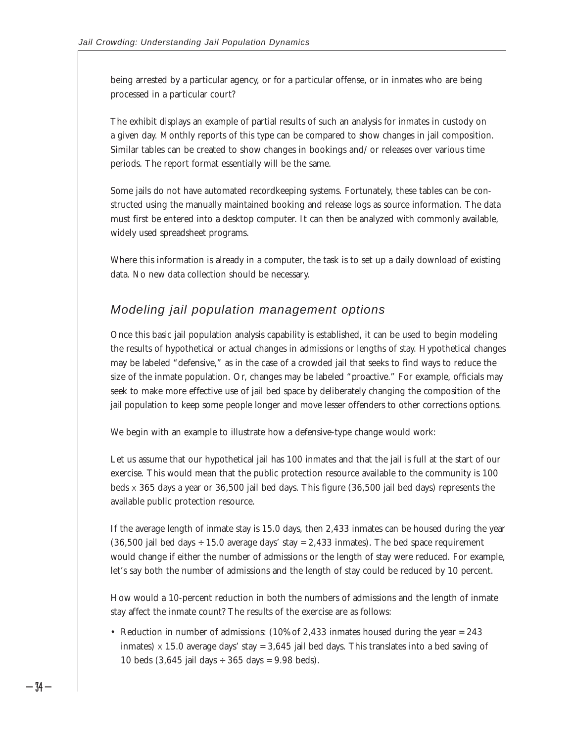being arrested by a particular agency, or for a particular offense, or in inmates who are being processed in a particular court?

The exhibit displays an example of partial results of such an analysis for inmates in custody on a given day. Monthly reports of this type can be compared to show changes in jail composition. Similar tables can be created to show changes in bookings and/or releases over various time periods. The report format essentially will be the same.

Some jails do not have automated recordkeeping systems. Fortunately, these tables can be constructed using the manually maintained booking and release logs as source information. The data must first be entered into a desktop computer. It can then be analyzed with commonly available, widely used spreadsheet programs.

Where this information is already in a computer, the task is to set up a daily download of existing data. No new data collection should be necessary.

## *Modeling jail population management options*

Once this basic jail population analysis capability is established, it can be used to begin modeling the results of hypothetical or actual changes in admissions or lengths of stay. Hypothetical changes may be labeled "defensive," as in the case of a crowded jail that seeks to find ways to reduce the size of the inmate population. Or, changes may be labeled "proactive." For example, officials may seek to make more effective use of jail bed space by deliberately changing the composition of the jail population to keep some people longer and move lesser offenders to other corrections options.

We begin with an example to illustrate how a defensive-type change would work:

Let us assume that our hypothetical jail has 100 inmates and that the jail is full at the start of our exercise. This would mean that the public protection resource available to the community is 100 beds × 365 days a year or 36,500 jail bed days. This figure (36,500 jail bed days) represents the available public protection resource.

If the average length of inmate stay is 15.0 days, then 2,433 inmates can be housed during the year (36,500 jail bed days ÷ 15.0 average days' stay = 2,433 inmates). The bed space requirement would change if either the number of admissions or the length of stay were reduced. For example, let's say both the number of admissions and the length of stay could be reduced by 10 percent.

How would a 10-percent reduction in both the numbers of admissions and the length of inmate stay affect the inmate count? The results of the exercise are as follows:

- Reduction in number of admissions: (10% of 2,433 inmates housed during the year = 243 inmates) × 15.0 average days' stay = 3,645 jail bed days. This translates into a bed saving of 10 beds (3,645 jail days ÷ 365 days = 9.98 beds).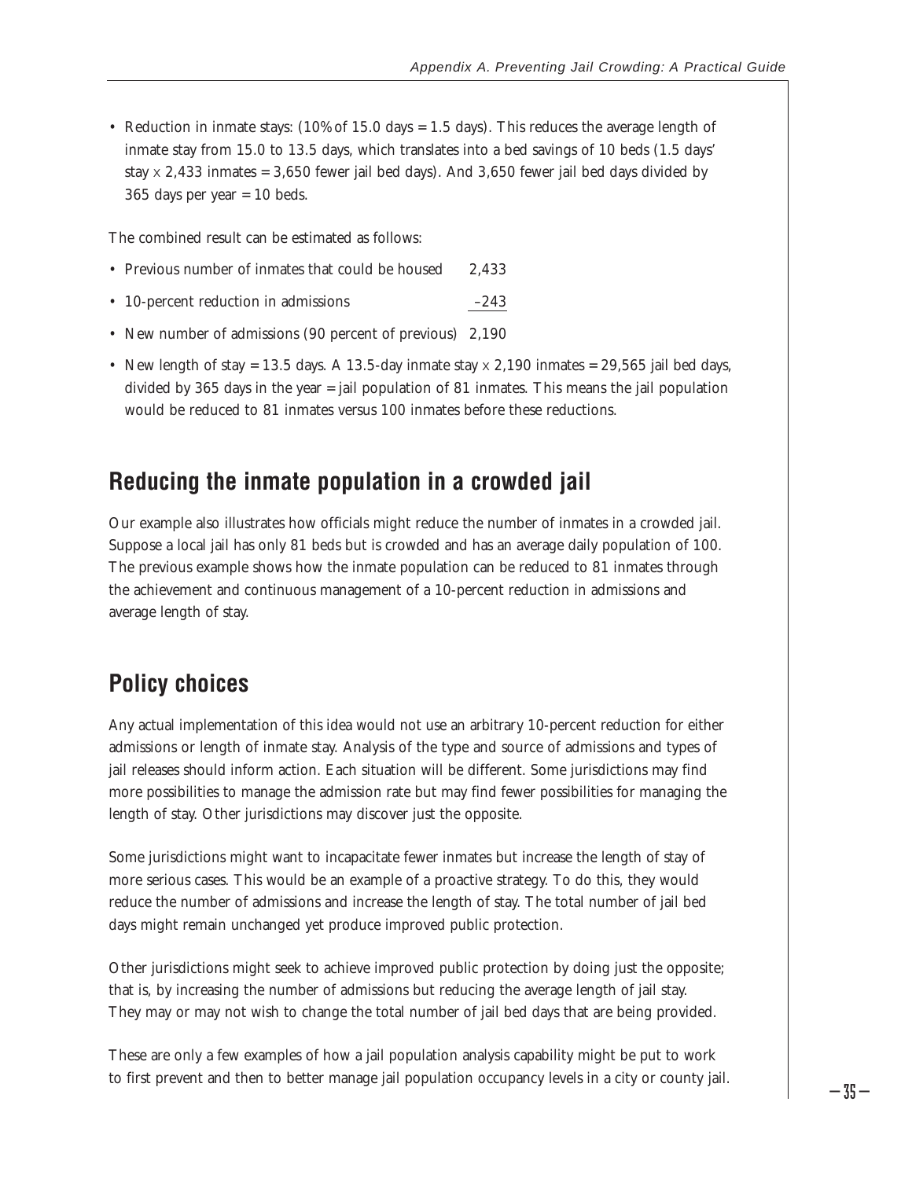- Reduction in inmate stays: (10% of 15.0 days = 1.5 days). This reduces the average length of inmate stay from 15.0 to 13.5 days, which translates into a bed savings of 10 beds (1.5 days' stay x 2,433 inmates = 3,650 fewer jail bed days). And 3,650 fewer jail bed days divided by 365 days per year = 10 beds.

The combined result can be estimated as follows:

| | |
|---|---|
| • Previous number of inmates that could be housed | 2,433 |
| • 10-percent reduction in admissions | –243 |
| • New number of admissions (90 percent of previous) | 2,190 |

- New length of stay = 13.5 days. A 13.5-day inmate stay x 2,190 inmates = 29,565 jail bed days, divided by 365 days in the year = jail population of 81 inmates. This means the jail population would be reduced to 81 inmates versus 100 inmates before these reductions.

## Reducing the inmate population in a crowded jail

Our example also illustrates how officials might reduce the number of inmates in a crowded jail. Suppose a local jail has only 81 beds but is crowded and has an average daily population of 100. The previous example shows how the inmate population can be reduced to 81 inmates through the achievement and continuous management of a 10-percent reduction in admissions and average length of stay.

## Policy choices

Any actual implementation of this idea would not use an arbitrary 10-percent reduction for either admissions or length of inmate stay. Analysis of the type and source of admissions and types of jail releases should inform action. Each situation will be different. Some jurisdictions may find more possibilities to manage the admission rate but may find fewer possibilities for managing the length of stay. Other jurisdictions may discover just the opposite.

Some jurisdictions might want to incapacitate fewer inmates but increase the length of stay of more serious cases. This would be an example of a proactive strategy. To do this, they would reduce the number of admissions and increase the length of stay. The total number of jail bed days might remain unchanged yet produce improved public protection.

Other jurisdictions might seek to achieve improved public protection by doing just the opposite; that is, by increasing the number of admissions but reducing the average length of jail stay. They may or may not wish to change the total number of jail bed days that are being provided.

These are only a few examples of how a jail population analysis capability might be put to work to first prevent and then to better manage jail population occupancy levels in a city or county jail.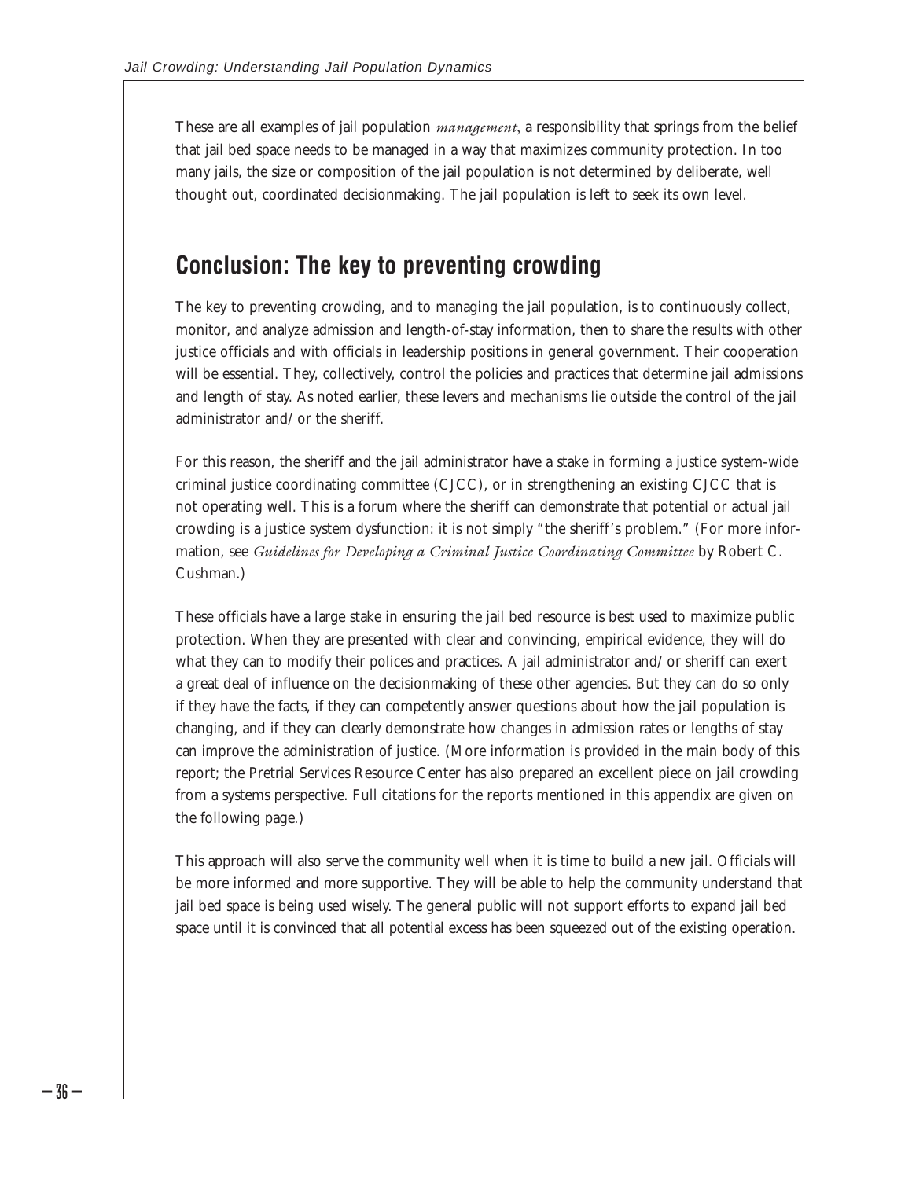These are all examples of jail population *management*, a responsibility that springs from the belief that jail bed space needs to be managed in a way that maximizes community protection. In too many jails, the size or composition of the jail population is not determined by deliberate, well thought out, coordinated decisionmaking. The jail population is left to seek its own level.

## Conclusion: The key to preventing crowding

The key to preventing crowding, and to managing the jail population, is to continuously collect, monitor, and analyze admission and length-of-stay information, then to share the results with other justice officials and with officials in leadership positions in general government. Their cooperation will be essential. They, collectively, control the policies and practices that determine jail admissions and length of stay. As noted earlier, these levers and mechanisms lie outside the control of the jail administrator and/or the sheriff.

For this reason, the sheriff and the jail administrator have a stake in forming a justice system-wide criminal justice coordinating committee (CJCC), or in strengthening an existing CJCC that is not operating well. This is a forum where the sheriff can demonstrate that potential or actual jail crowding is a justice system dysfunction: it is not simply "the sheriff's problem." (For more information, see *Guidelines for Developing a Criminal Justice Coordinating Committee* by Robert C. Cushman.)

These officials have a large stake in ensuring the jail bed resource is best used to maximize public protection. When they are presented with clear and convincing, empirical evidence, they will do what they can to modify their polices and practices. A jail administrator and/or sheriff can exert a great deal of influence on the decisionmaking of these other agencies. But they can do so only if they have the facts, if they can competently answer questions about how the jail population is changing, and if they can clearly demonstrate how changes in admission rates or lengths of stay can improve the administration of justice. (More information is provided in the main body of this report; the Pretrial Services Resource Center has also prepared an excellent piece on jail crowding from a systems perspective. Full citations for the reports mentioned in this appendix are given on the following page.)

This approach will also serve the community well when it is time to build a new jail. Officials will be more informed and more supportive. They will be able to help the community understand that jail bed space is being used wisely. The general public will not support efforts to expand jail bed space until it is convinced that all potential excess has been squeezed out of the existing operation.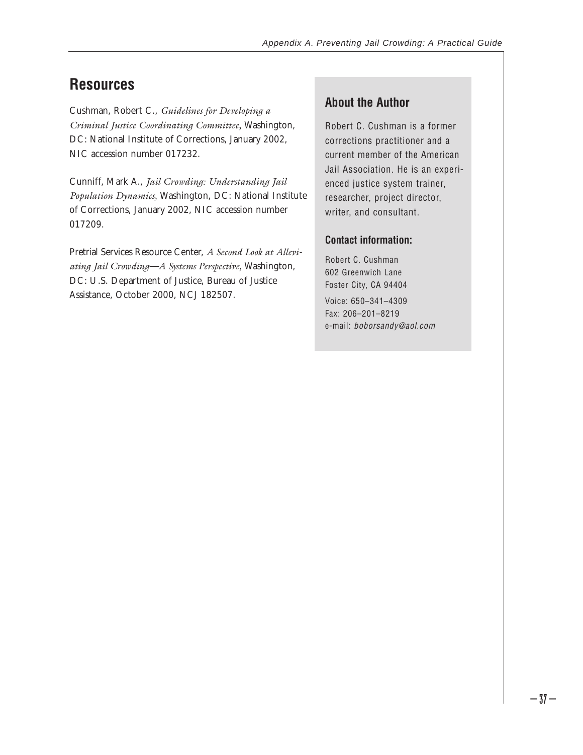## Resources

Cushman, Robert C., *Guidelines for Developing a Criminal Justice Coordinating Committee*, Washington, DC: National Institute of Corrections, January 2002, NIC accession number 017232.

Cunniff, Mark A., *Jail Crowding: Understanding Jail Population Dynamics*, Washington, DC: National Institute of Corrections, January 2002, NIC accession number 017209.

Pretrial Services Resource Center, *A Second Look at Alleviating Jail Crowding—A Systems Perspective*, Washington, DC: U.S. Department of Justice, Bureau of Justice Assistance, October 2000, NCJ 182507.

### About the Author

Robert C. Cushman is a former corrections practitioner and a current member of the American Jail Association. He is an experienced justice system trainer, researcher, project director, writer, and consultant.

**Contact information:**

Robert C. Cushman
602 Greenwich Lane
Foster City, CA 94404

Voice: 650–341–4309
Fax: 206–201–8219
e-mail: *boborsandy@aol.com*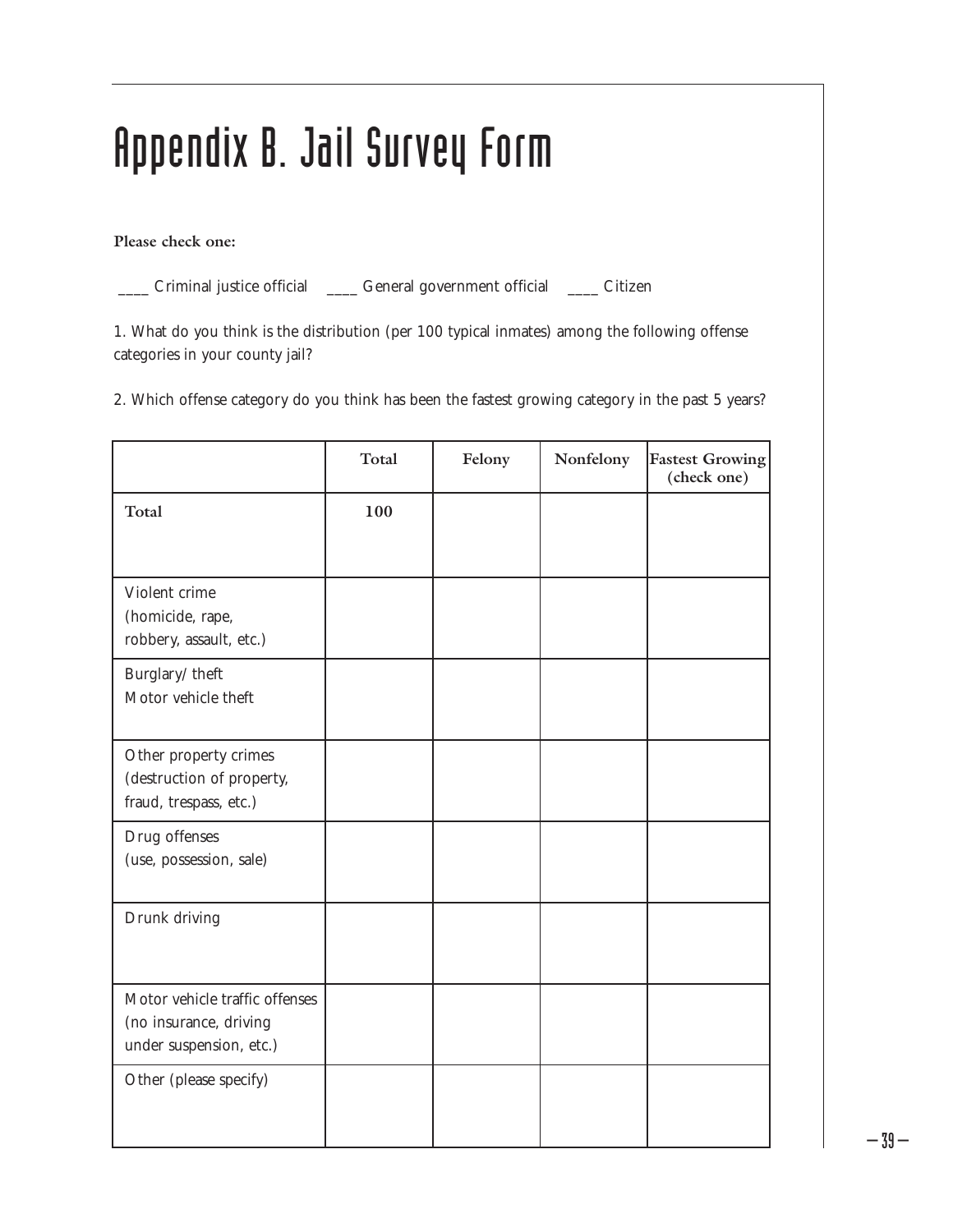# Appendix B. Jail Survey Form

**Please check one:**

____ Criminal justice official ____ General government official ____ Citizen

1. What do you think is the distribution (per 100 typical inmates) among the following offense categories in your county jail?

2. Which offense category do you think has been the fastest growing category in the past 5 years?

| | Total | Felony | Nonfelony | Fastest Growing (check one) |
|---|---|---|---|---|
| **Total** | **100** | | | |
| Violent crime (homicide, rape, robbery, assault, etc.) | | | | |
| Burglary/ theft Motor vehicle theft | | | | |
| Other property crimes (destruction of property, fraud, trespass, etc.) | | | | |
| Drug offenses (use, possession, sale) | | | | |
| Drunk driving | | | | |
| Motor vehicle traffic offenses (no insurance, driving under suspension, etc.) | | | | |
| Other (please specify) | | | | |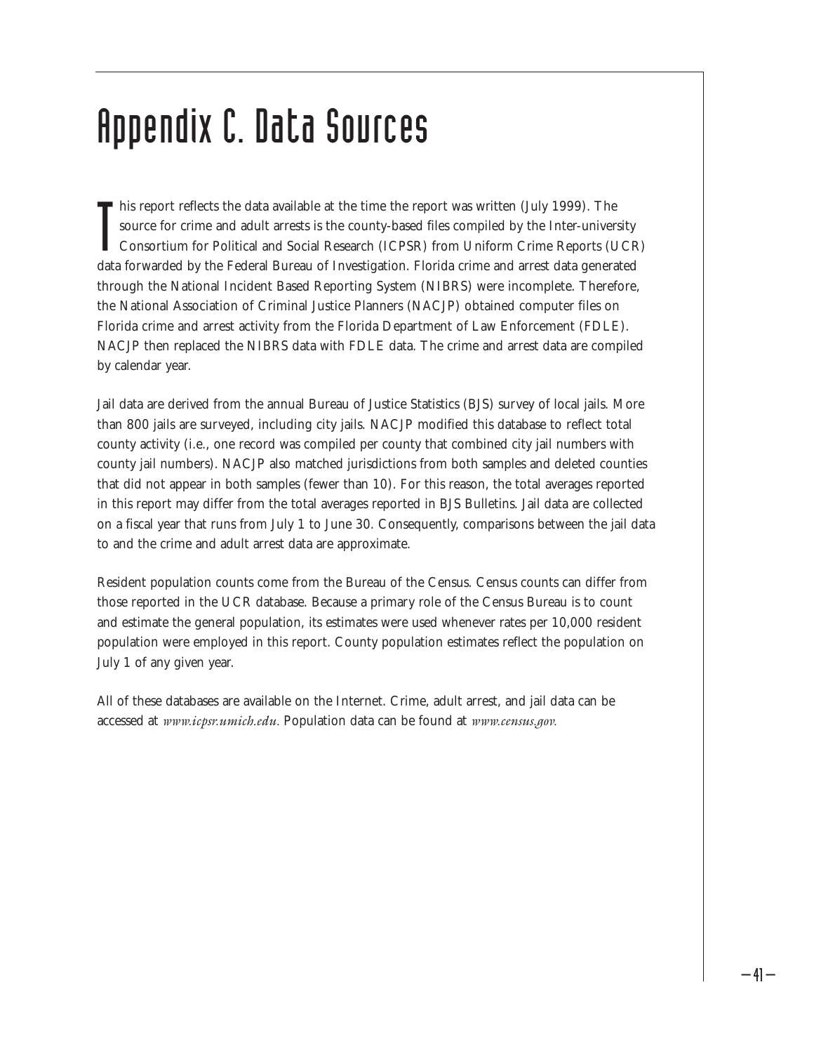# Appendix C. Data Sources

This report reflects the data available at the time the report was written (July 1999). The source for crime and adult arrests is the county-based files compiled by the Inter-university Consortium for Political and Social Research (ICPSR) from Uniform Crime Reports (UCR) data forwarded by the Federal Bureau of Investigation. Florida crime and arrest data generated through the National Incident Based Reporting System (NIBRS) were incomplete. Therefore, the National Association of Criminal Justice Planners (NACJP) obtained computer files on Florida crime and arrest activity from the Florida Department of Law Enforcement (FDLE). NACJP then replaced the NIBRS data with FDLE data. The crime and arrest data are compiled by calendar year.

Jail data are derived from the annual Bureau of Justice Statistics (BJS) survey of local jails. More than 800 jails are surveyed, including city jails. NACJP modified this database to reflect total county activity (i.e., one record was compiled per county that combined city jail numbers with county jail numbers). NACJP also matched jurisdictions from both samples and deleted counties that did not appear in both samples (fewer than 10). For this reason, the total averages reported in this report may differ from the total averages reported in BJS Bulletins. Jail data are collected on a fiscal year that runs from July 1 to June 30. Consequently, comparisons between the jail data to and the crime and adult arrest data are approximate.

Resident population counts come from the Bureau of the Census. Census counts can differ from those reported in the UCR database. Because a primary role of the Census Bureau is to count and estimate the general population, its estimates were used whenever rates per 10,000 resident population were employed in this report. County population estimates reflect the population on July 1 of any given year.

All of these databases are available on the Internet. Crime, adult arrest, and jail data can be accessed at *www.icpsr.umich.edu*. Population data can be found at *www.census.gov.*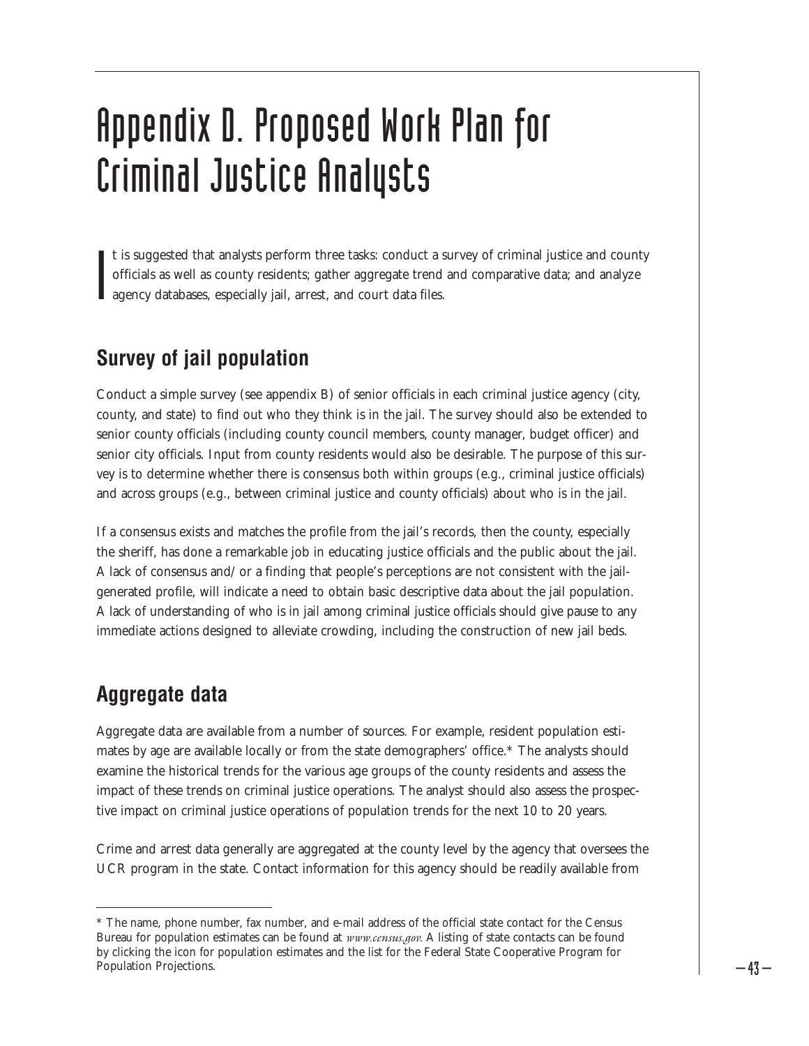# Appendix D. Proposed Work Plan for Criminal Justice Analysts

It is suggested that analysts perform three tasks: conduct a survey of criminal justice and county officials as well as county residents; gather aggregate trend and comparative data; and analyze agency databases, especially jail, arrest, and court data files.

## Survey of jail population

Conduct a simple survey (see appendix B) of senior officials in each criminal justice agency (city, county, and state) to find out who they think is in the jail. The survey should also be extended to senior county officials (including county council members, county manager, budget officer) and senior city officials. Input from county residents would also be desirable. The purpose of this survey is to determine whether there is consensus both within groups (e.g., criminal justice officials) and across groups (e.g., between criminal justice and county officials) about who is in the jail.

If a consensus exists and matches the profile from the jail's records, then the county, especially the sheriff, has done a remarkable job in educating justice officials and the public about the jail. A lack of consensus and/or a finding that people's perceptions are not consistent with the jail-generated profile, will indicate a need to obtain basic descriptive data about the jail population. A lack of understanding of who is in jail among criminal justice officials should give pause to any immediate actions designed to alleviate crowding, including the construction of new jail beds.

## Aggregate data

Aggregate data are available from a number of sources. For example, resident population estimates by age are available locally or from the state demographers' office.* The analysts should examine the historical trends for the various age groups of the county residents and assess the impact of these trends on criminal justice operations. The analyst should also assess the prospective impact on criminal justice operations of population trends for the next 10 to 20 years.

Crime and arrest data generally are aggregated at the county level by the agency that oversees the UCR program in the state. Contact information for this agency should be readily available from

* The name, phone number, fax number, and e-mail address of the official state contact for the Census Bureau for population estimates can be found at *www.census.gov.* A listing of state contacts can be found by clicking the icon for population estimates and the list for the Federal State Cooperative Program for Population Projections.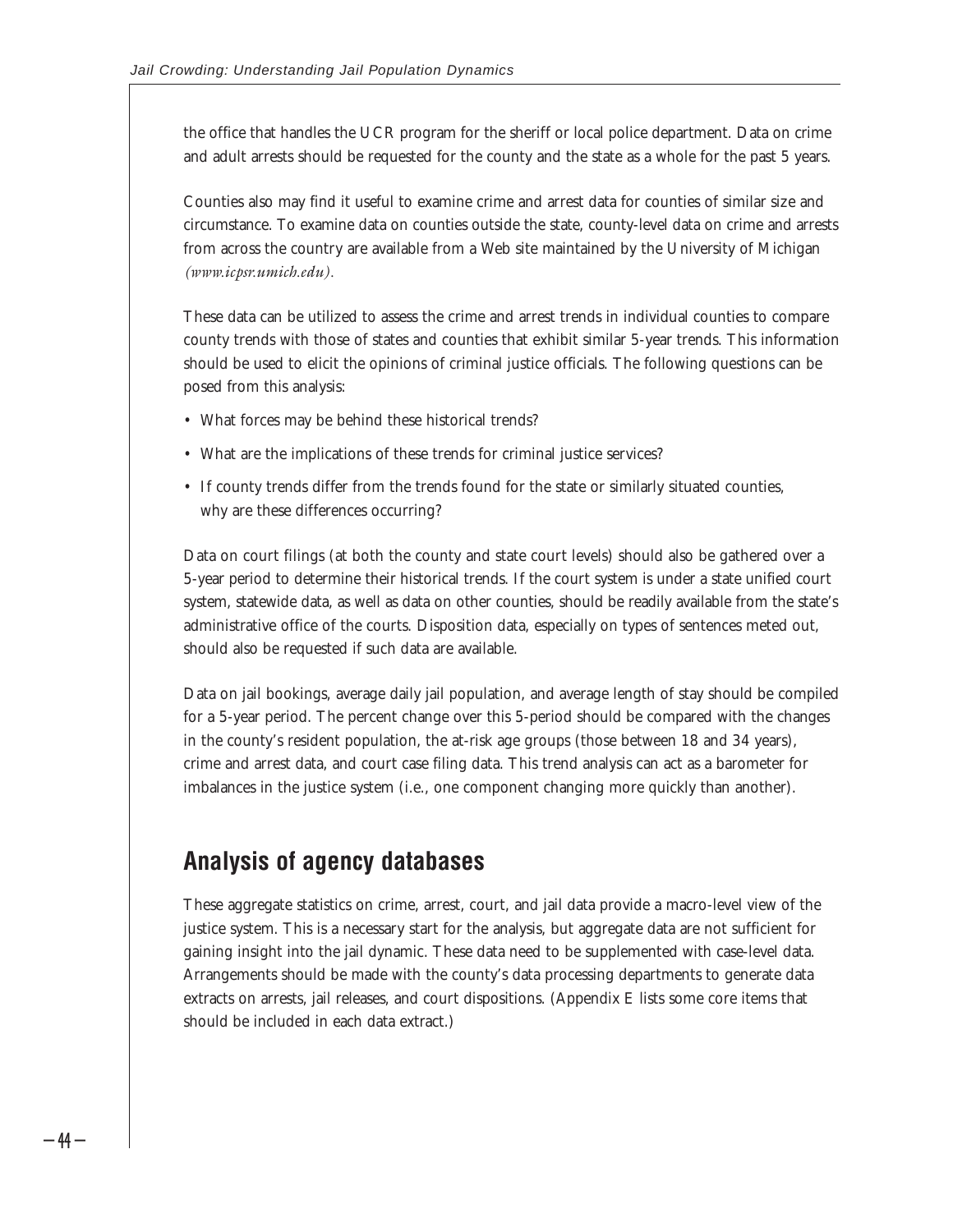the office that handles the UCR program for the sheriff or local police department. Data on crime and adult arrests should be requested for the county and the state as a whole for the past 5 years.

Counties also may find it useful to examine crime and arrest data for counties of similar size and circumstance. To examine data on counties outside the state, county-level data on crime and arrests from across the country are available from a Web site maintained by the University of Michigan *(www.icpsr.umich.edu).*

These data can be utilized to assess the crime and arrest trends in individual counties to compare county trends with those of states and counties that exhibit similar 5-year trends. This information should be used to elicit the opinions of criminal justice officials. The following questions can be posed from this analysis:

- What forces may be behind these historical trends?
- What are the implications of these trends for criminal justice services?
- If county trends differ from the trends found for the state or similarly situated counties, why are these differences occurring?

Data on court filings (at both the county and state court levels) should also be gathered over a 5-year period to determine their historical trends. If the court system is under a state unified court system, statewide data, as well as data on other counties, should be readily available from the state's administrative office of the courts. Disposition data, especially on types of sentences meted out, should also be requested if such data are available.

Data on jail bookings, average daily jail population, and average length of stay should be compiled for a 5-year period. The percent change over this 5-period should be compared with the changes in the county's resident population, the at-risk age groups (those between 18 and 34 years), crime and arrest data, and court case filing data. This trend analysis can act as a barometer for imbalances in the justice system (i.e., one component changing more quickly than another).

## Analysis of agency databases

These aggregate statistics on crime, arrest, court, and jail data provide a macro-level view of the justice system. This is a necessary start for the analysis, but aggregate data are not sufficient for gaining insight into the jail dynamic. These data need to be supplemented with case-level data. Arrangements should be made with the county's data processing departments to generate data extracts on arrests, jail releases, and court dispositions. (Appendix E lists some core items that should be included in each data extract.)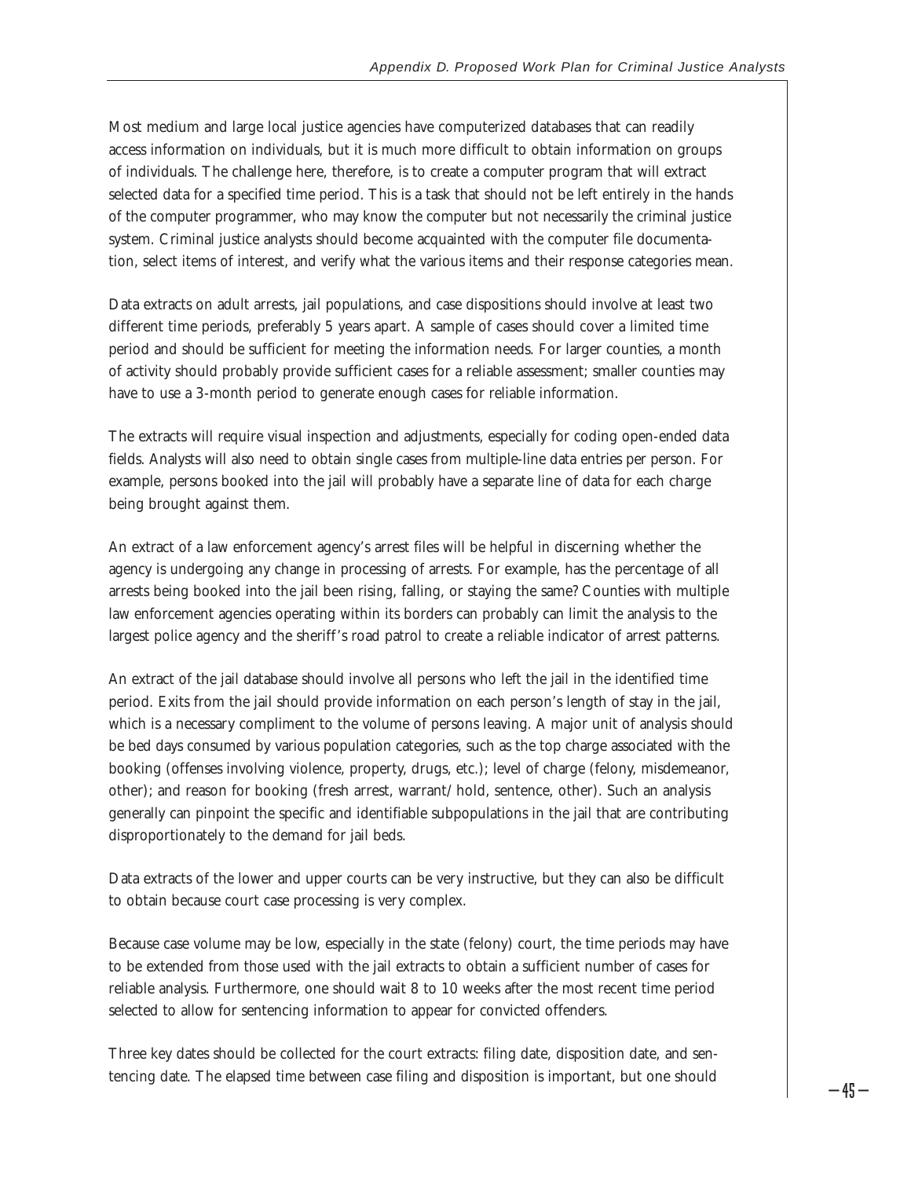Most medium and large local justice agencies have computerized databases that can readily access information on individuals, but it is much more difficult to obtain information on groups of individuals. The challenge here, therefore, is to create a computer program that will extract selected data for a specified time period. This is a task that should not be left entirely in the hands of the computer programmer, who may know the computer but not necessarily the criminal justice system. Criminal justice analysts should become acquainted with the computer file documentation, select items of interest, and verify what the various items and their response categories mean.

Data extracts on adult arrests, jail populations, and case dispositions should involve at least two different time periods, preferably 5 years apart. A sample of cases should cover a limited time period and should be sufficient for meeting the information needs. For larger counties, a month of activity should probably provide sufficient cases for a reliable assessment; smaller counties may have to use a 3-month period to generate enough cases for reliable information.

The extracts will require visual inspection and adjustments, especially for coding open-ended data fields. Analysts will also need to obtain single cases from multiple-line data entries per person. For example, persons booked into the jail will probably have a separate line of data for each charge being brought against them.

An extract of a law enforcement agency's arrest files will be helpful in discerning whether the agency is undergoing any change in processing of arrests. For example, has the percentage of all arrests being booked into the jail been rising, falling, or staying the same? Counties with multiple law enforcement agencies operating within its borders can probably can limit the analysis to the largest police agency and the sheriff's road patrol to create a reliable indicator of arrest patterns.

An extract of the jail database should involve all persons who left the jail in the identified time period. Exits from the jail should provide information on each person's length of stay in the jail, which is a necessary compliment to the volume of persons leaving. A major unit of analysis should be bed days consumed by various population categories, such as the top charge associated with the booking (offenses involving violence, property, drugs, etc.); level of charge (felony, misdemeanor, other); and reason for booking (fresh arrest, warrant/hold, sentence, other). Such an analysis generally can pinpoint the specific and identifiable subpopulations in the jail that are contributing disproportionately to the demand for jail beds.

Data extracts of the lower and upper courts can be very instructive, but they can also be difficult to obtain because court case processing is very complex.

Because case volume may be low, especially in the state (felony) court, the time periods may have to be extended from those used with the jail extracts to obtain a sufficient number of cases for reliable analysis. Furthermore, one should wait 8 to 10 weeks after the most recent time period selected to allow for sentencing information to appear for convicted offenders.

Three key dates should be collected for the court extracts: filing date, disposition date, and sentencing date. The elapsed time between case filing and disposition is important, but one should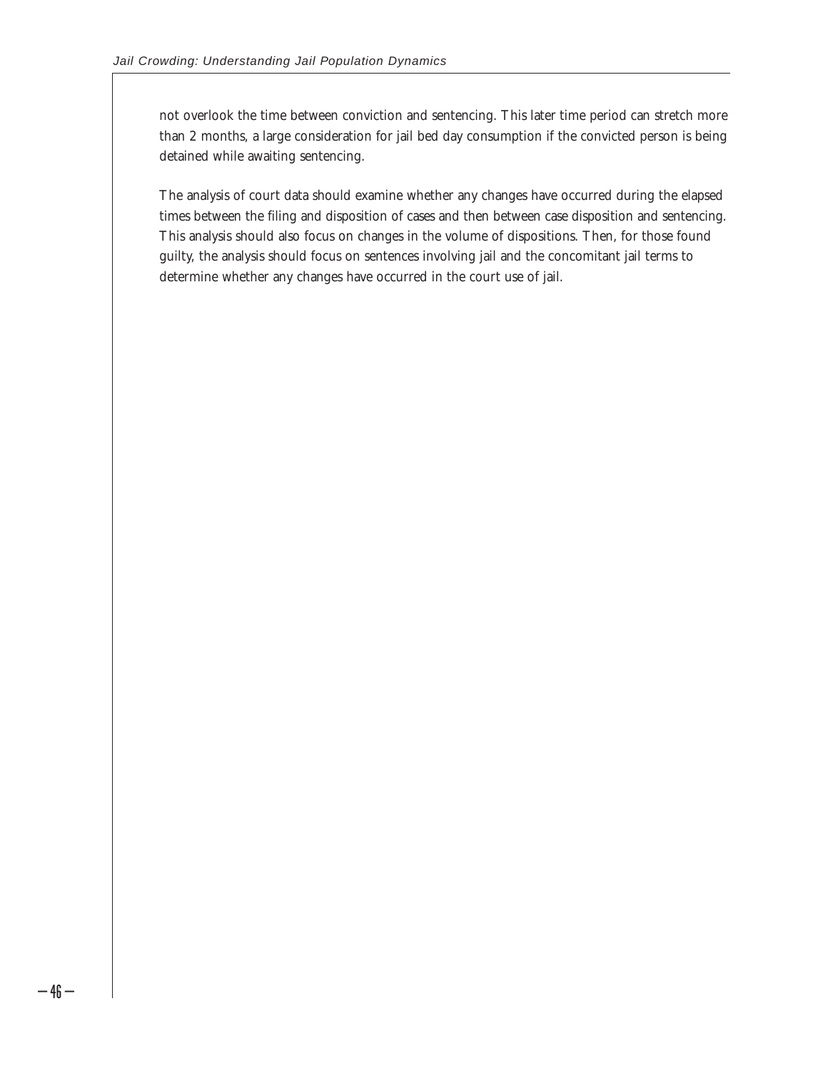not overlook the time between conviction and sentencing. This later time period can stretch more than 2 months, a large consideration for jail bed day consumption if the convicted person is being detained while awaiting sentencing.

The analysis of court data should examine whether any changes have occurred during the elapsed times between the filing and disposition of cases and then between case disposition and sentencing. This analysis should also focus on changes in the volume of dispositions. Then, for those found guilty, the analysis should focus on sentences involving jail and the concomitant jail terms to determine whether any changes have occurred in the court use of jail.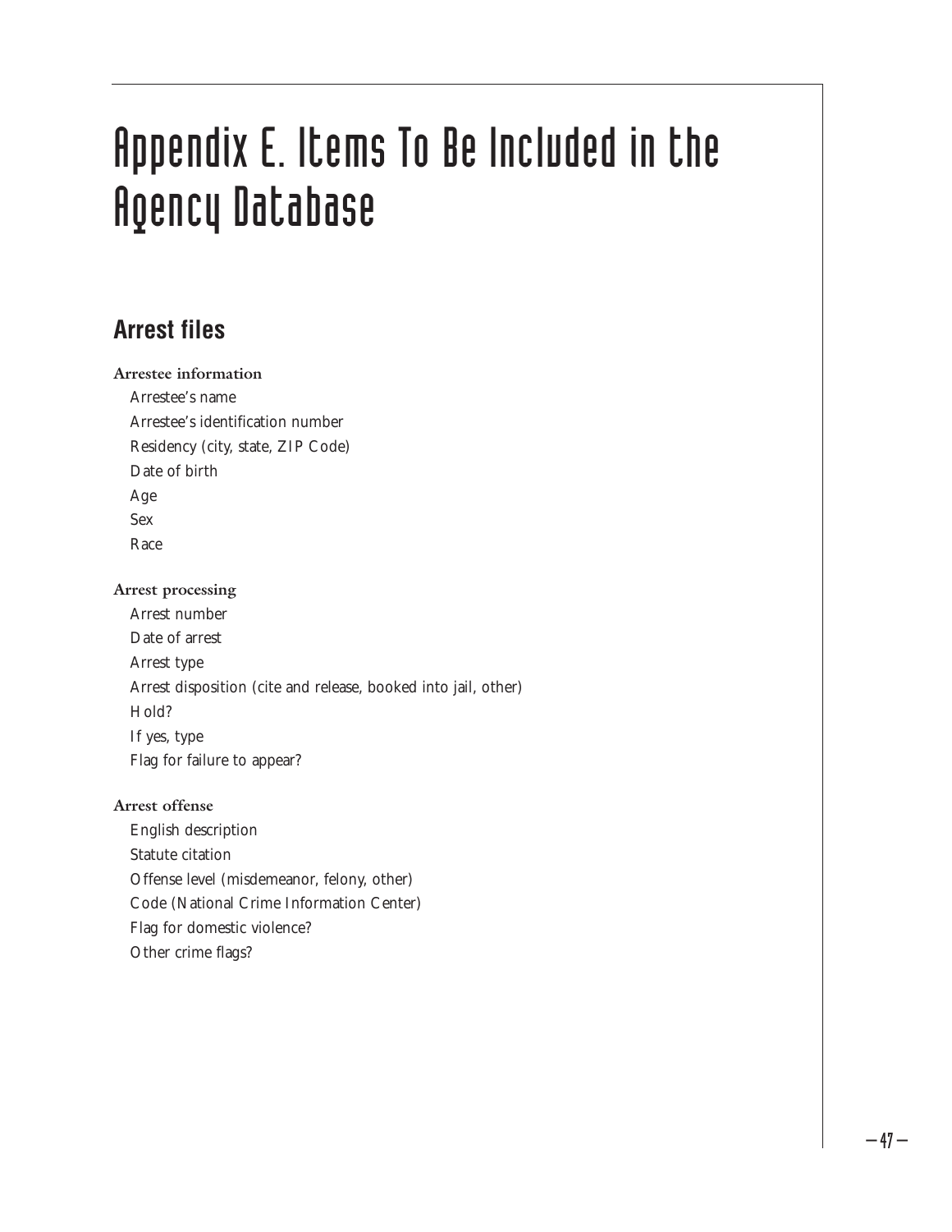# Appendix E. Items To Be Included in the Agency Database

## Arrest files

**Arrestee information**

Arrestee's name

Arrestee's identification number

Residency (city, state, ZIP Code)

Date of birth

Age

Sex

Race

**Arrest processing**

Arrest number

Date of arrest

Arrest type

Arrest disposition (cite and release, booked into jail, other)

Hold?

If yes, type

Flag for failure to appear?

**Arrest offense**

English description

Statute citation

Offense level (misdemeanor, felony, other)

Code (National Crime Information Center)

Flag for domestic violence?

Other crime flags?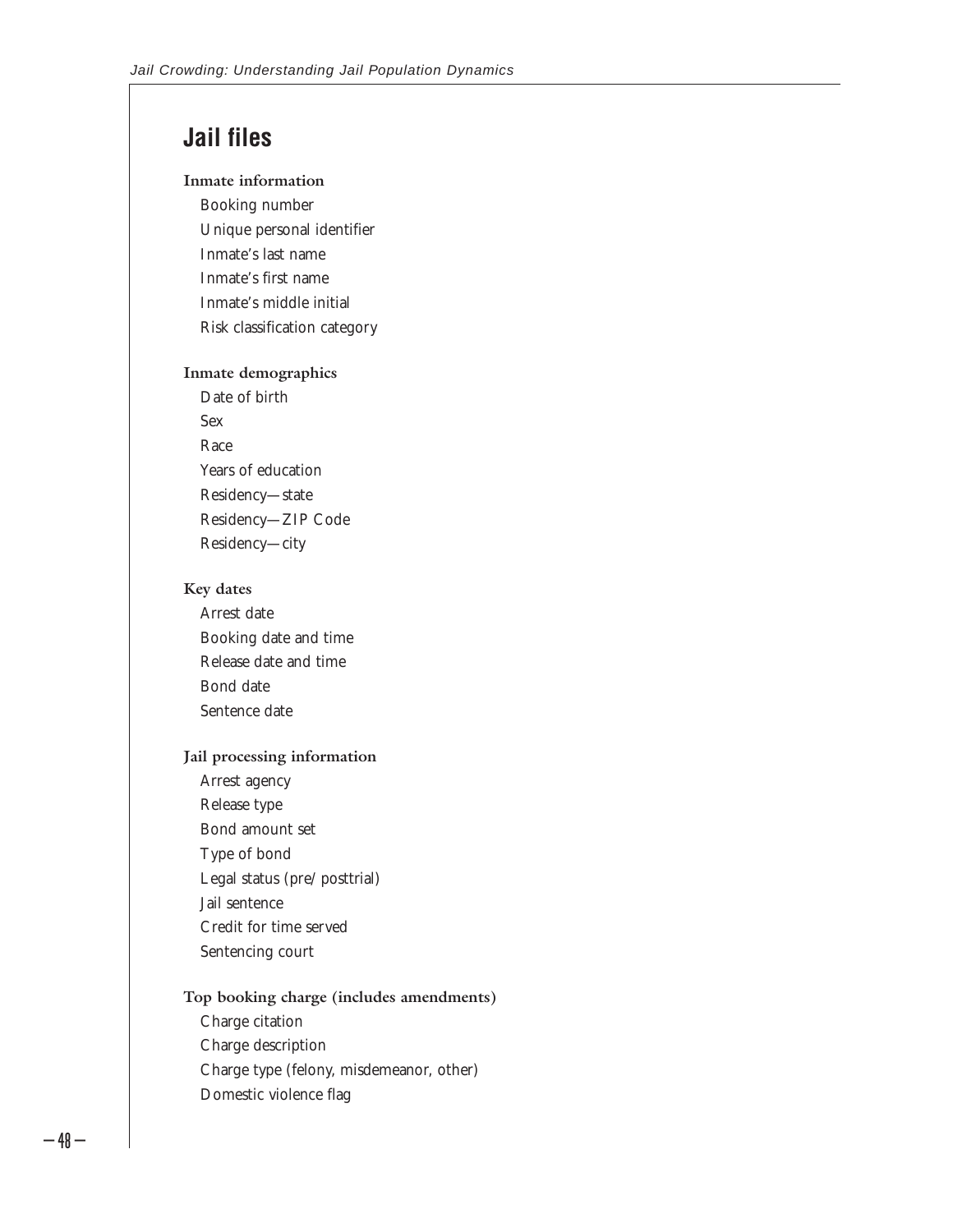## Jail files

**Inmate information**

Booking number
Unique personal identifier
Inmate's last name
Inmate's first name
Inmate's middle initial
Risk classification category

**Inmate demographics**

Date of birth
Sex
Race
Years of education
Residency—state
Residency—ZIP Code
Residency—city

**Key dates**

Arrest date
Booking date and time
Release date and time
Bond date
Sentence date

**Jail processing information**

Arrest agency
Release type
Bond amount set
Type of bond
Legal status (pre/posttrial)
Jail sentence
Credit for time served
Sentencing court

**Top booking charge (includes amendments)**

Charge citation
Charge description
Charge type (felony, misdemeanor, other)
Domestic violence flag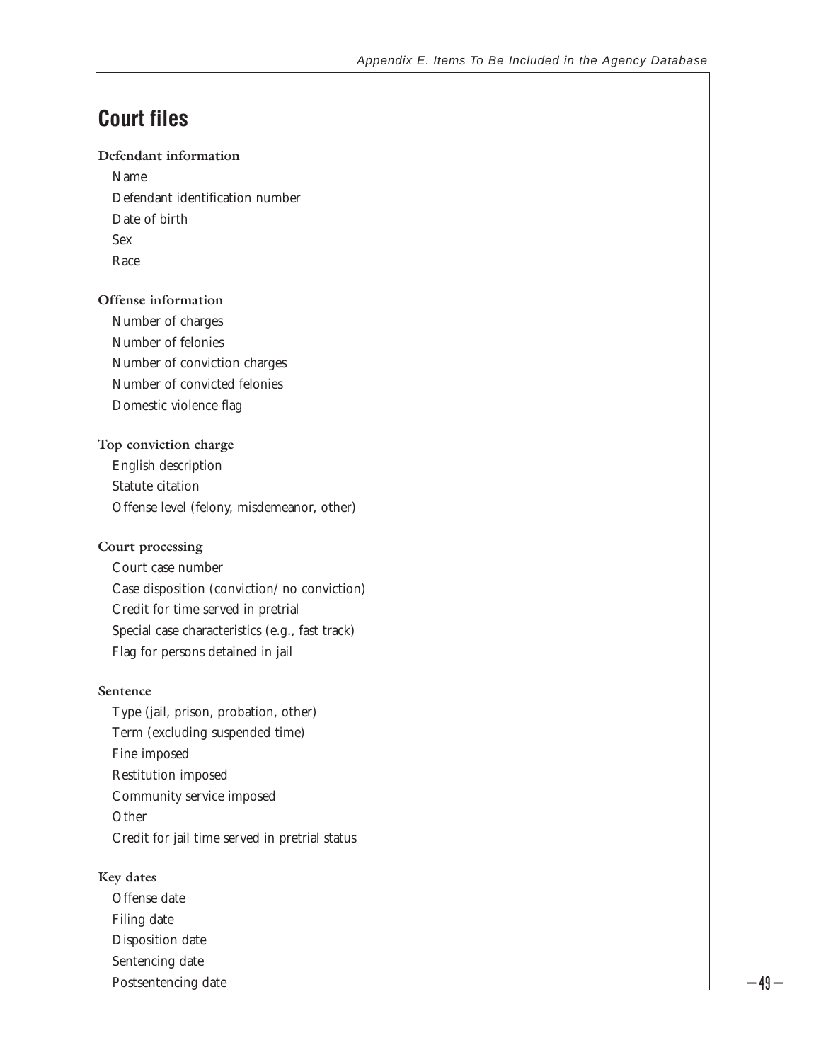## Court files

**Defendant information**

Name
Defendant identification number
Date of birth
Sex
Race

**Offense information**

Number of charges
Number of felonies
Number of conviction charges
Number of convicted felonies
Domestic violence flag

**Top conviction charge**

English description
Statute citation
Offense level (felony, misdemeanor, other)

**Court processing**

Court case number
Case disposition (conviction/ no conviction)
Credit for time served in pretrial
Special case characteristics (e.g., fast track)
Flag for persons detained in jail

**Sentence**

Type (jail, prison, probation, other)
Term (excluding suspended time)
Fine imposed
Restitution imposed
Community service imposed
Other
Credit for jail time served in pretrial status

**Key dates**

Offense date
Filing date
Disposition date
Sentencing date
Postsentencing date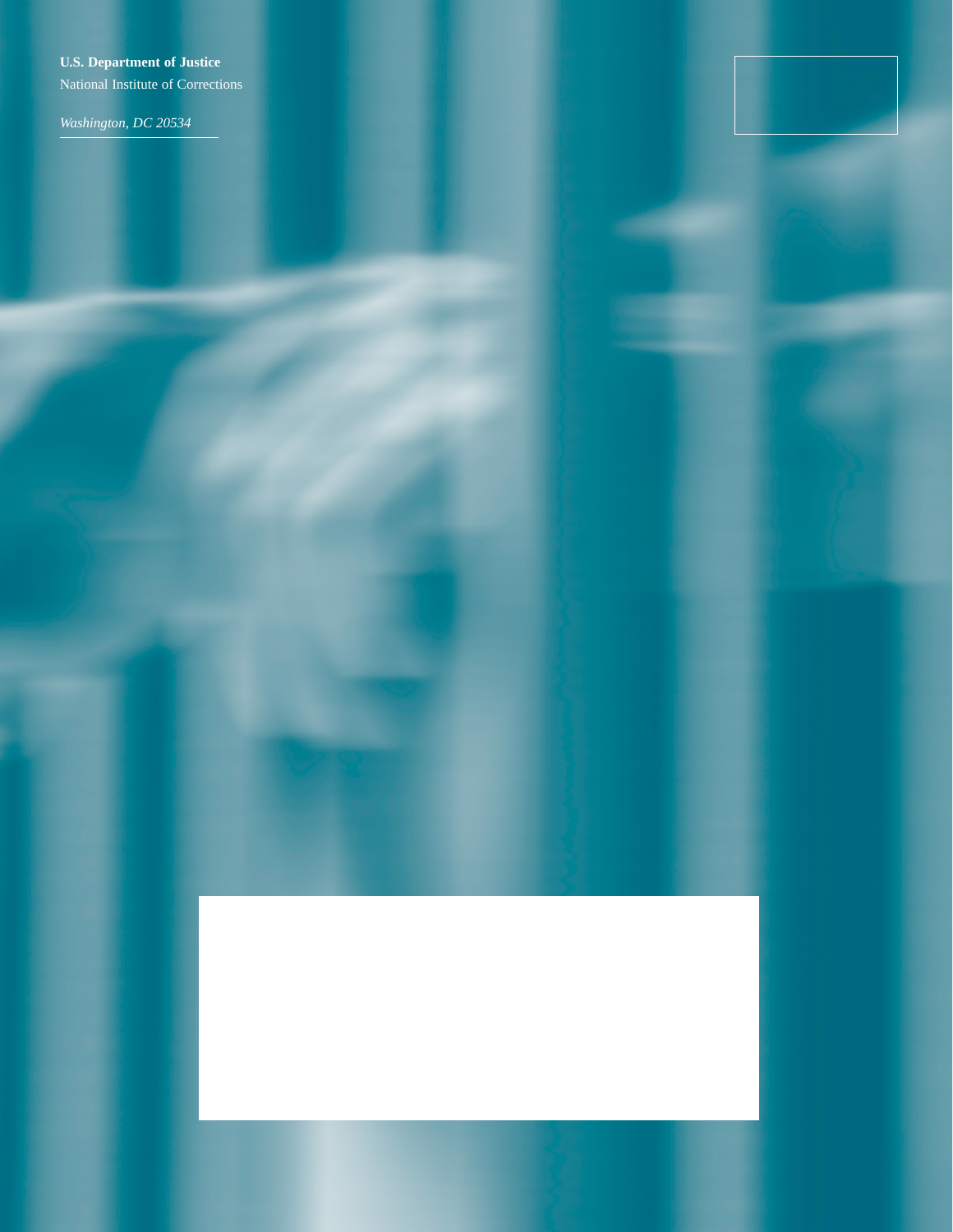**U.S. Department of Justice**

National Institute of Corrections

*Washington, DC 20534*